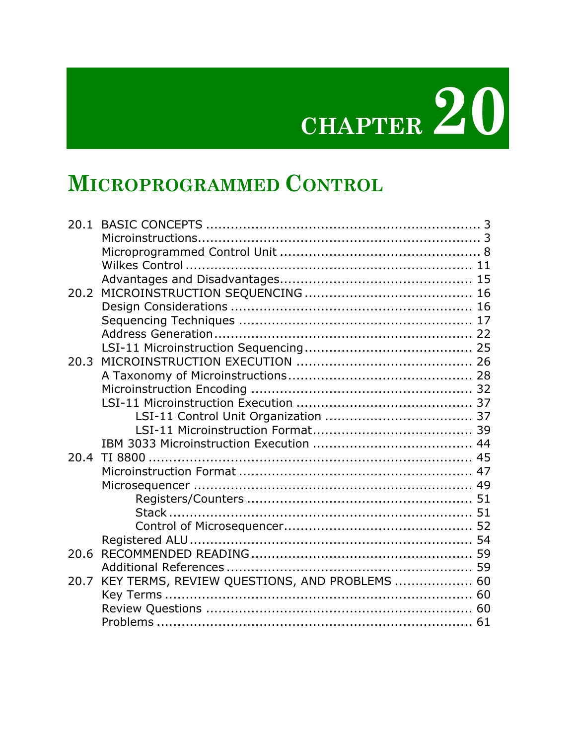# CHAPTER 20

# MICROPROGRAMMED CONTROL

| | | |
|---|---|---|
| 20.1 | BASIC CONCEPTS | 3 |
| | Microinstructions | 3 |
| | Microprogrammed Control Unit | 8 |
| | Wilkes Control | 11 |
| | Advantages and Disadvantages | 15 |
| 20.2 | MICROINSTRUCTION SEQUENCING | 16 |
| | Design Considerations | 16 |
| | Sequencing Techniques | 17 |
| | Address Generation | 22 |
| | LSI-11 Microinstruction Sequencing | 25 |
| 20.3 | MICROINSTRUCTION EXECUTION | 26 |
| | A Taxonomy of Microinstructions | 28 |
| | Microinstruction Encoding | 32 |
| | LSI-11 Microinstruction Execution | 37 |
| | LSI-11 Control Unit Organization | 37 |
| | LSI-11 Microinstruction Format | 39 |
| | IBM 3033 Microinstruction Execution | 44 |
| 20.4 | TI 8800 | 45 |
| | Microinstruction Format | 47 |
| | Microsequencer | 49 |
| | Registers/Counters | 51 |
| | Stack | 51 |
| | Control of Microsequencer | 52 |
| | Registered ALU | 54 |
| 20.6 | RECOMMENDED READING | 59 |
| | Additional References | 59 |
| 20.7 | KEY TERMS, REVIEW QUESTIONS, AND PROBLEMS | 60 |
| | Key Terms | 60 |
| | Review Questions | 60 |
| | Problems | 61 |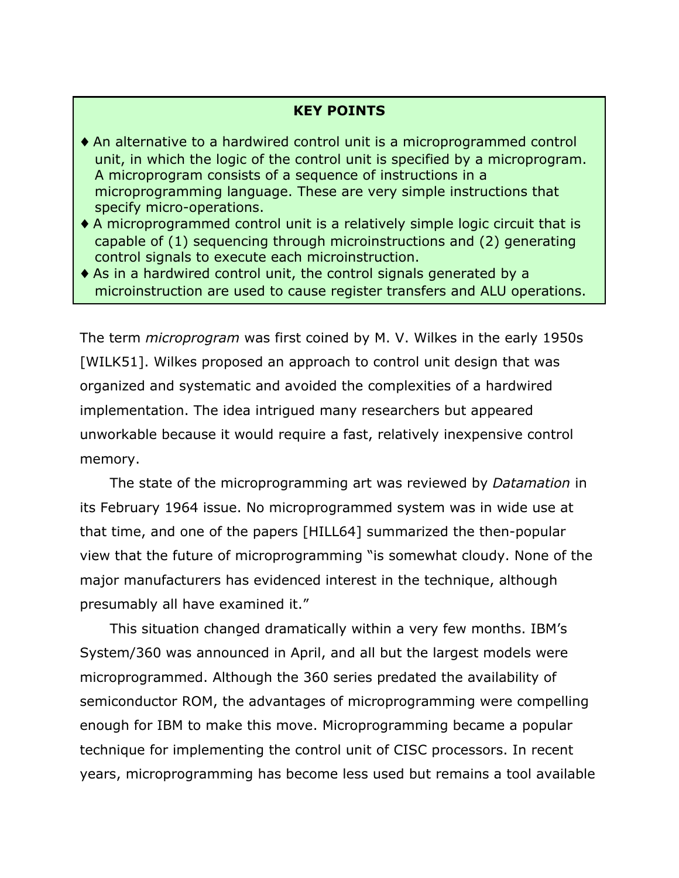**KEY POINTS**

- ♦ An alternative to a hardwired control unit is a microprogrammed control unit, in which the logic of the control unit is specified by a microprogram. A microprogram consists of a sequence of instructions in a microprogramming language. These are very simple instructions that specify micro-operations.
- ♦ A microprogrammed control unit is a relatively simple logic circuit that is capable of (1) sequencing through microinstructions and (2) generating control signals to execute each microinstruction.
- ♦ As in a hardwired control unit, the control signals generated by a microinstruction are used to cause register transfers and ALU operations.

The term *microprogram* was first coined by M. V. Wilkes in the early 1950s [WILK51]. Wilkes proposed an approach to control unit design that was organized and systematic and avoided the complexities of a hardwired implementation. The idea intrigued many researchers but appeared unworkable because it would require a fast, relatively inexpensive control memory.

The state of the microprogramming art was reviewed by *Datamation* in its February 1964 issue. No microprogrammed system was in wide use at that time, and one of the papers [HILL64] summarized the then-popular view that the future of microprogramming "is somewhat cloudy. None of the major manufacturers has evidenced interest in the technique, although presumably all have examined it."

This situation changed dramatically within a very few months. IBM's System/360 was announced in April, and all but the largest models were microprogrammed. Although the 360 series predated the availability of semiconductor ROM, the advantages of microprogramming were compelling enough for IBM to make this move. Microprogramming became a popular technique for implementing the control unit of CISC processors. In recent years, microprogramming has become less used but remains a tool available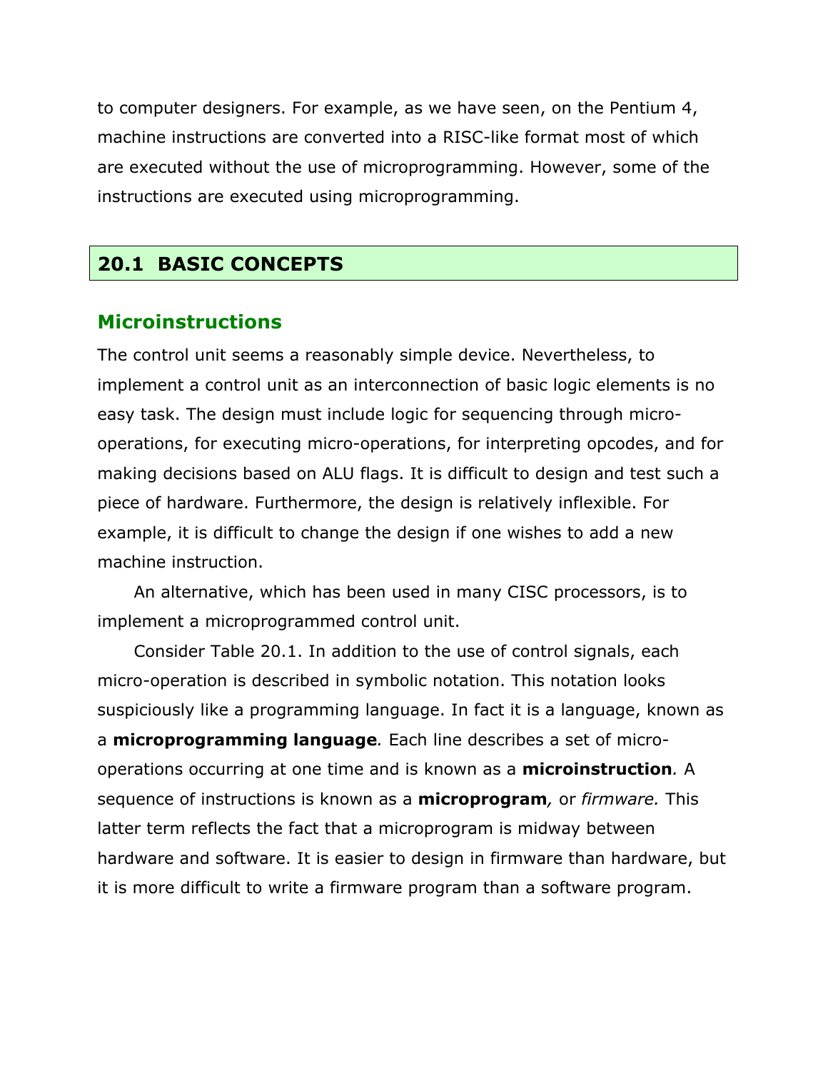to computer designers. For example, as we have seen, on the Pentium 4, machine instructions are converted into a RISC-like format most of which are executed without the use of microprogramming. However, some of the instructions are executed using microprogramming.

## 20.1 BASIC CONCEPTS

### Microinstructions

The control unit seems a reasonably simple device. Nevertheless, to implement a control unit as an interconnection of basic logic elements is no easy task. The design must include logic for sequencing through micro-operations, for executing micro-operations, for interpreting opcodes, and for making decisions based on ALU flags. It is difficult to design and test such a piece of hardware. Furthermore, the design is relatively inflexible. For example, it is difficult to change the design if one wishes to add a new machine instruction.

An alternative, which has been used in many CISC processors, is to implement a microprogrammed control unit.

Consider Table 20.1. In addition to the use of control signals, each micro-operation is described in symbolic notation. This notation looks suspiciously like a programming language. In fact it is a language, known as a **microprogramming language***.* Each line describes a set of micro-operations occurring at one time and is known as a **microinstruction***.* A sequence of instructions is known as a **microprogram***,* or *firmware.* This latter term reflects the fact that a microprogram is midway between hardware and software. It is easier to design in firmware than hardware, but it is more difficult to write a firmware program than a software program.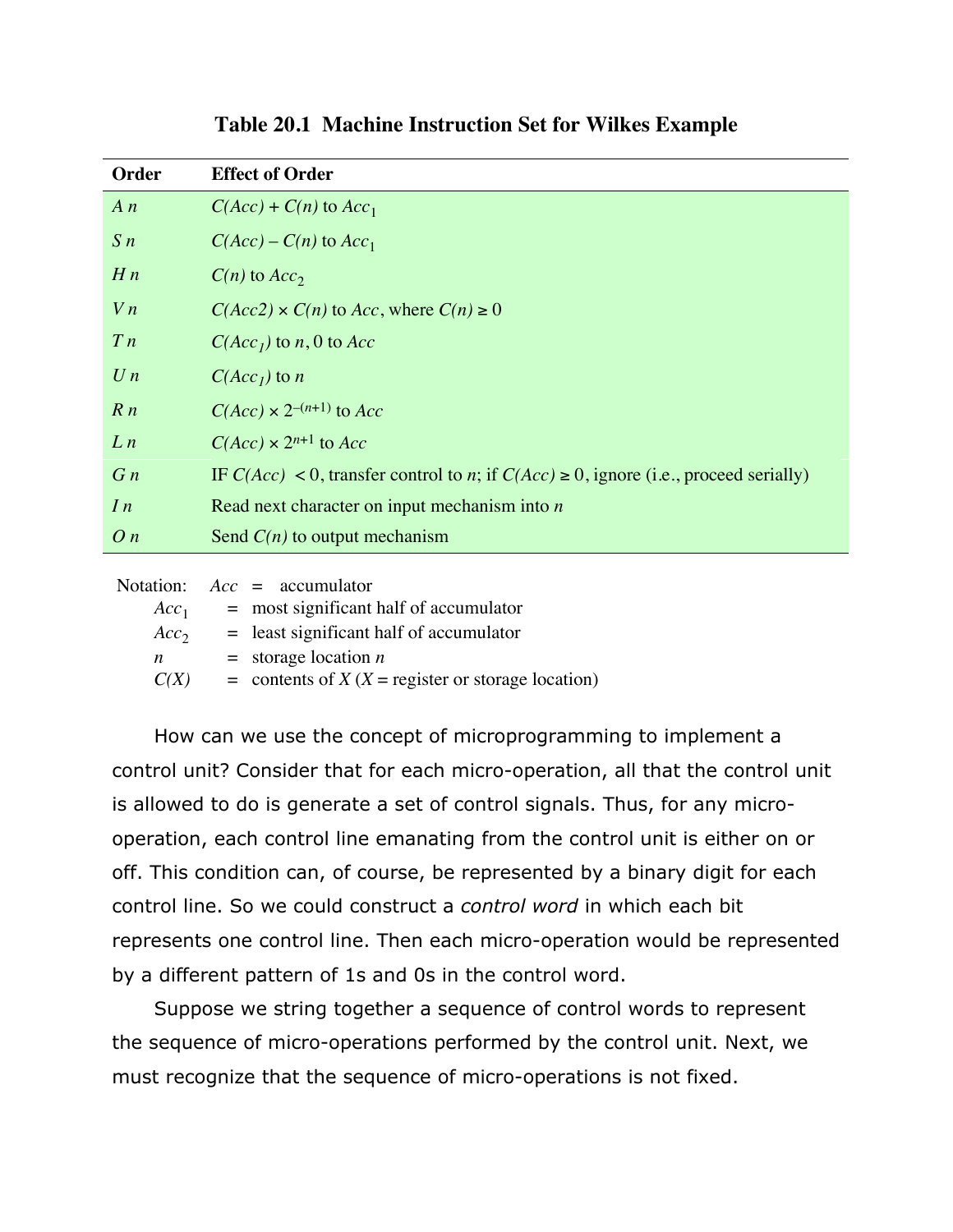**Table 20.1 Machine Instruction Set for Wilkes Example**

| Order | Effect of Order |
|---|---|
| *A n* | $C(Acc) + C(n)$ to $Acc_1$ |
| *S n* | $C(Acc) - C(n)$ to $Acc_1$ |
| *H n* | $C(n)$ to $Acc_2$ |
| *V n* | $C(Acc2) \times C(n)$ to $Acc$, where $C(n) \geq 0$ |
| *T n* | $C(Acc_1)$ to $n$, 0 to $Acc$ |
| *U n* | $C(Acc_1)$ to $n$ |
| *R n* | $C(Acc) \times 2^{-(n+1)}$ to $Acc$ |
| *L n* | $C(Acc) \times 2^{n+1}$ to $Acc$ |
| *G n* | IF $C(Acc) < 0$, transfer control to $n$; if $C(Acc) \geq 0$, ignore (i.e., proceed serially) |
| *I n* | Read next character on input mechanism into $n$ |
| *O n* | Send $C(n)$ to output mechanism |

Notation: $Acc$ = accumulator
$Acc_1$ = most significant half of accumulator
$Acc_2$ = least significant half of accumulator
$n$ = storage location $n$
$C(X)$ = contents of $X$ ($X$ = register or storage location)

How can we use the concept of microprogramming to implement a control unit? Consider that for each micro-operation, all that the control unit is allowed to do is generate a set of control signals. Thus, for any micro-operation, each control line emanating from the control unit is either on or off. This condition can, of course, be represented by a binary digit for each control line. So we could construct a *control word* in which each bit represents one control line. Then each micro-operation would be represented by a different pattern of 1s and 0s in the control word.

Suppose we string together a sequence of control words to represent the sequence of micro-operations performed by the control unit. Next, we must recognize that the sequence of micro-operations is not fixed.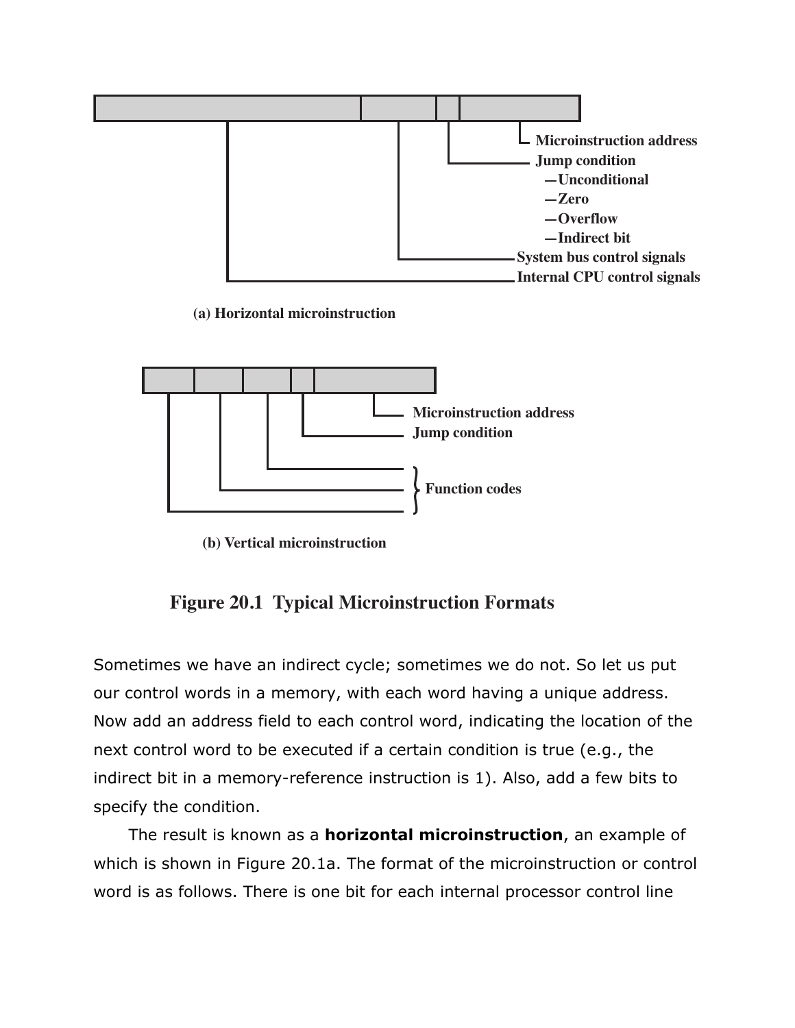Microinstruction address
Jump condition
—Unconditional
—Zero
—Overflow
—Indirect bit
System bus control signals
Internal CPU control signals

(a) Horizontal microinstruction

Microinstruction address
Jump condition
Function codes

(b) Vertical microinstruction

**Figure 20.1 Typical Microinstruction Formats**

Sometimes we have an indirect cycle; sometimes we do not. So let us put our control words in a memory, with each word having a unique address. Now add an address field to each control word, indicating the location of the next control word to be executed if a certain condition is true (e.g., the indirect bit in a memory-reference instruction is 1). Also, add a few bits to specify the condition.

The result is known as a **horizontal microinstruction**, an example of which is shown in Figure 20.1a. The format of the microinstruction or control word is as follows. There is one bit for each internal processor control line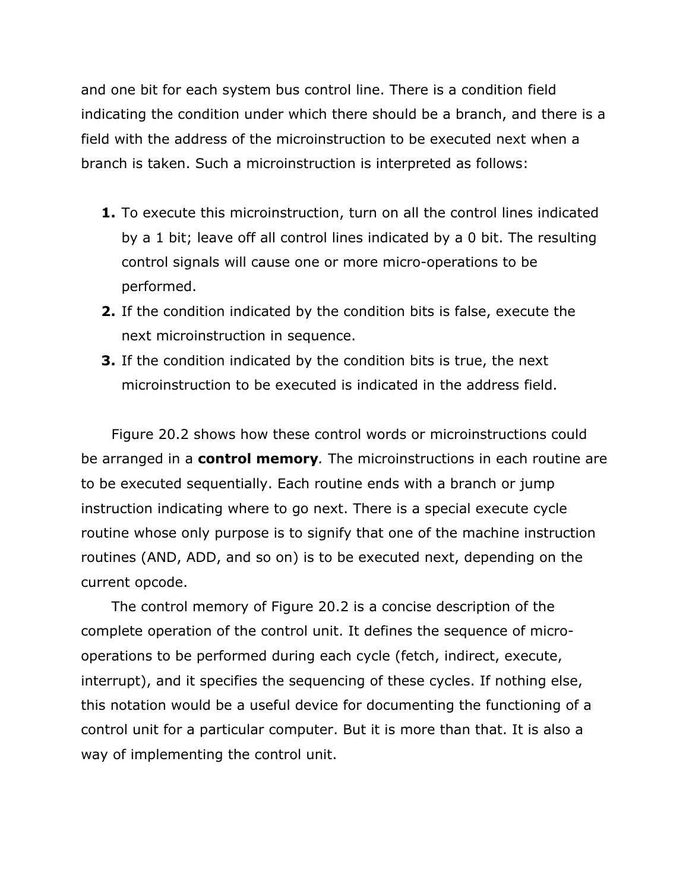and one bit for each system bus control line. There is a condition field indicating the condition under which there should be a branch, and there is a field with the address of the microinstruction to be executed next when a branch is taken. Such a microinstruction is interpreted as follows:

1. To execute this microinstruction, turn on all the control lines indicated by a 1 bit; leave off all control lines indicated by a 0 bit. The resulting control signals will cause one or more micro-operations to be performed.
2. If the condition indicated by the condition bits is false, execute the next microinstruction in sequence.
3. If the condition indicated by the condition bits is true, the next microinstruction to be executed is indicated in the address field.

Figure 20.2 shows how these control words or microinstructions could be arranged in a **control memory***.* The microinstructions in each routine are to be executed sequentially. Each routine ends with a branch or jump instruction indicating where to go next. There is a special execute cycle routine whose only purpose is to signify that one of the machine instruction routines (AND, ADD, and so on) is to be executed next, depending on the current opcode.

The control memory of Figure 20.2 is a concise description of the complete operation of the control unit. It defines the sequence of micro-operations to be performed during each cycle (fetch, indirect, execute, interrupt), and it specifies the sequencing of these cycles. If nothing else, this notation would be a useful device for documenting the functioning of a control unit for a particular computer. But it is more than that. It is also a way of implementing the control unit.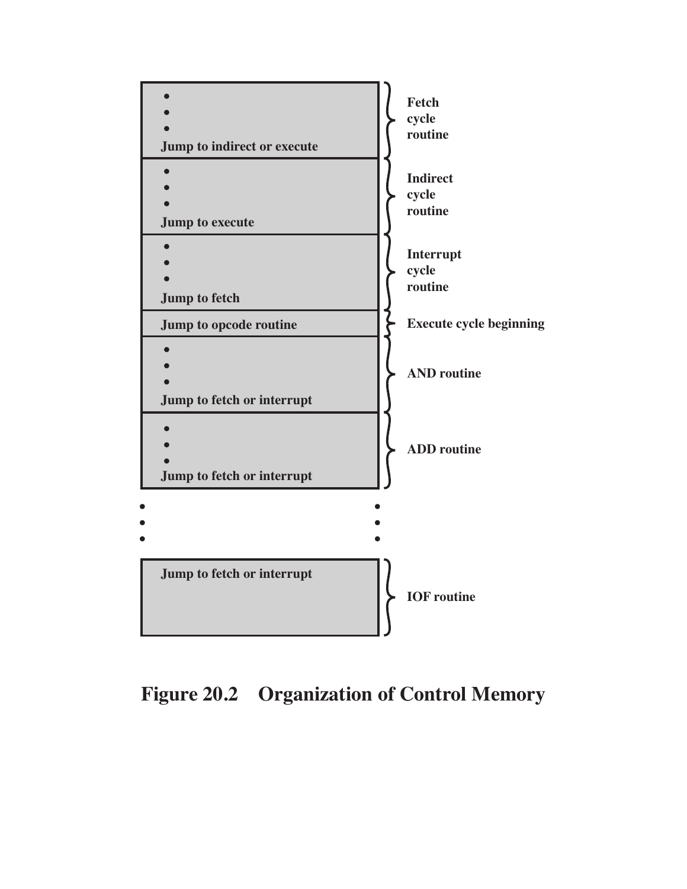| Control Memory | Routine |
| --- | --- |
| •<br>•<br>•<br>Jump to indirect or execute | Fetch cycle routine |
| •<br>•<br>•<br>Jump to execute | Indirect cycle routine |
| •<br>•<br>•<br>Jump to fetch | Interrupt cycle routine |
| Jump to opcode routine | Execute cycle beginning |
| •<br>•<br>•<br>Jump to fetch or interrupt | AND routine |
| •<br>•<br>•<br>Jump to fetch or interrupt | ADD routine |
| •<br>•<br>• | |
| Jump to fetch or interrupt | IOF routine |

**Figure 20.2 Organization of Control Memory**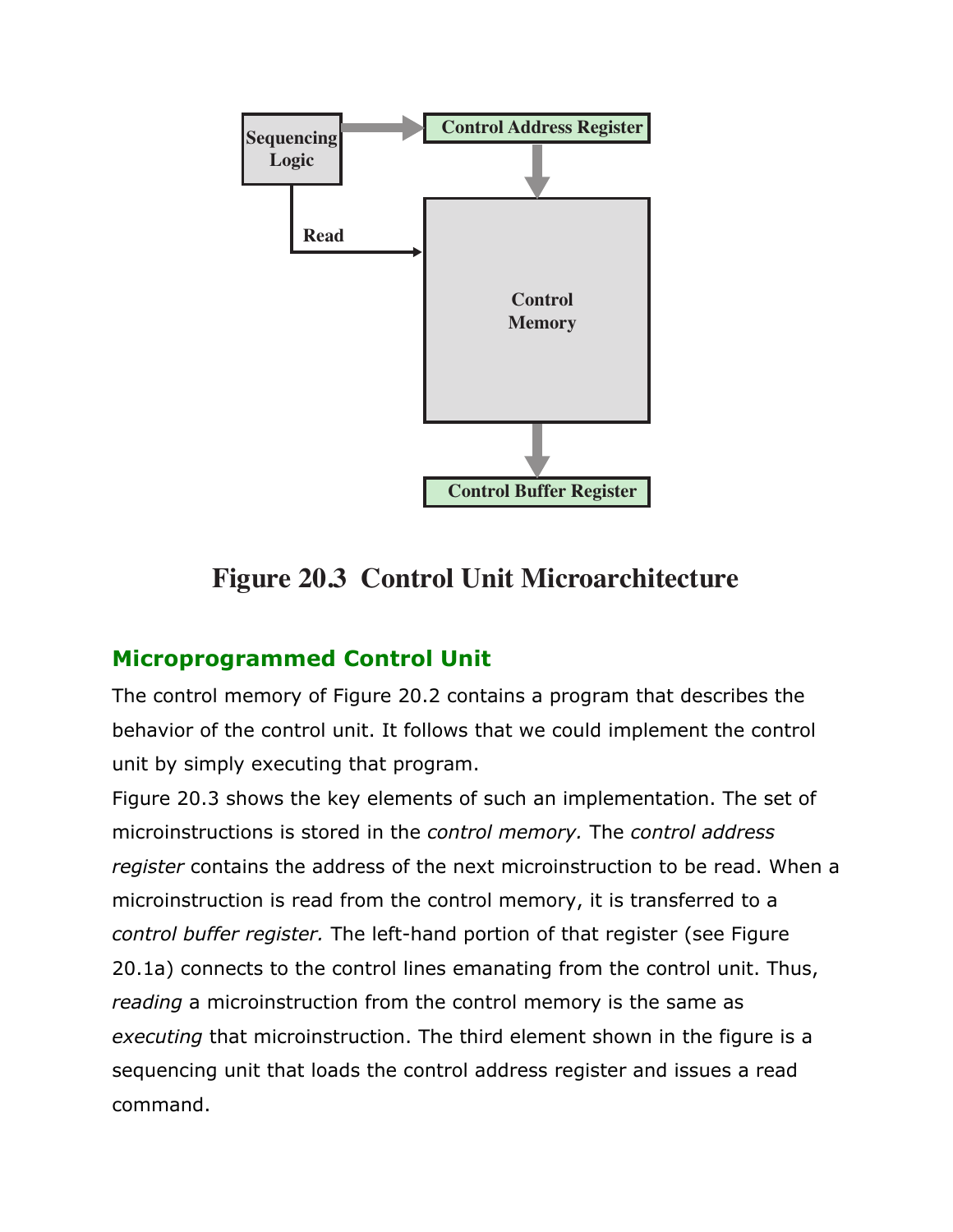Figure 20.3 Control Unit Microarchitecture

## Microprogrammed Control Unit

The control memory of Figure 20.2 contains a program that describes the behavior of the control unit. It follows that we could implement the control unit by simply executing that program.

Figure 20.3 shows the key elements of such an implementation. The set of microinstructions is stored in the *control memory.* The *control address register* contains the address of the next microinstruction to be read. When a microinstruction is read from the control memory, it is transferred to a *control buffer register.* The left-hand portion of that register (see Figure 20.1a) connects to the control lines emanating from the control unit. Thus, *reading* a microinstruction from the control memory is the same as *executing* that microinstruction. The third element shown in the figure is a sequencing unit that loads the control address register and issues a read command.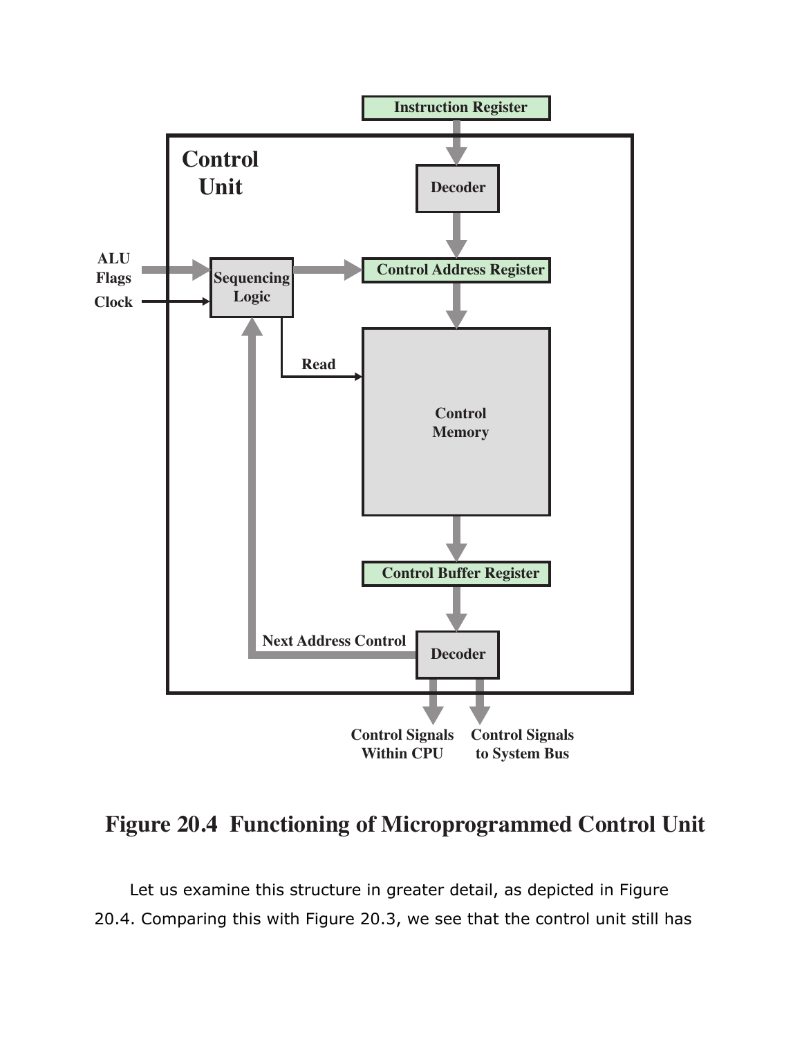**Figure 20.4 Functioning of Microprogrammed Control Unit**

Let us examine this structure in greater detail, as depicted in Figure 20.4. Comparing this with Figure 20.3, we see that the control unit still has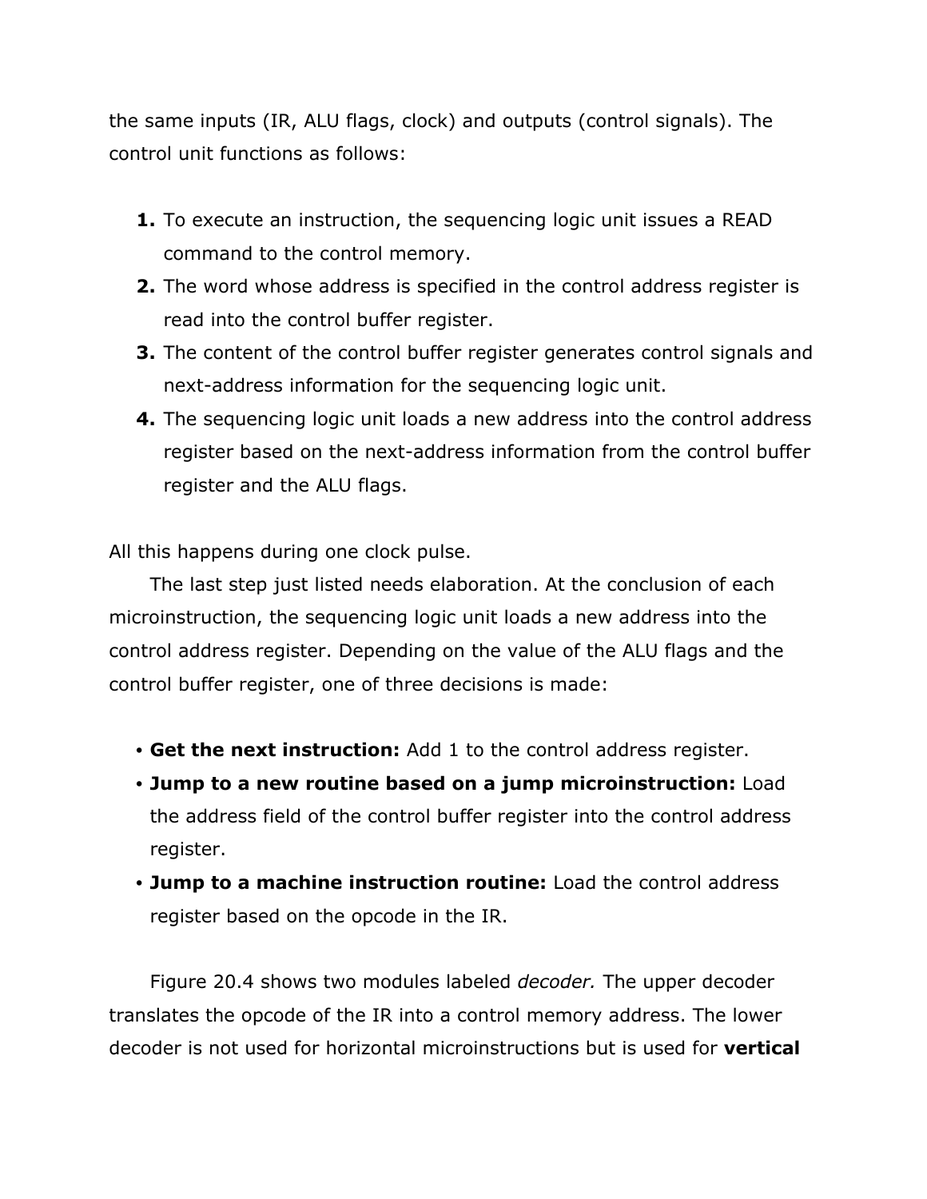the same inputs (IR, ALU flags, clock) and outputs (control signals). The control unit functions as follows:

1. To execute an instruction, the sequencing logic unit issues a READ command to the control memory.
2. The word whose address is specified in the control address register is read into the control buffer register.
3. The content of the control buffer register generates control signals and next-address information for the sequencing logic unit.
4. The sequencing logic unit loads a new address into the control address register based on the next-address information from the control buffer register and the ALU flags.

All this happens during one clock pulse.

The last step just listed needs elaboration. At the conclusion of each microinstruction, the sequencing logic unit loads a new address into the control address register. Depending on the value of the ALU flags and the control buffer register, one of three decisions is made:

- **Get the next instruction:** Add 1 to the control address register.
- **Jump to a new routine based on a jump microinstruction:** Load the address field of the control buffer register into the control address register.
- **Jump to a machine instruction routine:** Load the control address register based on the opcode in the IR.

Figure 20.4 shows two modules labeled *decoder.* The upper decoder translates the opcode of the IR into a control memory address. The lower decoder is not used for horizontal microinstructions but is used for **vertical**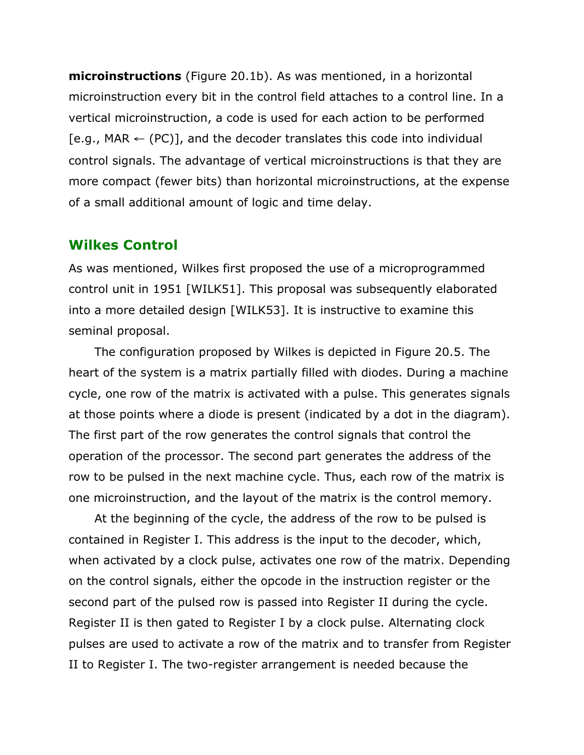**microinstructions** (Figure 20.1b). As was mentioned, in a horizontal microinstruction every bit in the control field attaches to a control line. In a vertical microinstruction, a code is used for each action to be performed [e.g., MAR ← (PC)], and the decoder translates this code into individual control signals. The advantage of vertical microinstructions is that they are more compact (fewer bits) than horizontal microinstructions, at the expense of a small additional amount of logic and time delay.

## Wilkes Control

As was mentioned, Wilkes first proposed the use of a microprogrammed control unit in 1951 [WILK51]. This proposal was subsequently elaborated into a more detailed design [WILK53]. It is instructive to examine this seminal proposal.

The configuration proposed by Wilkes is depicted in Figure 20.5. The heart of the system is a matrix partially filled with diodes. During a machine cycle, one row of the matrix is activated with a pulse. This generates signals at those points where a diode is present (indicated by a dot in the diagram). The first part of the row generates the control signals that control the operation of the processor. The second part generates the address of the row to be pulsed in the next machine cycle. Thus, each row of the matrix is one microinstruction, and the layout of the matrix is the control memory.

At the beginning of the cycle, the address of the row to be pulsed is contained in Register I. This address is the input to the decoder, which, when activated by a clock pulse, activates one row of the matrix. Depending on the control signals, either the opcode in the instruction register or the second part of the pulsed row is passed into Register II during the cycle. Register II is then gated to Register I by a clock pulse. Alternating clock pulses are used to activate a row of the matrix and to transfer from Register II to Register I. The two-register arrangement is needed because the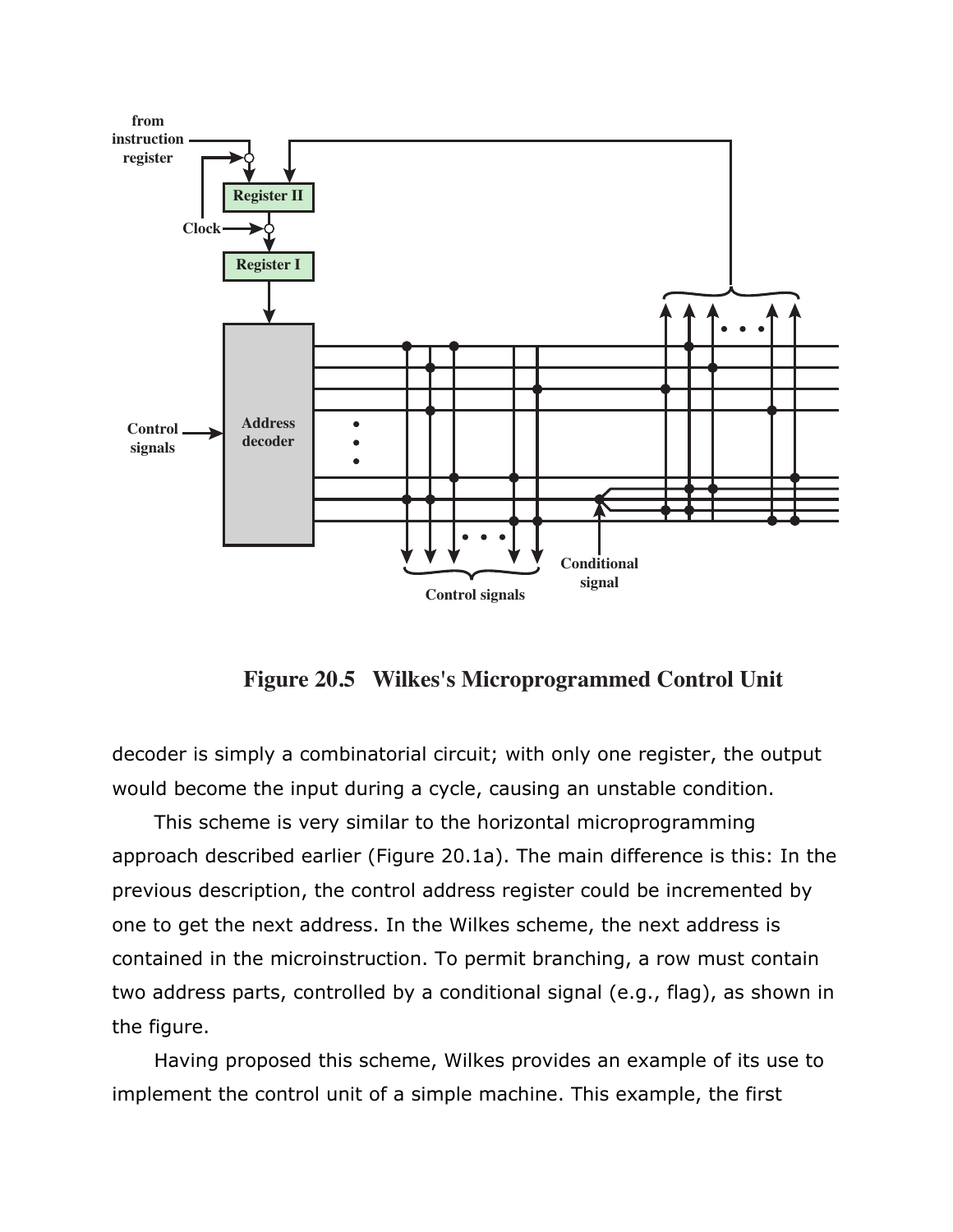**Figure 20.5 Wilkes's Microprogrammed Control Unit**

decoder is simply a combinatorial circuit; with only one register, the output would become the input during a cycle, causing an unstable condition.

This scheme is very similar to the horizontal microprogramming approach described earlier (Figure 20.1a). The main difference is this: In the previous description, the control address register could be incremented by one to get the next address. In the Wilkes scheme, the next address is contained in the microinstruction. To permit branching, a row must contain two address parts, controlled by a conditional signal (e.g., flag), as shown in the figure.

Having proposed this scheme, Wilkes provides an example of its use to implement the control unit of a simple machine. This example, the first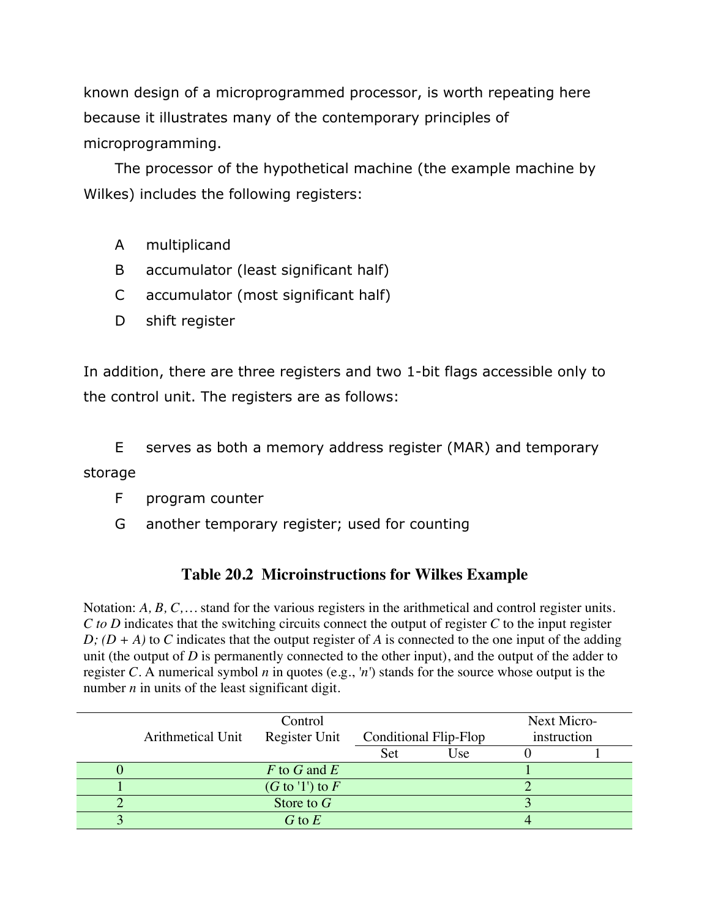known design of a microprogrammed processor, is worth repeating here because it illustrates many of the contemporary principles of microprogramming.

The processor of the hypothetical machine (the example machine by Wilkes) includes the following registers:

A multiplicand
B accumulator (least significant half)
C accumulator (most significant half)
D shift register

In addition, there are three registers and two 1-bit flags accessible only to the control unit. The registers are as follows:

E serves as both a memory address register (MAR) and temporary storage
F program counter
G another temporary register; used for counting

### Table 20.2 Microinstructions for Wilkes Example

Notation: *A, B, C,…* stand for the various registers in the arithmetical and control register units. *C to D* indicates that the switching circuits connect the output of register *C* to the input register *D; (D + A)* to *C* indicates that the output register of *A* is connected to the one input of the adding unit (the output of *D* is permanently connected to the other input), and the output of the adder to register *C*. A numerical symbol *n* in quotes (e.g., '*n*') stands for the source whose output is the number *n* in units of the least significant digit.

| | Arithmetical Unit | Control Register Unit | Conditional Flip-Flop | | Next Micro-instruction | |
|---|---|---|---|---|---|---|
| | | | Set | Use | 0 | 1 |
| 0 | | *F* to *G* and *E* | | | 1 | |
| 1 | | (*G* to '1') to *F* | | | 2 | |
| 2 | | Store to *G* | | | 3 | |
| 3 | | *G* to *E* | | | 4 | |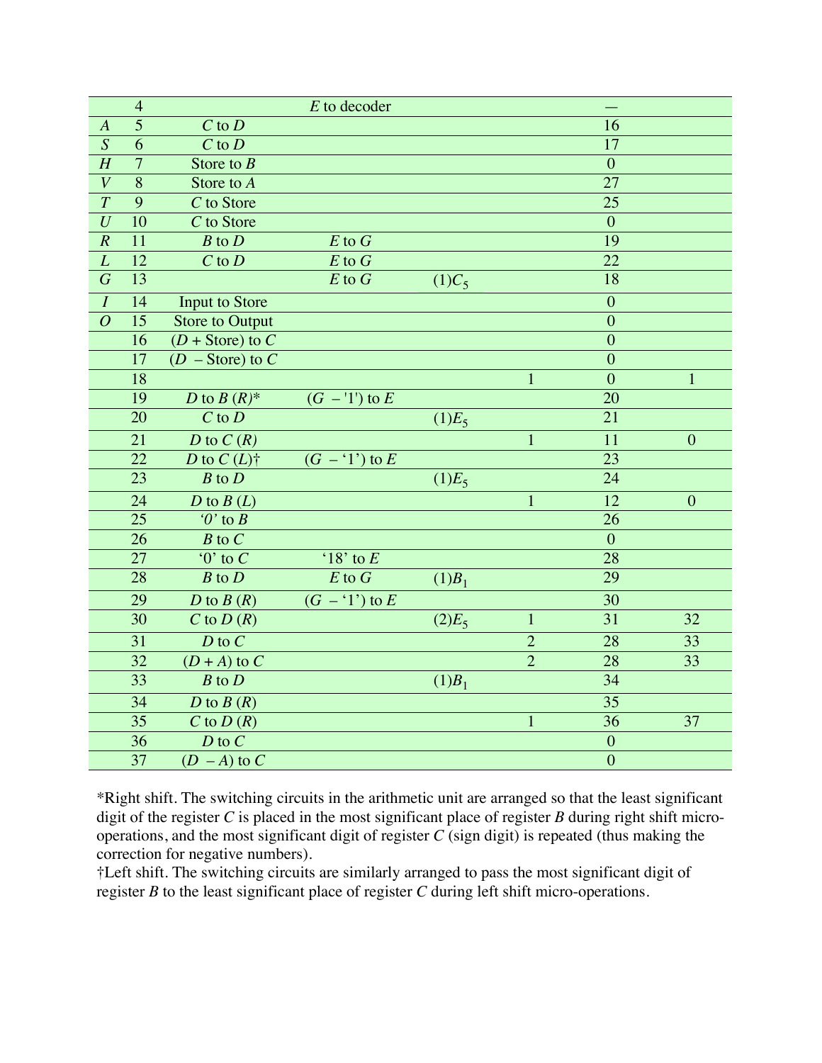| | | | | | | | |
|---|---|---|---|---|---|---|---|
| | 4 | | $E$ to decoder | | | — | |
| $A$ | 5 | $C$ to $D$ | | | | 16 | |
| $S$ | 6 | $C$ to $D$ | | | | 17 | |
| $H$ | 7 | Store to $B$ | | | | 0 | |
| $V$ | 8 | Store to $A$ | | | | 27 | |
| $T$ | 9 | $C$ to Store | | | | 25 | |
| $U$ | 10 | $C$ to Store | | | | 0 | |
| $R$ | 11 | $B$ to $D$ | $E$ to $G$ | | | 19 | |
| $L$ | 12 | $C$ to $D$ | $E$ to $G$ | | | 22 | |
| $G$ | 13 | | $E$ to $G$ | $(1)C_5$ | | 18 | |
| $I$ | 14 | Input to Store | | | | 0 | |
| $O$ | 15 | Store to Output | | | | 0 | |
| | 16 | $(D$ + Store) to $C$ | | | | 0 | |
| | 17 | $(D$ – Store) to $C$ | | | | 0 | |
| | 18 | | | | 1 | 0 | 1 |
| | 19 | $D$ to $B$ $(R)$* | $(G$ – '1') to $E$ | | | 20 | |
| | 20 | $C$ to $D$ | | $(1)E_5$ | | 21 | |
| | 21 | $D$ to $C$ $(R)$ | | | 1 | 11 | 0 |
| | 22 | $D$ to $C$ $(L)$† | $(G$ – '1') to $E$ | | | 23 | |
| | 23 | $B$ to $D$ | | $(1)E_5$ | | 24 | |
| | 24 | $D$ to $B$ $(L)$ | | | 1 | 12 | 0 |
| | 25 | '0' to $B$ | | | | 26 | |
| | 26 | $B$ to $C$ | | | | 0 | |
| | 27 | '0' to $C$ | '18' to $E$ | | | 28 | |
| | 28 | $B$ to $D$ | $E$ to $G$ | $(1)B_1$ | | 29 | |
| | 29 | $D$ to $B$ $(R)$ | $(G$ – '1') to $E$ | | | 30 | |
| | 30 | $C$ to $D$ $(R)$ | | $(2)E_5$ | 1 | 31 | 32 |
| | 31 | $D$ to $C$ | | | 2 | 28 | 33 |
| | 32 | $(D + A)$ to $C$ | | | 2 | 28 | 33 |
| | 33 | $B$ to $D$ | | $(1)B_1$ | | 34 | |
| | 34 | $D$ to $B$ $(R)$ | | | | 35 | |
| | 35 | $C$ to $D$ $(R)$ | | | 1 | 36 | 37 |
| | 36 | $D$ to $C$ | | | | 0 | |
| | 37 | $(D - A)$ to $C$ | | | | 0 | |

*Right shift. The switching circuits in the arithmetic unit are arranged so that the least significant digit of the register $C$ is placed in the most significant place of register $B$ during right shift micro-operations, and the most significant digit of register $C$ (sign digit) is repeated (thus making the correction for negative numbers).

†Left shift. The switching circuits are similarly arranged to pass the most significant digit of register $B$ to the least significant place of register $C$ during left shift micro-operations.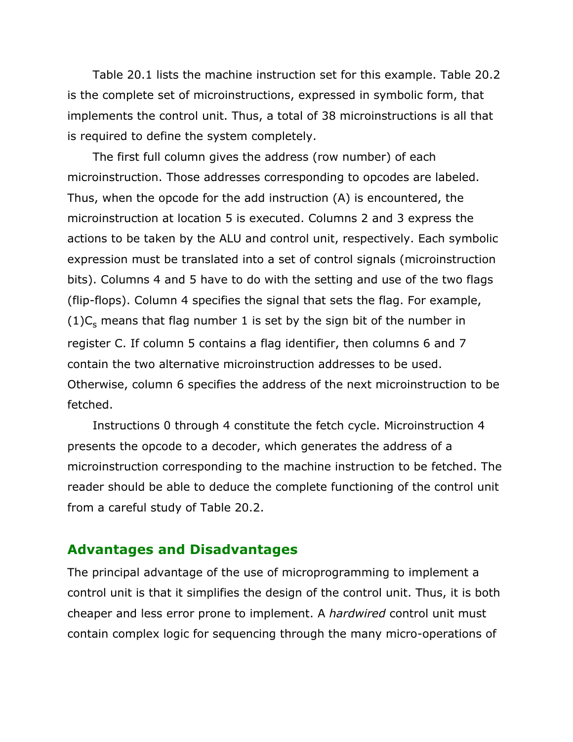Table 20.1 lists the machine instruction set for this example. Table 20.2 is the complete set of microinstructions, expressed in symbolic form, that implements the control unit. Thus, a total of 38 microinstructions is all that is required to define the system completely.

The first full column gives the address (row number) of each microinstruction. Those addresses corresponding to opcodes are labeled. Thus, when the opcode for the add instruction (A) is encountered, the microinstruction at location 5 is executed. Columns 2 and 3 express the actions to be taken by the ALU and control unit, respectively. Each symbolic expression must be translated into a set of control signals (microinstruction bits). Columns 4 and 5 have to do with the setting and use of the two flags (flip-flops). Column 4 specifies the signal that sets the flag. For example, (1)$C_s$ means that flag number 1 is set by the sign bit of the number in register C. If column 5 contains a flag identifier, then columns 6 and 7 contain the two alternative microinstruction addresses to be used. Otherwise, column 6 specifies the address of the next microinstruction to be fetched.

Instructions 0 through 4 constitute the fetch cycle. Microinstruction 4 presents the opcode to a decoder, which generates the address of a microinstruction corresponding to the machine instruction to be fetched. The reader should be able to deduce the complete functioning of the control unit from a careful study of Table 20.2.

## Advantages and Disadvantages

The principal advantage of the use of microprogramming to implement a control unit is that it simplifies the design of the control unit. Thus, it is both cheaper and less error prone to implement. A *hardwired* control unit must contain complex logic for sequencing through the many micro-operations of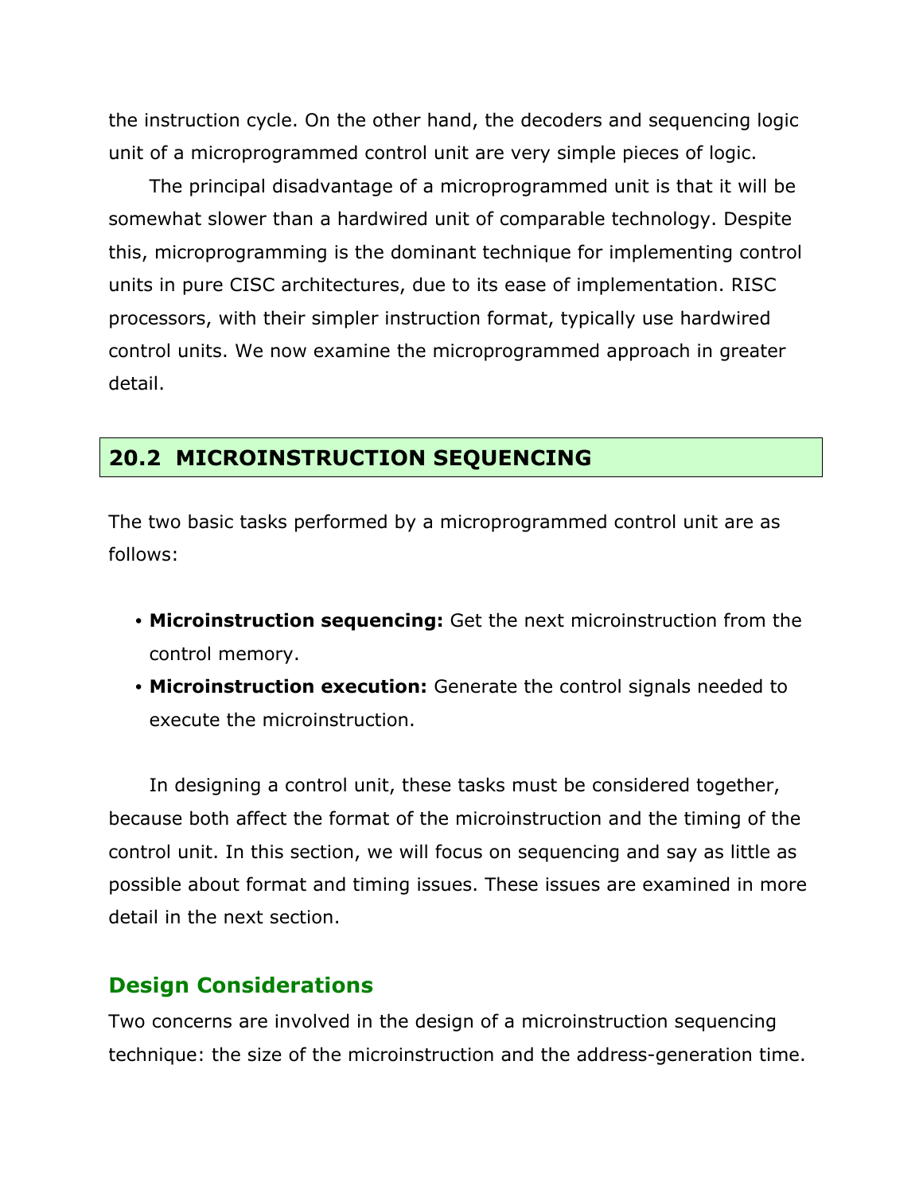the instruction cycle. On the other hand, the decoders and sequencing logic unit of a microprogrammed control unit are very simple pieces of logic.

The principal disadvantage of a microprogrammed unit is that it will be somewhat slower than a hardwired unit of comparable technology. Despite this, microprogramming is the dominant technique for implementing control units in pure CISC architectures, due to its ease of implementation. RISC processors, with their simpler instruction format, typically use hardwired control units. We now examine the microprogrammed approach in greater detail.

## 20.2 MICROINSTRUCTION SEQUENCING

The two basic tasks performed by a microprogrammed control unit are as follows:

- **Microinstruction sequencing:** Get the next microinstruction from the control memory.
- **Microinstruction execution:** Generate the control signals needed to execute the microinstruction.

In designing a control unit, these tasks must be considered together, because both affect the format of the microinstruction and the timing of the control unit. In this section, we will focus on sequencing and say as little as possible about format and timing issues. These issues are examined in more detail in the next section.

### Design Considerations

Two concerns are involved in the design of a microinstruction sequencing technique: the size of the microinstruction and the address-generation time.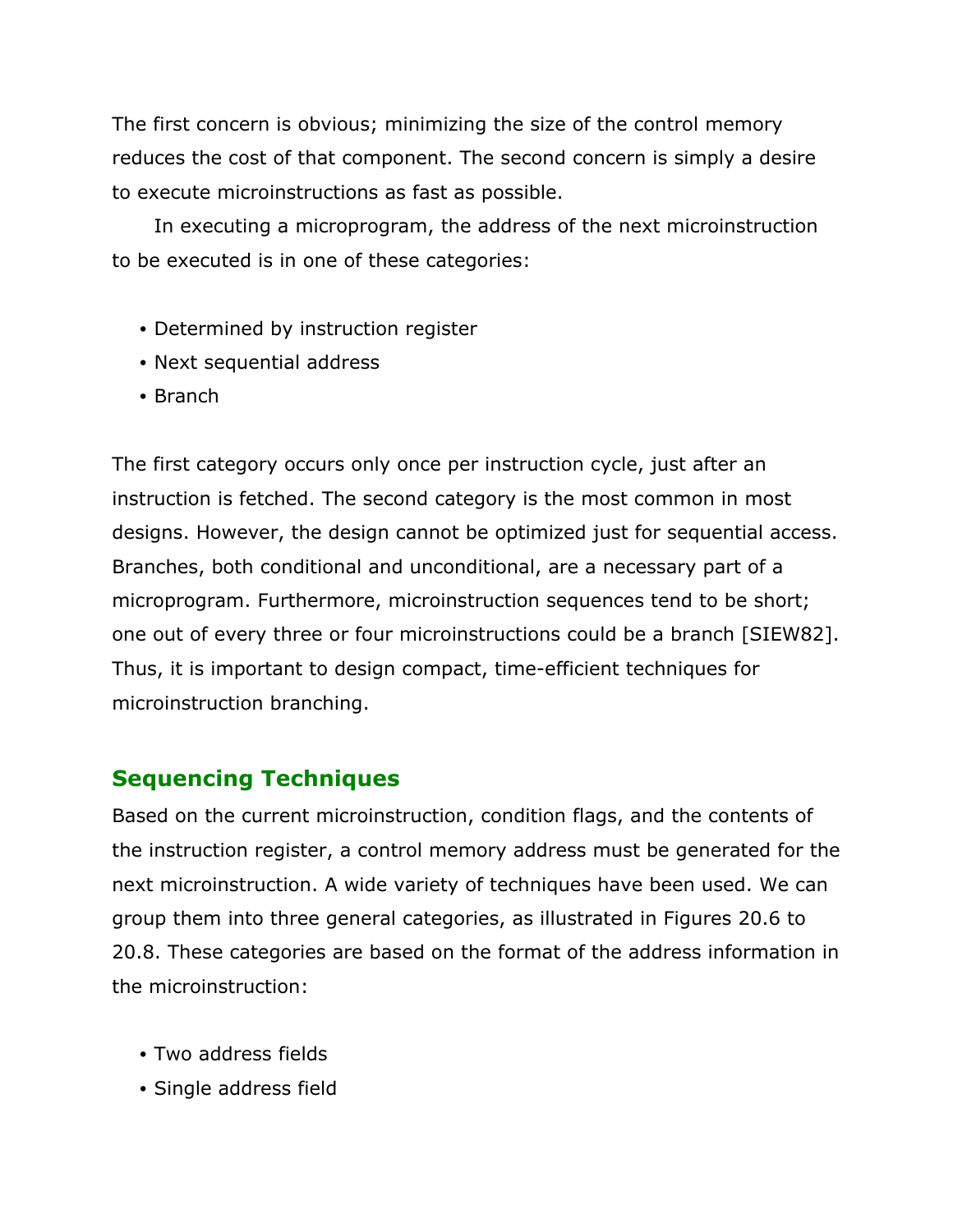The first concern is obvious; minimizing the size of the control memory reduces the cost of that component. The second concern is simply a desire to execute microinstructions as fast as possible.

In executing a microprogram, the address of the next microinstruction to be executed is in one of these categories:

- Determined by instruction register
- Next sequential address
- Branch

The first category occurs only once per instruction cycle, just after an instruction is fetched. The second category is the most common in most designs. However, the design cannot be optimized just for sequential access. Branches, both conditional and unconditional, are a necessary part of a microprogram. Furthermore, microinstruction sequences tend to be short; one out of every three or four microinstructions could be a branch [SIEW82]. Thus, it is important to design compact, time-efficient techniques for microinstruction branching.

## Sequencing Techniques

Based on the current microinstruction, condition flags, and the contents of the instruction register, a control memory address must be generated for the next microinstruction. A wide variety of techniques have been used. We can group them into three general categories, as illustrated in Figures 20.6 to 20.8. These categories are based on the format of the address information in the microinstruction:

- Two address fields
- Single address field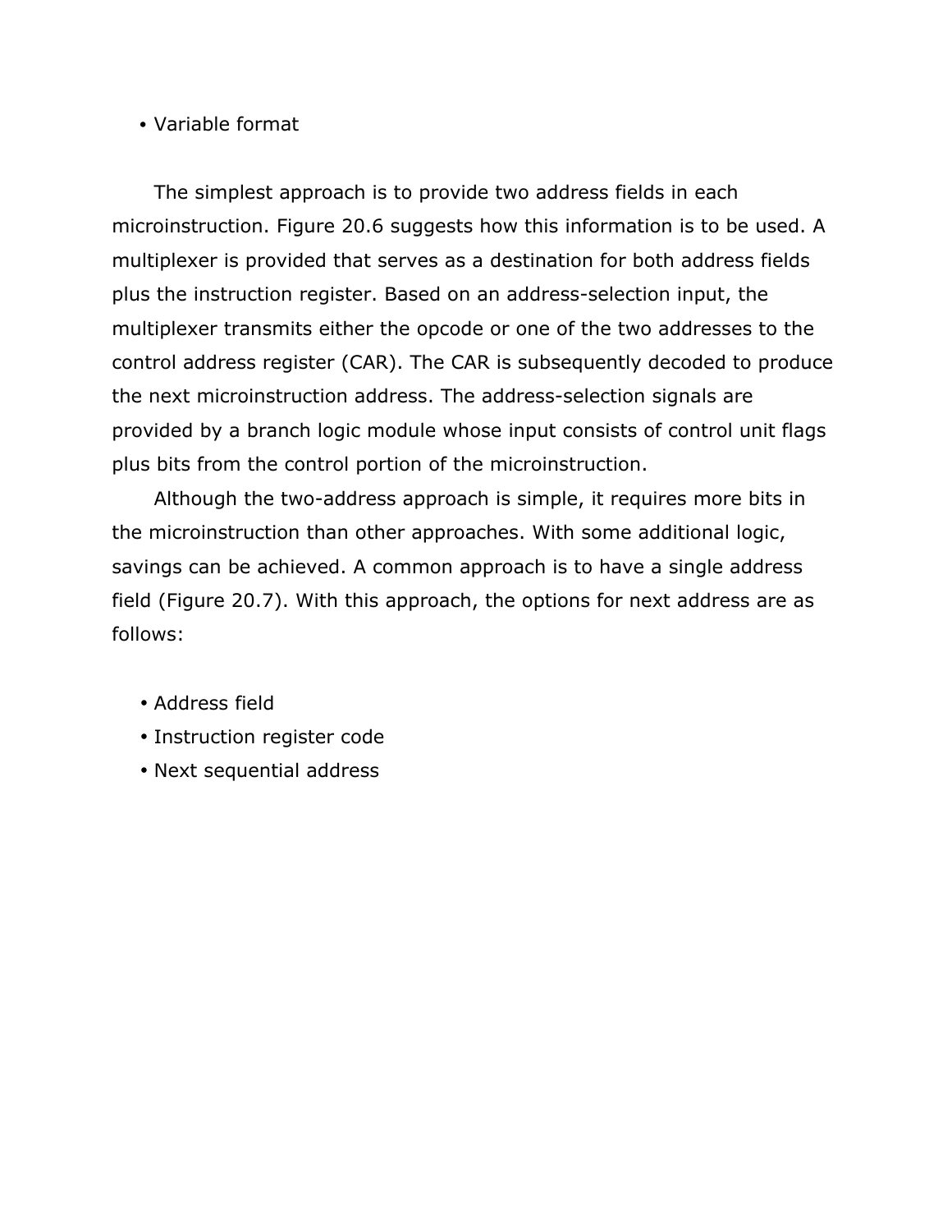- Variable format

The simplest approach is to provide two address fields in each microinstruction. Figure 20.6 suggests how this information is to be used. A multiplexer is provided that serves as a destination for both address fields plus the instruction register. Based on an address-selection input, the multiplexer transmits either the opcode or one of the two addresses to the control address register (CAR). The CAR is subsequently decoded to produce the next microinstruction address. The address-selection signals are provided by a branch logic module whose input consists of control unit flags plus bits from the control portion of the microinstruction.

Although the two-address approach is simple, it requires more bits in the microinstruction than other approaches. With some additional logic, savings can be achieved. A common approach is to have a single address field (Figure 20.7). With this approach, the options for next address are as follows:

- Address field
- Instruction register code
- Next sequential address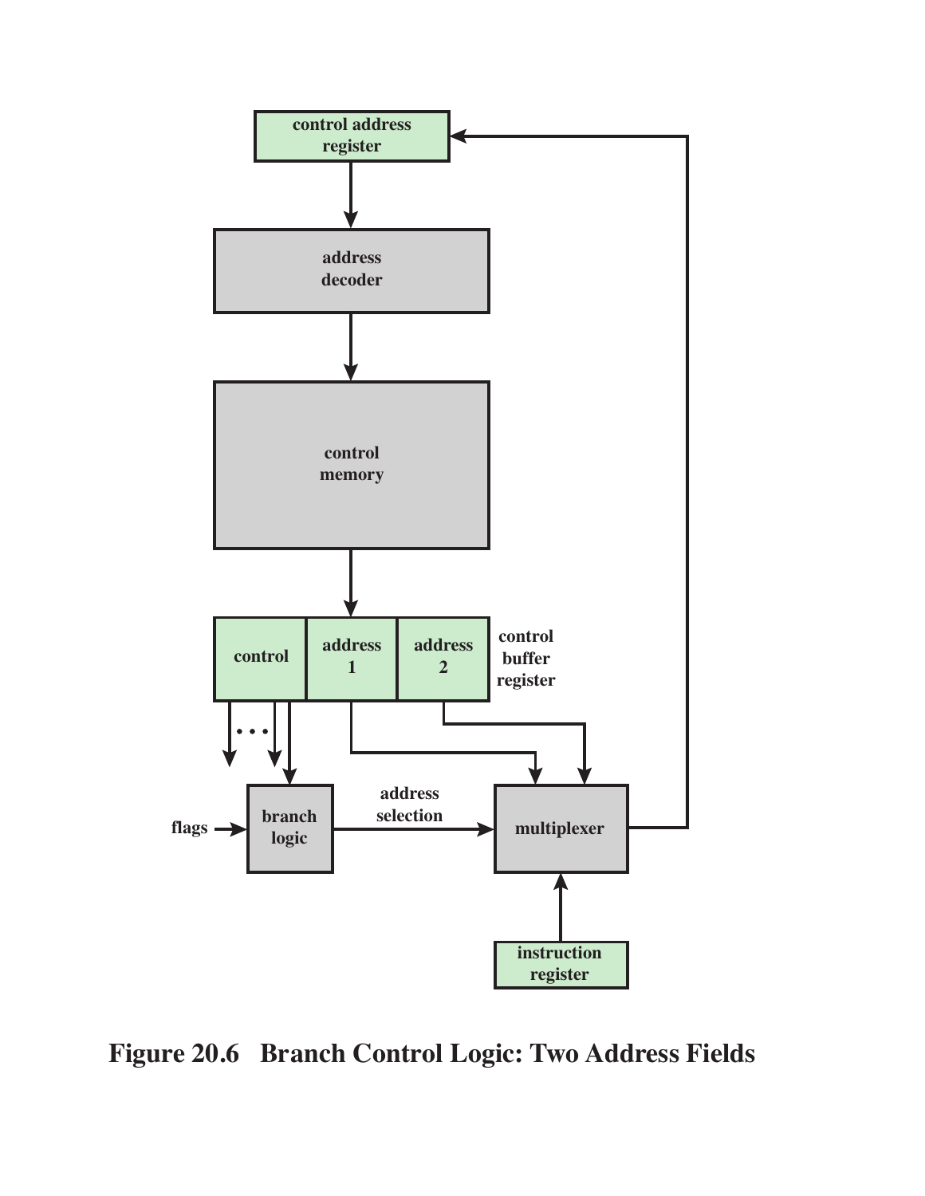**Figure 20.6 Branch Control Logic: Two Address Fields**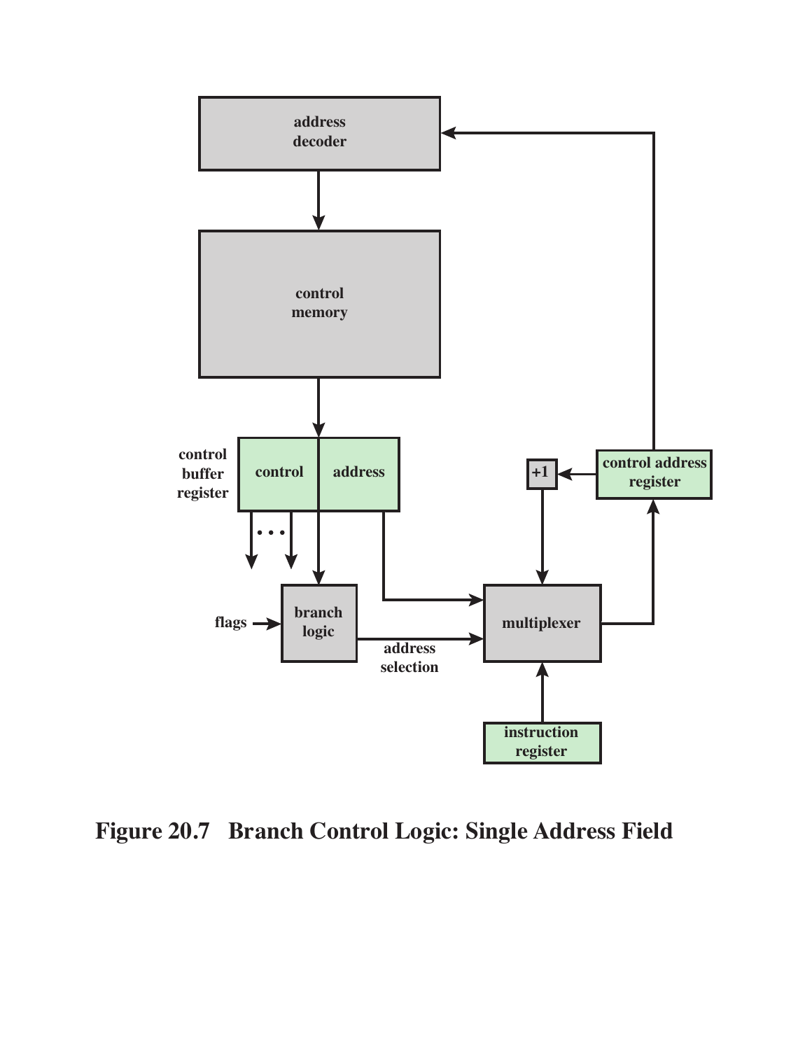**Figure 20.7 Branch Control Logic: Single Address Field**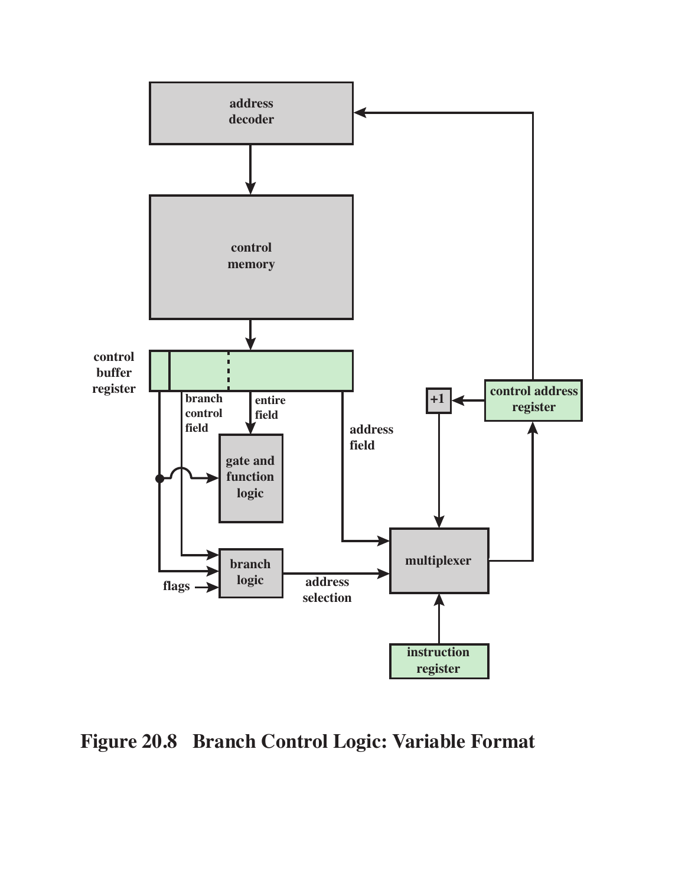Figure 20.8 Branch Control Logic: Variable Format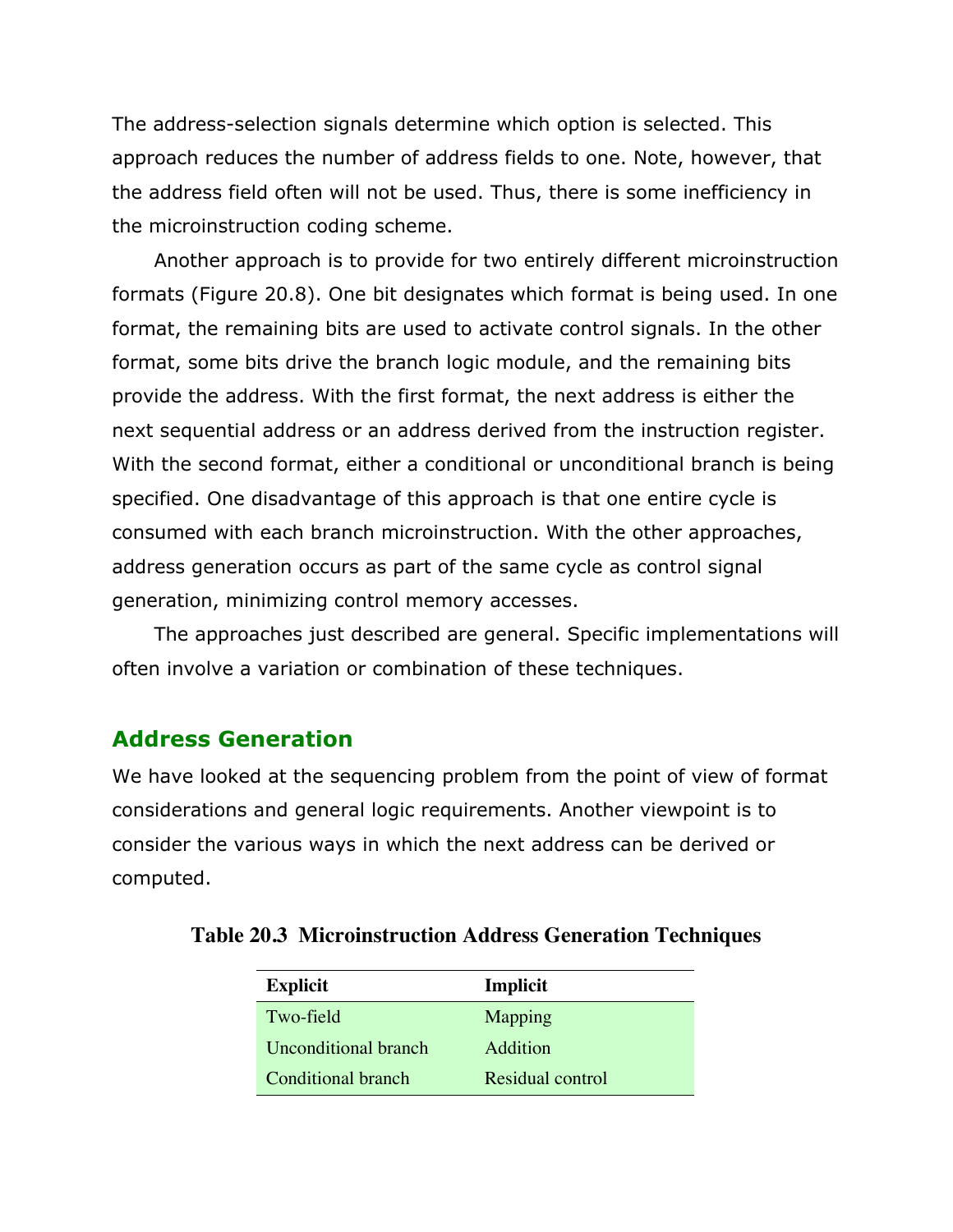The address-selection signals determine which option is selected. This approach reduces the number of address fields to one. Note, however, that the address field often will not be used. Thus, there is some inefficiency in the microinstruction coding scheme.

Another approach is to provide for two entirely different microinstruction formats (Figure 20.8). One bit designates which format is being used. In one format, the remaining bits are used to activate control signals. In the other format, some bits drive the branch logic module, and the remaining bits provide the address. With the first format, the next address is either the next sequential address or an address derived from the instruction register. With the second format, either a conditional or unconditional branch is being specified. One disadvantage of this approach is that one entire cycle is consumed with each branch microinstruction. With the other approaches, address generation occurs as part of the same cycle as control signal generation, minimizing control memory accesses.

The approaches just described are general. Specific implementations will often involve a variation or combination of these techniques.

## Address Generation

We have looked at the sequencing problem from the point of view of format considerations and general logic requirements. Another viewpoint is to consider the various ways in which the next address can be derived or computed.

**Table 20.3 Microinstruction Address Generation Techniques**

| Explicit | Implicit |
| --- | --- |
| Two-field | Mapping |
| Unconditional branch | Addition |
| Conditional branch | Residual control |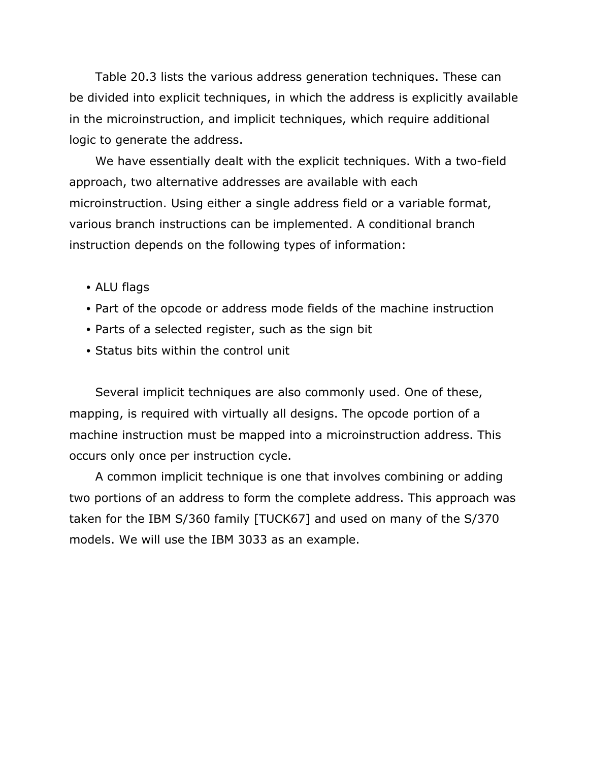Table 20.3 lists the various address generation techniques. These can be divided into explicit techniques, in which the address is explicitly available in the microinstruction, and implicit techniques, which require additional logic to generate the address.

We have essentially dealt with the explicit techniques. With a two-field approach, two alternative addresses are available with each microinstruction. Using either a single address field or a variable format, various branch instructions can be implemented. A conditional branch instruction depends on the following types of information:

- ALU flags
- Part of the opcode or address mode fields of the machine instruction
- Parts of a selected register, such as the sign bit
- Status bits within the control unit

Several implicit techniques are also commonly used. One of these, mapping, is required with virtually all designs. The opcode portion of a machine instruction must be mapped into a microinstruction address. This occurs only once per instruction cycle.

A common implicit technique is one that involves combining or adding two portions of an address to form the complete address. This approach was taken for the IBM S/360 family [TUCK67] and used on many of the S/370 models. We will use the IBM 3033 as an example.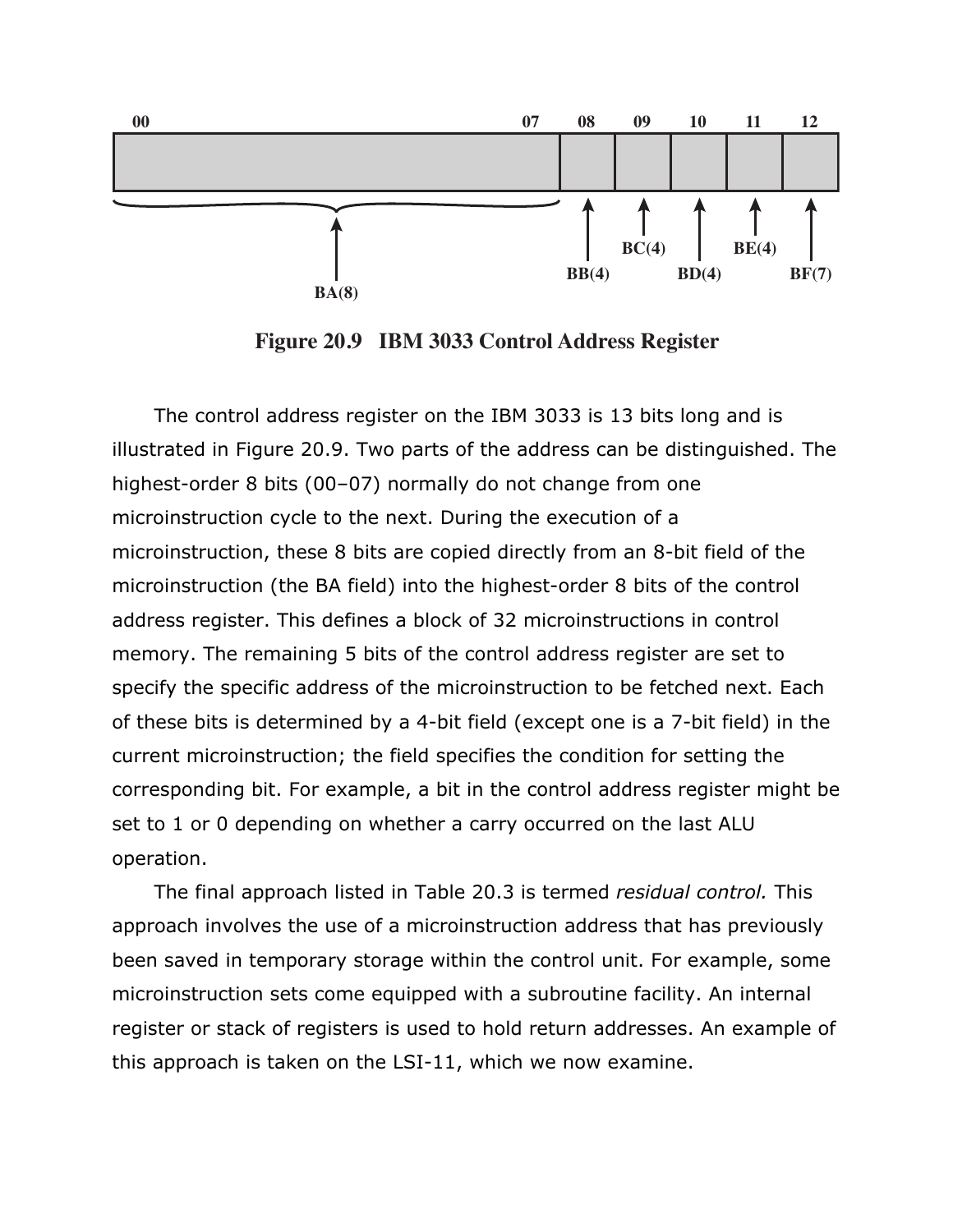Figure 20.9 IBM 3033 Control Address Register

The control address register on the IBM 3033 is 13 bits long and is illustrated in Figure 20.9. Two parts of the address can be distinguished. The highest-order 8 bits (00–07) normally do not change from one microinstruction cycle to the next. During the execution of a microinstruction, these 8 bits are copied directly from an 8-bit field of the microinstruction (the BA field) into the highest-order 8 bits of the control address register. This defines a block of 32 microinstructions in control memory. The remaining 5 bits of the control address register are set to specify the specific address of the microinstruction to be fetched next. Each of these bits is determined by a 4-bit field (except one is a 7-bit field) in the current microinstruction; the field specifies the condition for setting the corresponding bit. For example, a bit in the control address register might be set to 1 or 0 depending on whether a carry occurred on the last ALU operation.

The final approach listed in Table 20.3 is termed *residual control.* This approach involves the use of a microinstruction address that has previously been saved in temporary storage within the control unit. For example, some microinstruction sets come equipped with a subroutine facility. An internal register or stack of registers is used to hold return addresses. An example of this approach is taken on the LSI-11, which we now examine.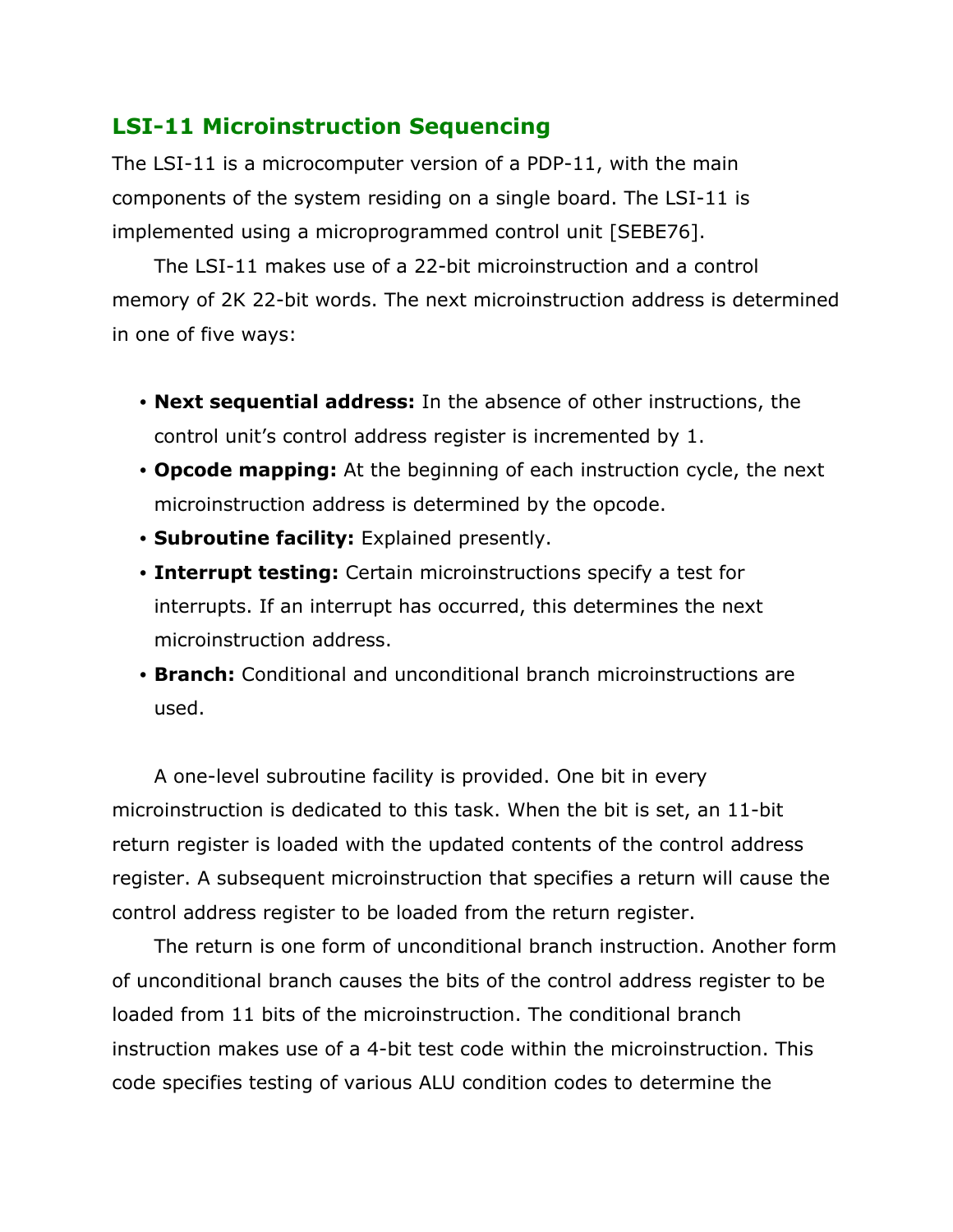## LSI-11 Microinstruction Sequencing

The LSI-11 is a microcomputer version of a PDP-11, with the main components of the system residing on a single board. The LSI-11 is implemented using a microprogrammed control unit [SEBE76].

The LSI-11 makes use of a 22-bit microinstruction and a control memory of 2K 22-bit words. The next microinstruction address is determined in one of five ways:

- **Next sequential address:** In the absence of other instructions, the control unit's control address register is incremented by 1.
- **Opcode mapping:** At the beginning of each instruction cycle, the next microinstruction address is determined by the opcode.
- **Subroutine facility:** Explained presently.
- **Interrupt testing:** Certain microinstructions specify a test for interrupts. If an interrupt has occurred, this determines the next microinstruction address.
- **Branch:** Conditional and unconditional branch microinstructions are used.

A one-level subroutine facility is provided. One bit in every microinstruction is dedicated to this task. When the bit is set, an 11-bit return register is loaded with the updated contents of the control address register. A subsequent microinstruction that specifies a return will cause the control address register to be loaded from the return register.

The return is one form of unconditional branch instruction. Another form of unconditional branch causes the bits of the control address register to be loaded from 11 bits of the microinstruction. The conditional branch instruction makes use of a 4-bit test code within the microinstruction. This code specifies testing of various ALU condition codes to determine the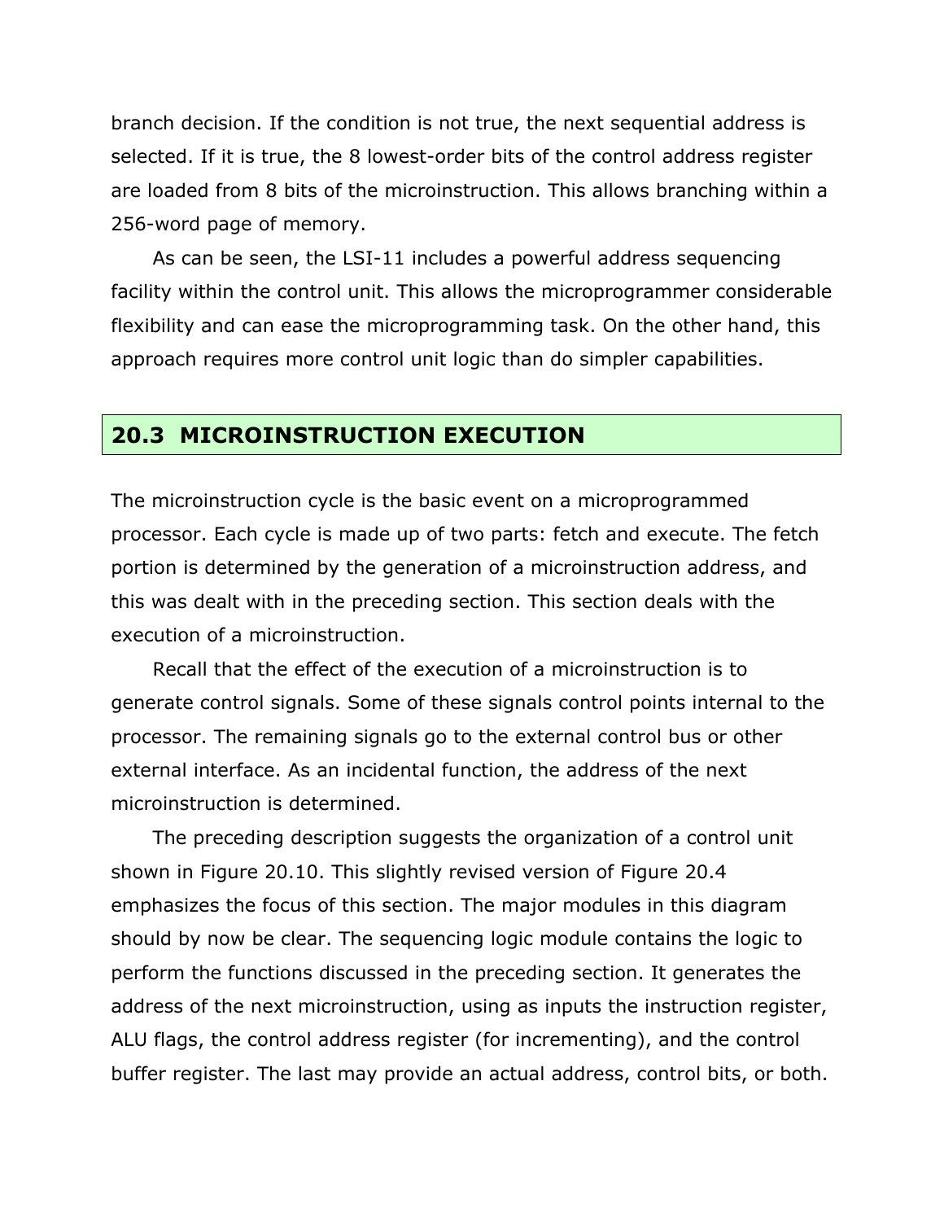branch decision. If the condition is not true, the next sequential address is selected. If it is true, the 8 lowest-order bits of the control address register are loaded from 8 bits of the microinstruction. This allows branching within a 256-word page of memory.

As can be seen, the LSI-11 includes a powerful address sequencing facility within the control unit. This allows the microprogrammer considerable flexibility and can ease the microprogramming task. On the other hand, this approach requires more control unit logic than do simpler capabilities.

## 20.3 MICROINSTRUCTION EXECUTION

The microinstruction cycle is the basic event on a microprogrammed processor. Each cycle is made up of two parts: fetch and execute. The fetch portion is determined by the generation of a microinstruction address, and this was dealt with in the preceding section. This section deals with the execution of a microinstruction.

Recall that the effect of the execution of a microinstruction is to generate control signals. Some of these signals control points internal to the processor. The remaining signals go to the external control bus or other external interface. As an incidental function, the address of the next microinstruction is determined.

The preceding description suggests the organization of a control unit shown in Figure 20.10. This slightly revised version of Figure 20.4 emphasizes the focus of this section. The major modules in this diagram should by now be clear. The sequencing logic module contains the logic to perform the functions discussed in the preceding section. It generates the address of the next microinstruction, using as inputs the instruction register, ALU flags, the control address register (for incrementing), and the control buffer register. The last may provide an actual address, control bits, or both.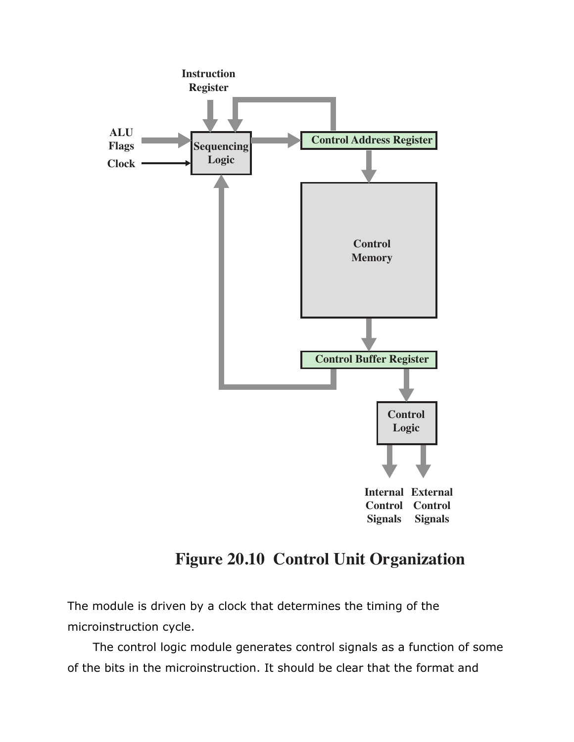Figure 20.10 Control Unit Organization

The module is driven by a clock that determines the timing of the microinstruction cycle.

The control logic module generates control signals as a function of some of the bits in the microinstruction. It should be clear that the format and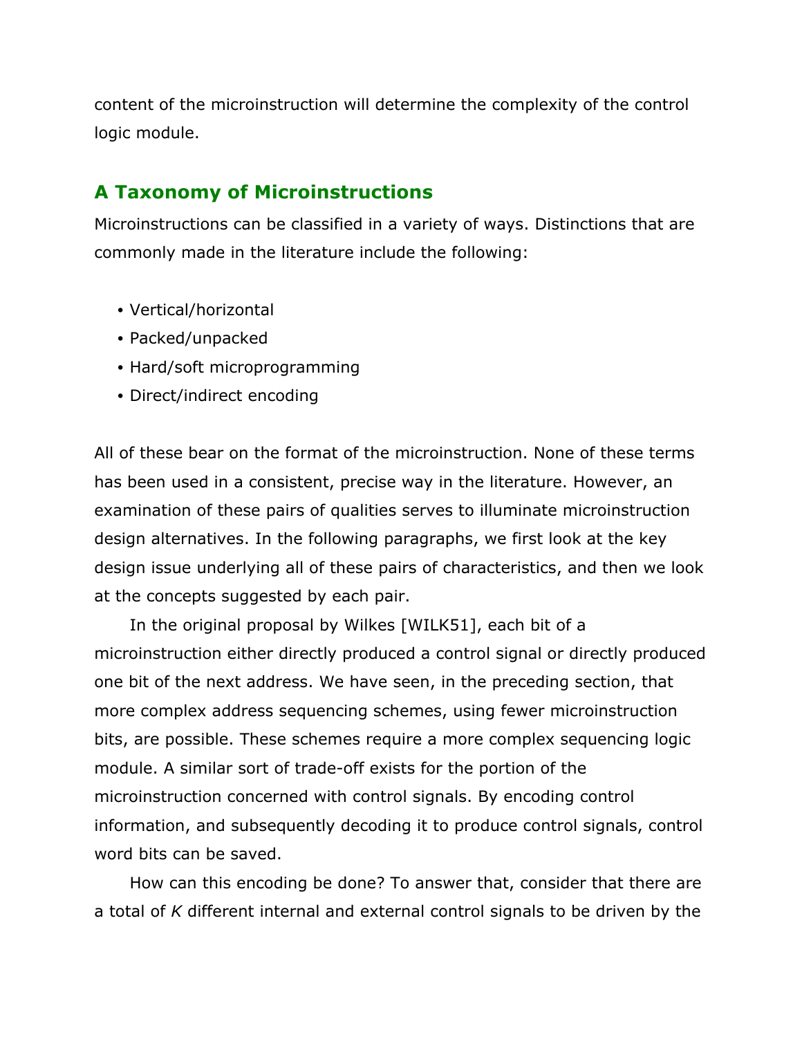content of the microinstruction will determine the complexity of the control logic module.

## A Taxonomy of Microinstructions

Microinstructions can be classified in a variety of ways. Distinctions that are commonly made in the literature include the following:

- Vertical/horizontal
- Packed/unpacked
- Hard/soft microprogramming
- Direct/indirect encoding

All of these bear on the format of the microinstruction. None of these terms has been used in a consistent, precise way in the literature. However, an examination of these pairs of qualities serves to illuminate microinstruction design alternatives. In the following paragraphs, we first look at the key design issue underlying all of these pairs of characteristics, and then we look at the concepts suggested by each pair.

In the original proposal by Wilkes [WILK51], each bit of a microinstruction either directly produced a control signal or directly produced one bit of the next address. We have seen, in the preceding section, that more complex address sequencing schemes, using fewer microinstruction bits, are possible. These schemes require a more complex sequencing logic module. A similar sort of trade-off exists for the portion of the microinstruction concerned with control signals. By encoding control information, and subsequently decoding it to produce control signals, control word bits can be saved.

How can this encoding be done? To answer that, consider that there are a total of $K$ different internal and external control signals to be driven by the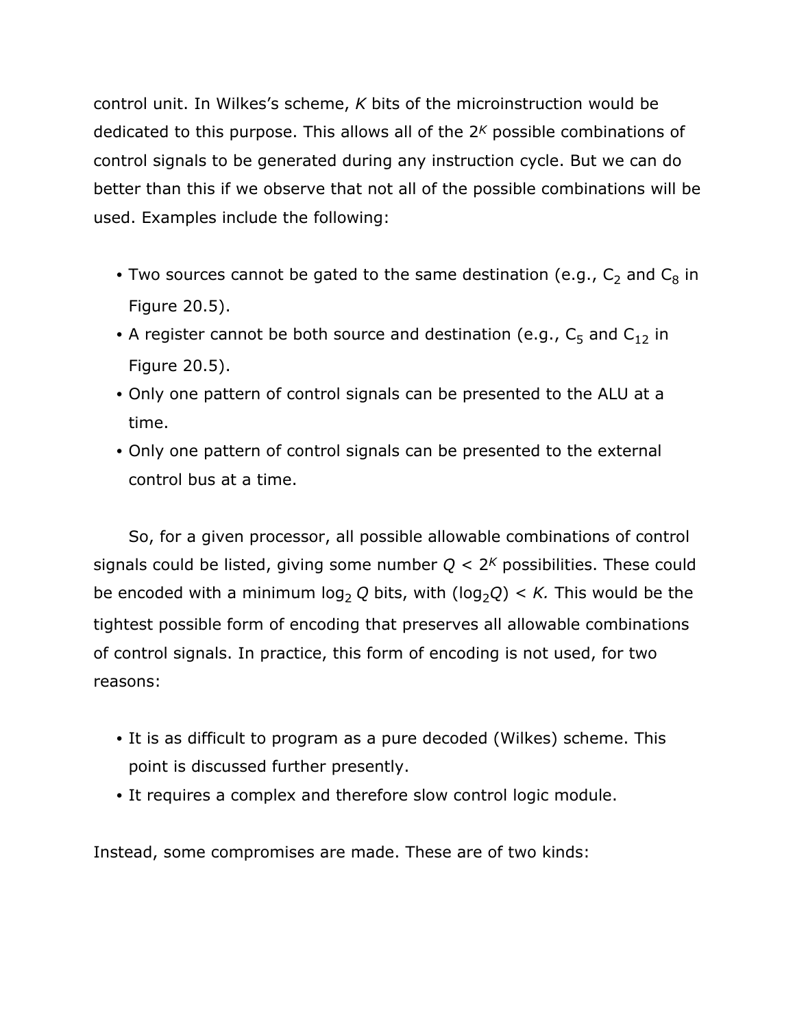control unit. In Wilkes's scheme, $K$ bits of the microinstruction would be dedicated to this purpose. This allows all of the $2^K$ possible combinations of control signals to be generated during any instruction cycle. But we can do better than this if we observe that not all of the possible combinations will be used. Examples include the following:

- Two sources cannot be gated to the same destination (e.g., $C_2$ and $C_8$ in Figure 20.5).
- A register cannot be both source and destination (e.g., $C_5$ and $C_{12}$ in Figure 20.5).
- Only one pattern of control signals can be presented to the ALU at a time.
- Only one pattern of control signals can be presented to the external control bus at a time.

So, for a given processor, all possible allowable combinations of control signals could be listed, giving some number $Q < 2^K$ possibilities. These could be encoded with a minimum $\log_2 Q$ bits, with $(\log_2 Q) < K$. This would be the tightest possible form of encoding that preserves all allowable combinations of control signals. In practice, this form of encoding is not used, for two reasons:

- It is as difficult to program as a pure decoded (Wilkes) scheme. This point is discussed further presently.
- It requires a complex and therefore slow control logic module.

Instead, some compromises are made. These are of two kinds: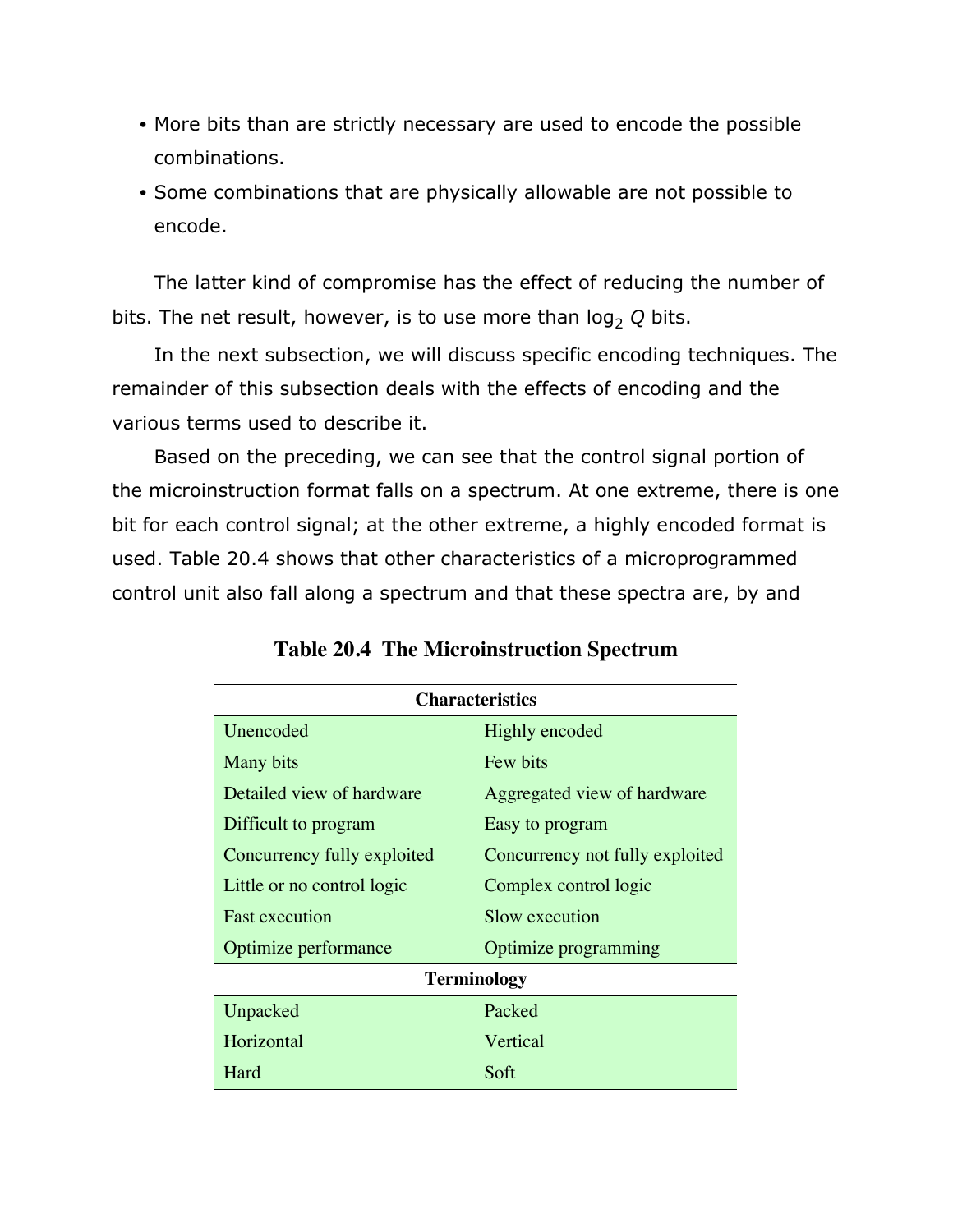- More bits than are strictly necessary are used to encode the possible combinations.
- Some combinations that are physically allowable are not possible to encode.

The latter kind of compromise has the effect of reducing the number of bits. The net result, however, is to use more than $\log_2 Q$ bits.

In the next subsection, we will discuss specific encoding techniques. The remainder of this subsection deals with the effects of encoding and the various terms used to describe it.

Based on the preceding, we can see that the control signal portion of the microinstruction format falls on a spectrum. At one extreme, there is one bit for each control signal; at the other extreme, a highly encoded format is used. Table 20.4 shows that other characteristics of a microprogrammed control unit also fall along a spectrum and that these spectra are, by and

**Table 20.4 The Microinstruction Spectrum**

| **Characteristics** | |
|---|---|
| Unencoded | Highly encoded |
| Many bits | Few bits |
| Detailed view of hardware | Aggregated view of hardware |
| Difficult to program | Easy to program |
| Concurrency fully exploited | Concurrency not fully exploited |
| Little or no control logic | Complex control logic |
| Fast execution | Slow execution |
| Optimize performance | Optimize programming |
| **Terminology** | |
| Unpacked | Packed |
| Horizontal | Vertical |
| Hard | Soft |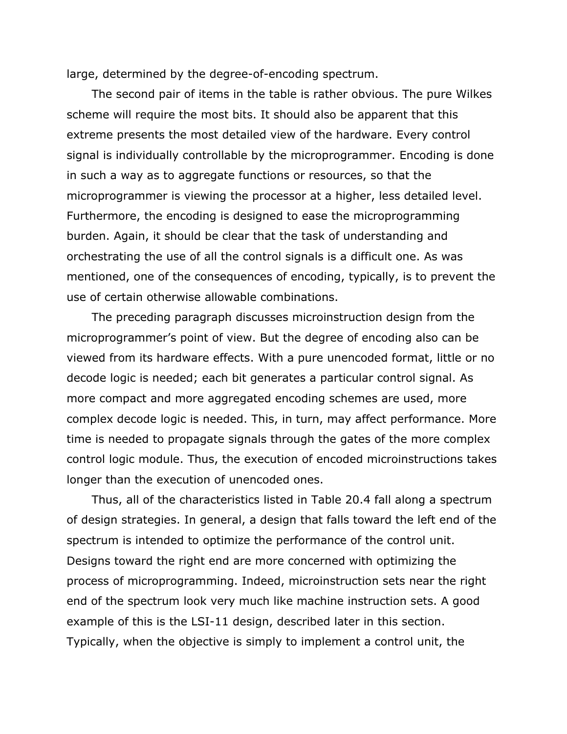large, determined by the degree-of-encoding spectrum.

The second pair of items in the table is rather obvious. The pure Wilkes scheme will require the most bits. It should also be apparent that this extreme presents the most detailed view of the hardware. Every control signal is individually controllable by the microprogrammer. Encoding is done in such a way as to aggregate functions or resources, so that the microprogrammer is viewing the processor at a higher, less detailed level. Furthermore, the encoding is designed to ease the microprogramming burden. Again, it should be clear that the task of understanding and orchestrating the use of all the control signals is a difficult one. As was mentioned, one of the consequences of encoding, typically, is to prevent the use of certain otherwise allowable combinations.

The preceding paragraph discusses microinstruction design from the microprogrammer's point of view. But the degree of encoding also can be viewed from its hardware effects. With a pure unencoded format, little or no decode logic is needed; each bit generates a particular control signal. As more compact and more aggregated encoding schemes are used, more complex decode logic is needed. This, in turn, may affect performance. More time is needed to propagate signals through the gates of the more complex control logic module. Thus, the execution of encoded microinstructions takes longer than the execution of unencoded ones.

Thus, all of the characteristics listed in Table 20.4 fall along a spectrum of design strategies. In general, a design that falls toward the left end of the spectrum is intended to optimize the performance of the control unit. Designs toward the right end are more concerned with optimizing the process of microprogramming. Indeed, microinstruction sets near the right end of the spectrum look very much like machine instruction sets. A good example of this is the LSI-11 design, described later in this section. Typically, when the objective is simply to implement a control unit, the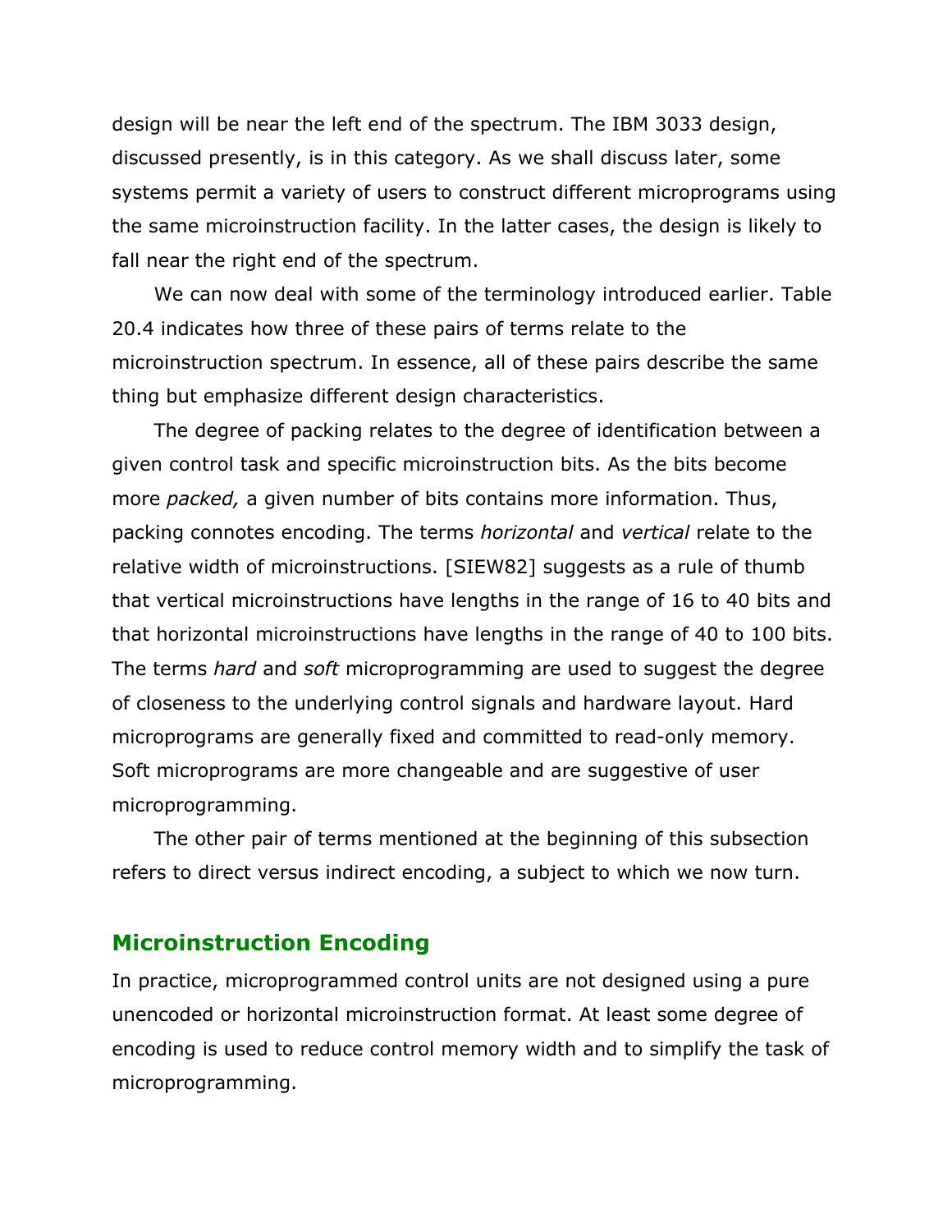design will be near the left end of the spectrum. The IBM 3033 design, discussed presently, is in this category. As we shall discuss later, some systems permit a variety of users to construct different microprograms using the same microinstruction facility. In the latter cases, the design is likely to fall near the right end of the spectrum.

We can now deal with some of the terminology introduced earlier. Table 20.4 indicates how three of these pairs of terms relate to the microinstruction spectrum. In essence, all of these pairs describe the same thing but emphasize different design characteristics.

The degree of packing relates to the degree of identification between a given control task and specific microinstruction bits. As the bits become more *packed,* a given number of bits contains more information. Thus, packing connotes encoding. The terms *horizontal* and *vertical* relate to the relative width of microinstructions. [SIEW82] suggests as a rule of thumb that vertical microinstructions have lengths in the range of 16 to 40 bits and that horizontal microinstructions have lengths in the range of 40 to 100 bits. The terms *hard* and *soft* microprogramming are used to suggest the degree of closeness to the underlying control signals and hardware layout. Hard microprograms are generally fixed and committed to read-only memory. Soft microprograms are more changeable and are suggestive of user microprogramming.

The other pair of terms mentioned at the beginning of this subsection refers to direct versus indirect encoding, a subject to which we now turn.

## Microinstruction Encoding

In practice, microprogrammed control units are not designed using a pure unencoded or horizontal microinstruction format. At least some degree of encoding is used to reduce control memory width and to simplify the task of microprogramming.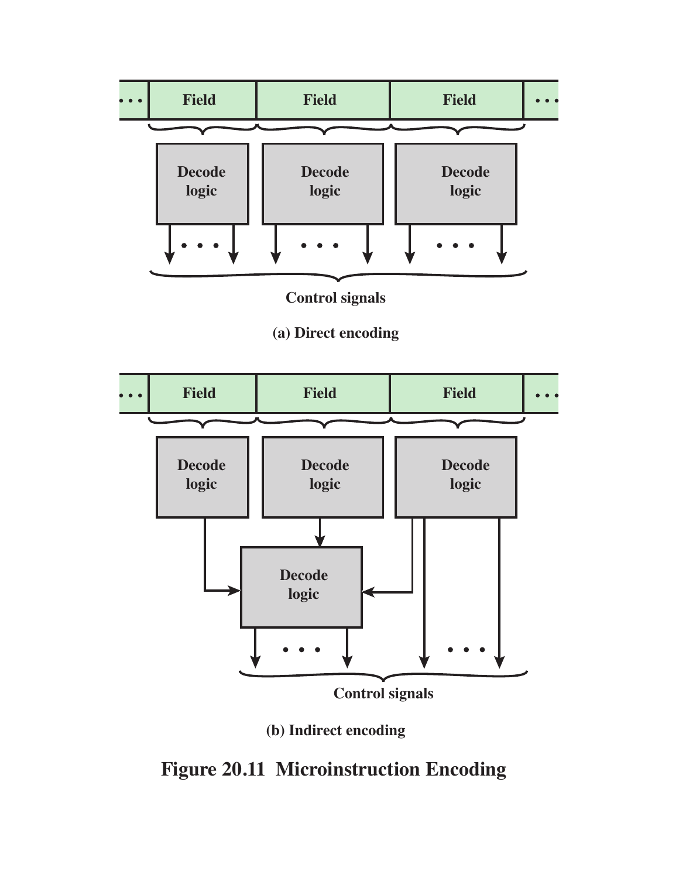**Figure 20.11 Microinstruction Encoding**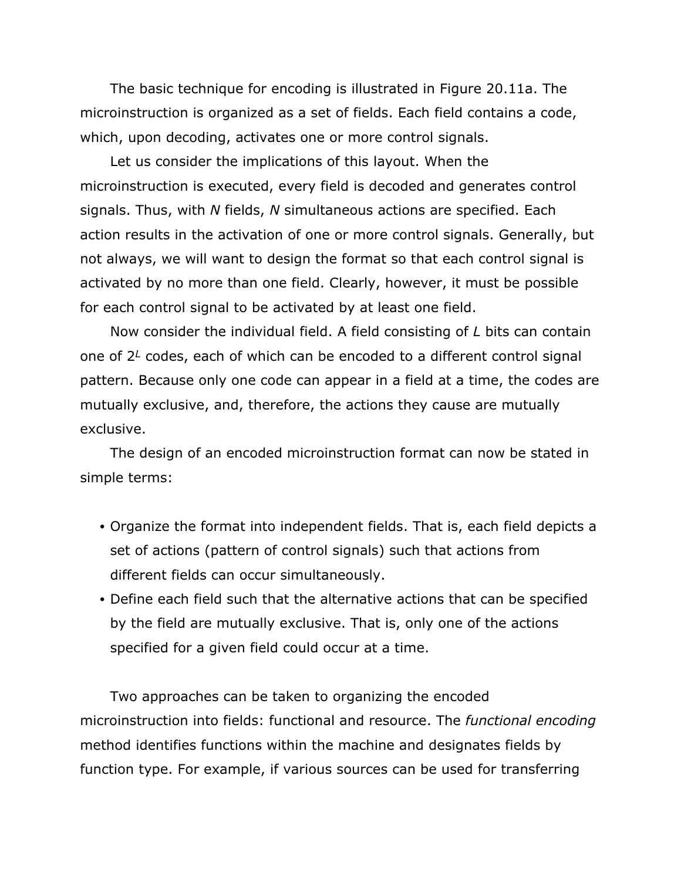The basic technique for encoding is illustrated in Figure 20.11a. The microinstruction is organized as a set of fields. Each field contains a code, which, upon decoding, activates one or more control signals.

Let us consider the implications of this layout. When the microinstruction is executed, every field is decoded and generates control signals. Thus, with $N$ fields, $N$ simultaneous actions are specified. Each action results in the activation of one or more control signals. Generally, but not always, we will want to design the format so that each control signal is activated by no more than one field. Clearly, however, it must be possible for each control signal to be activated by at least one field.

Now consider the individual field. A field consisting of $L$ bits can contain one of $2^L$ codes, each of which can be encoded to a different control signal pattern. Because only one code can appear in a field at a time, the codes are mutually exclusive, and, therefore, the actions they cause are mutually exclusive.

The design of an encoded microinstruction format can now be stated in simple terms:

- Organize the format into independent fields. That is, each field depicts a set of actions (pattern of control signals) such that actions from different fields can occur simultaneously.
- Define each field such that the alternative actions that can be specified by the field are mutually exclusive. That is, only one of the actions specified for a given field could occur at a time.

Two approaches can be taken to organizing the encoded microinstruction into fields: functional and resource. The *functional encoding* method identifies functions within the machine and designates fields by function type. For example, if various sources can be used for transferring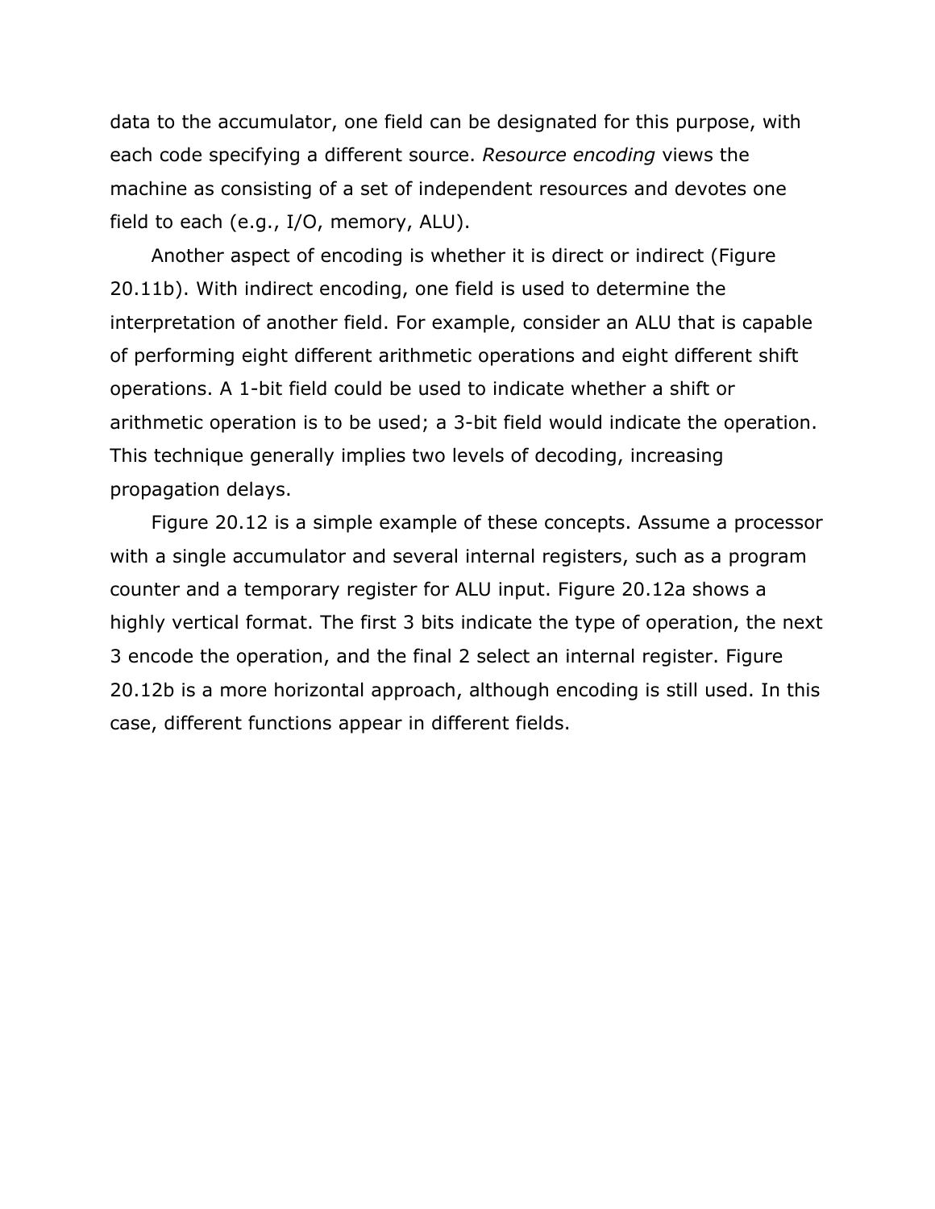data to the accumulator, one field can be designated for this purpose, with each code specifying a different source. *Resource encoding* views the machine as consisting of a set of independent resources and devotes one field to each (e.g., I/O, memory, ALU).

Another aspect of encoding is whether it is direct or indirect (Figure 20.11b). With indirect encoding, one field is used to determine the interpretation of another field. For example, consider an ALU that is capable of performing eight different arithmetic operations and eight different shift operations. A 1-bit field could be used to indicate whether a shift or arithmetic operation is to be used; a 3-bit field would indicate the operation. This technique generally implies two levels of decoding, increasing propagation delays.

Figure 20.12 is a simple example of these concepts. Assume a processor with a single accumulator and several internal registers, such as a program counter and a temporary register for ALU input. Figure 20.12a shows a highly vertical format. The first 3 bits indicate the type of operation, the next 3 encode the operation, and the final 2 select an internal register. Figure 20.12b is a more horizontal approach, although encoding is still used. In this case, different functions appear in different fields.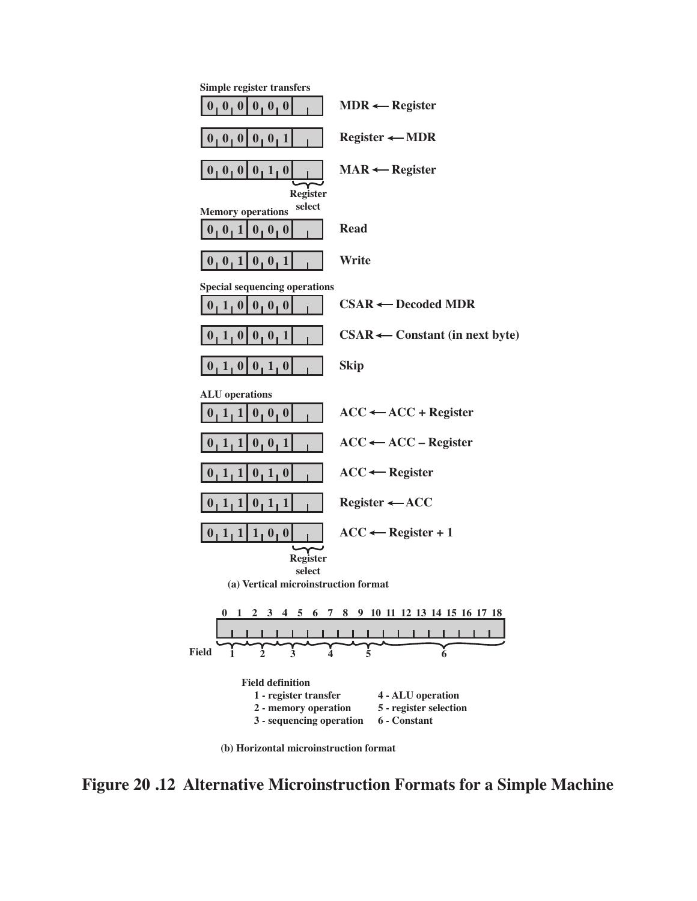**Simple register transfers**

| Code | Register select | Operation |
|---|---|---|
| 0 0 0 0 0 0 | | MDR ← Register |
| 0 0 0 0 0 1 | | Register ← MDR |
| 0 0 0 0 1 0 | | MAR ← Register |

**Memory operations**

| Code | Register select | Operation |
|---|---|---|
| 0 0 1 0 0 0 | | Read |
| 0 0 1 0 0 1 | | Write |

**Special sequencing operations**

| Code | Register select | Operation |
|---|---|---|
| 0 1 0 0 0 0 | | CSAR ← Decoded MDR |
| 0 1 0 0 0 1 | | CSAR ← Constant (in next byte) |
| 0 1 0 0 1 0 | | Skip |

**ALU operations**

| Code | Register select | Operation |
|---|---|---|
| 0 1 1 0 0 0 | | ACC ← ACC + Register |
| 0 1 1 0 0 1 | | ACC ← ACC – Register |
| 0 1 1 0 1 0 | | ACC ← Register |
| 0 1 1 0 1 1 | | Register ← ACC |
| 0 1 1 1 0 0 | | ACC ← Register + 1 |

**(a) Vertical microinstruction format**

| Bits | 0–1 | 2–3 | 4–5 | 6–8 | 9–10 | 11–18 |
|---|---|---|---|---|---|---|
| Field | 1 | 2 | 3 | 4 | 5 | 6 |

**Field definition**

- 1 - register transfer
- 2 - memory operation
- 3 - sequencing operation
- 4 - ALU operation
- 5 - register selection
- 6 - Constant

**(b) Horizontal microinstruction format**

**Figure 20 .12 Alternative Microinstruction Formats for a Simple Machine**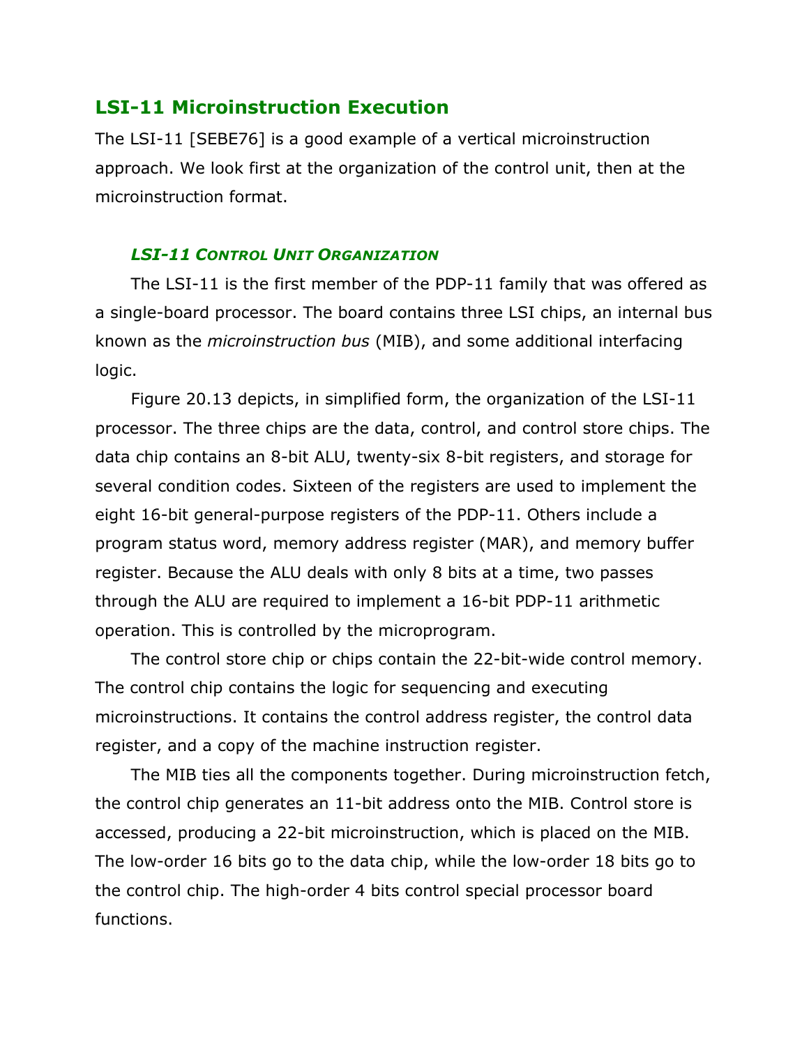## LSI-11 Microinstruction Execution

The LSI-11 [SEBE76] is a good example of a vertical microinstruction approach. We look first at the organization of the control unit, then at the microinstruction format.

### *LSI-11 Control Unit Organization*

The LSI-11 is the first member of the PDP-11 family that was offered as a single-board processor. The board contains three LSI chips, an internal bus known as the *microinstruction bus* (MIB), and some additional interfacing logic.

Figure 20.13 depicts, in simplified form, the organization of the LSI-11 processor. The three chips are the data, control, and control store chips. The data chip contains an 8-bit ALU, twenty-six 8-bit registers, and storage for several condition codes. Sixteen of the registers are used to implement the eight 16-bit general-purpose registers of the PDP-11. Others include a program status word, memory address register (MAR), and memory buffer register. Because the ALU deals with only 8 bits at a time, two passes through the ALU are required to implement a 16-bit PDP-11 arithmetic operation. This is controlled by the microprogram.

The control store chip or chips contain the 22-bit-wide control memory. The control chip contains the logic for sequencing and executing microinstructions. It contains the control address register, the control data register, and a copy of the machine instruction register.

The MIB ties all the components together. During microinstruction fetch, the control chip generates an 11-bit address onto the MIB. Control store is accessed, producing a 22-bit microinstruction, which is placed on the MIB. The low-order 16 bits go to the data chip, while the low-order 18 bits go to the control chip. The high-order 4 bits control special processor board functions.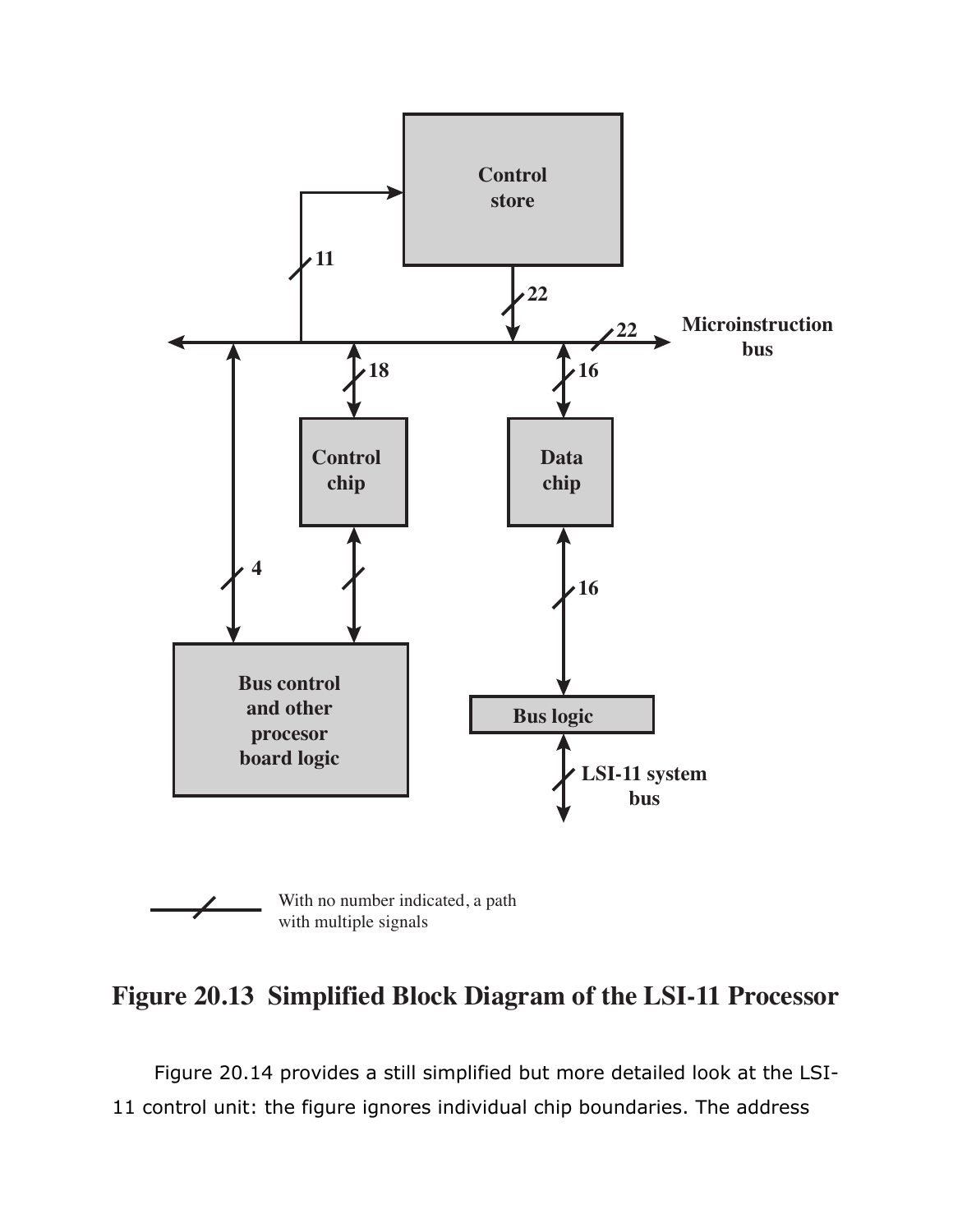Control store

11

22

22

Microinstruction bus

18

16

Control chip

Data chip

4

16

Bus control and other procesor board logic

Bus logic

LSI-11 system bus

With no number indicated, a path with multiple signals

**Figure 20.13 Simplified Block Diagram of the LSI-11 Processor**

Figure 20.14 provides a still simplified but more detailed look at the LSI-11 control unit: the figure ignores individual chip boundaries. The address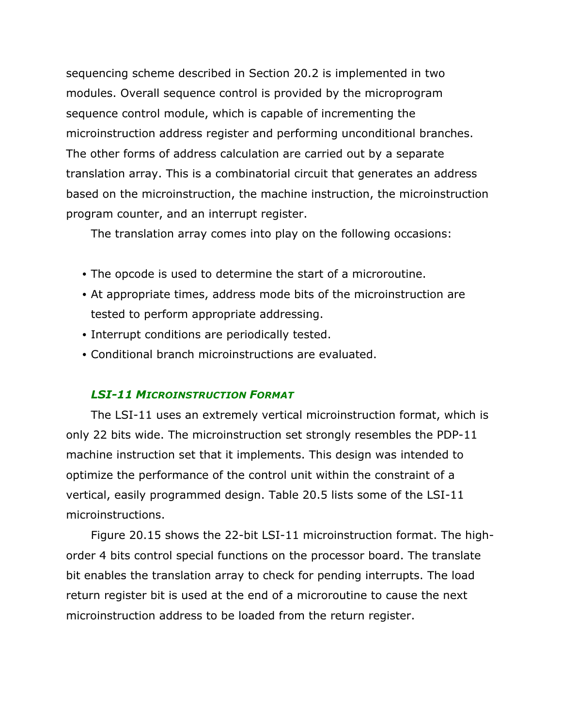sequencing scheme described in Section 20.2 is implemented in two modules. Overall sequence control is provided by the microprogram sequence control module, which is capable of incrementing the microinstruction address register and performing unconditional branches. The other forms of address calculation are carried out by a separate translation array. This is a combinatorial circuit that generates an address based on the microinstruction, the machine instruction, the microinstruction program counter, and an interrupt register.

The translation array comes into play on the following occasions:

- The opcode is used to determine the start of a microroutine.
- At appropriate times, address mode bits of the microinstruction are tested to perform appropriate addressing.
- Interrupt conditions are periodically tested.
- Conditional branch microinstructions are evaluated.

### *LSI-11 Microinstruction Format*

The LSI-11 uses an extremely vertical microinstruction format, which is only 22 bits wide. The microinstruction set strongly resembles the PDP-11 machine instruction set that it implements. This design was intended to optimize the performance of the control unit within the constraint of a vertical, easily programmed design. Table 20.5 lists some of the LSI-11 microinstructions.

Figure 20.15 shows the 22-bit LSI-11 microinstruction format. The high-order 4 bits control special functions on the processor board. The translate bit enables the translation array to check for pending interrupts. The load return register bit is used at the end of a microroutine to cause the next microinstruction address to be loaded from the return register.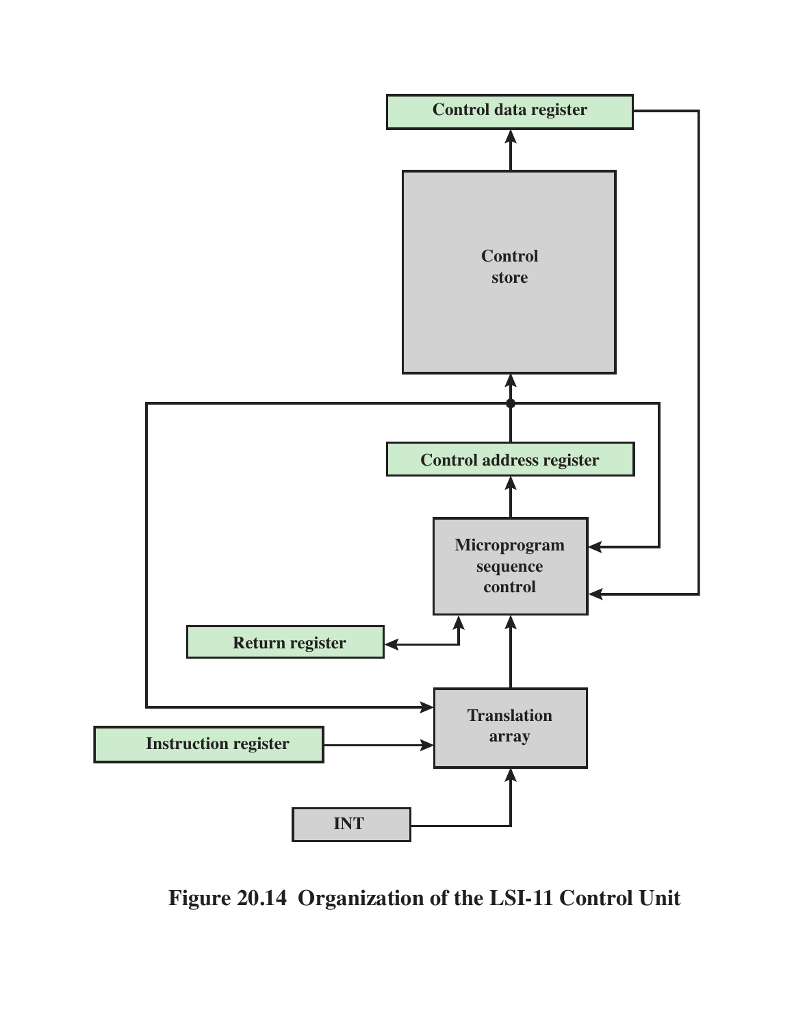Figure 20.14 Organization of the LSI-11 Control Unit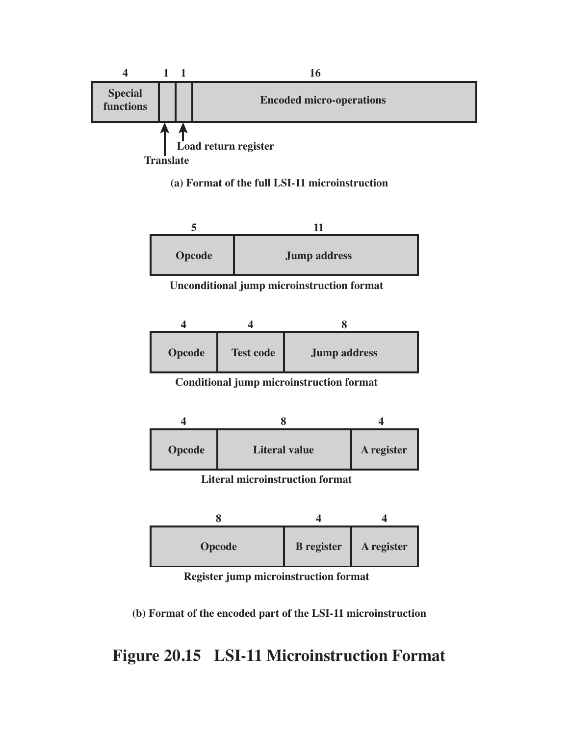| 4 | 1 | 1 | 16 |
|---|---|---|---|
| Special functions | | | Encoded micro-operations |

Translate; Load return register

**(a) Format of the full LSI-11 microinstruction**

| 5 | 11 |
|---|---|
| Opcode | Jump address |

**Unconditional jump microinstruction format**

| 4 | 4 | 8 |
|---|---|---|
| Opcode | Test code | Jump address |

**Conditional jump microinstruction format**

| 4 | 8 | 4 |
|---|---|---|
| Opcode | Literal value | A register |

**Literal microinstruction format**

| 8 | 4 | 4 |
|---|---|---|
| Opcode | B register | A register |

**Register jump microinstruction format**

**(b) Format of the encoded part of the LSI-11 microinstruction**

**Figure 20.15 LSI-11 Microinstruction Format**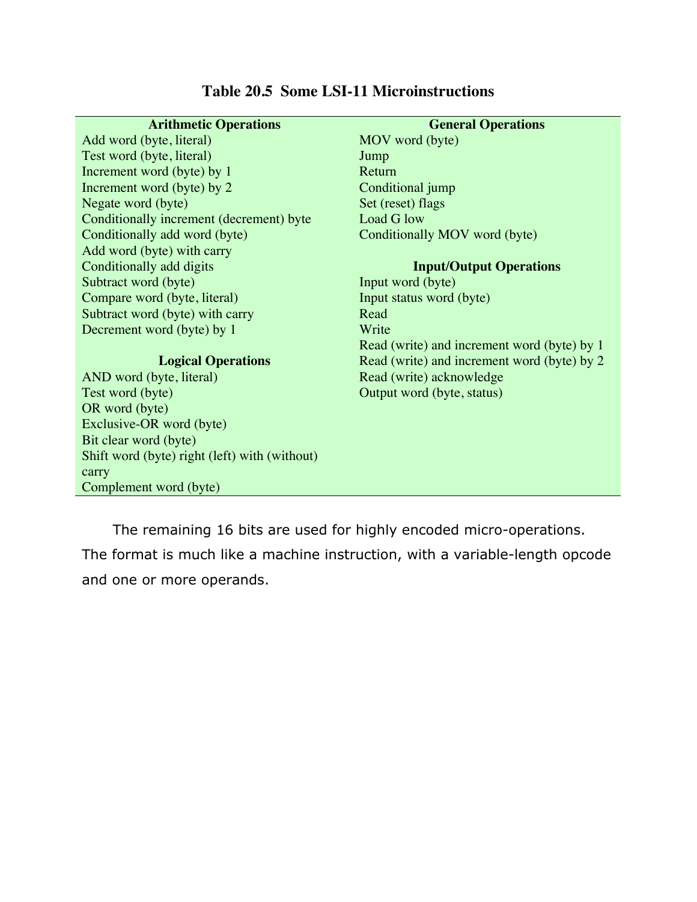**Table 20.5 Some LSI-11 Microinstructions**

| Arithmetic Operations | General Operations |
|---|---|
| Add word (byte, literal) | MOV word (byte) |
| Test word (byte, literal) | Jump |
| Increment word (byte) by 1 | Return |
| Increment word (byte) by 2 | Conditional jump |
| Negate word (byte) | Set (reset) flags |
| Conditionally increment (decrement) byte | Load G low |
| Conditionally add word (byte) | Conditionally MOV word (byte) |
| Add word (byte) with carry | |
| Conditionally add digits | **Input/Output Operations** |
| Subtract word (byte) | Input word (byte) |
| Compare word (byte, literal) | Input status word (byte) |
| Subtract word (byte) with carry | Read |
| Decrement word (byte) by 1 | Write |
| | Read (write) and increment word (byte) by 1 |
| **Logical Operations** | Read (write) and increment word (byte) by 2 |
| AND word (byte, literal) | Read (write) acknowledge |
| Test word (byte) | Output word (byte, status) |
| OR word (byte) | |
| Exclusive-OR word (byte) | |
| Bit clear word (byte) | |
| Shift word (byte) right (left) with (without) carry | |
| Complement word (byte) | |

The remaining 16 bits are used for highly encoded micro-operations. The format is much like a machine instruction, with a variable-length opcode and one or more operands.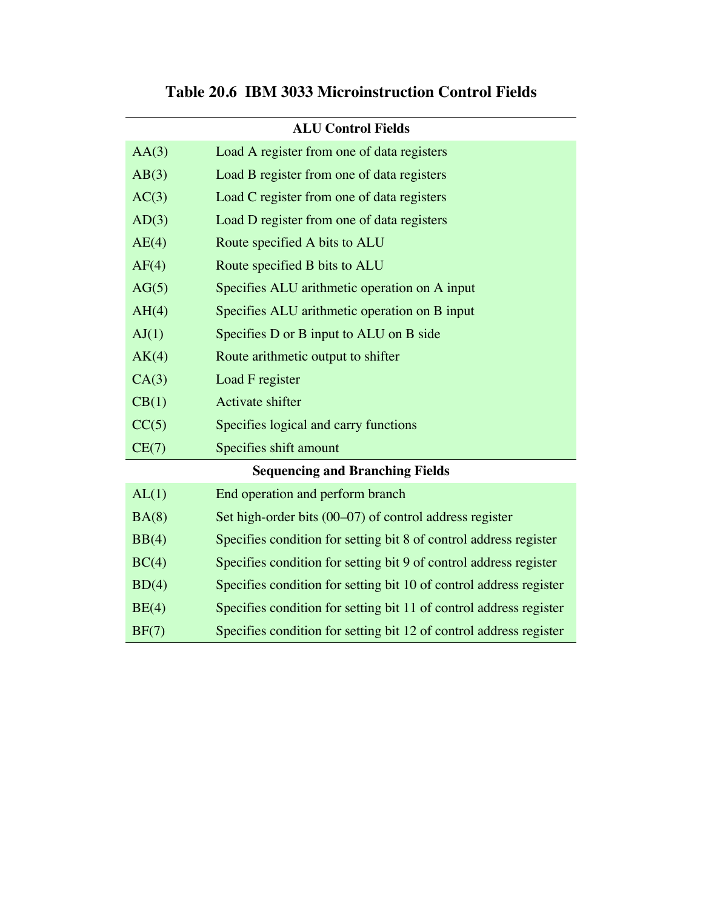**Table 20.6 IBM 3033 Microinstruction Control Fields**

| **ALU Control Fields** | |
|---|---|
| AA(3) | Load A register from one of data registers |
| AB(3) | Load B register from one of data registers |
| AC(3) | Load C register from one of data registers |
| AD(3) | Load D register from one of data registers |
| AE(4) | Route specified A bits to ALU |
| AF(4) | Route specified B bits to ALU |
| AG(5) | Specifies ALU arithmetic operation on A input |
| AH(4) | Specifies ALU arithmetic operation on B input |
| AJ(1) | Specifies D or B input to ALU on B side |
| AK(4) | Route arithmetic output to shifter |
| CA(3) | Load F register |
| CB(1) | Activate shifter |
| CC(5) | Specifies logical and carry functions |
| CE(7) | Specifies shift amount |
| **Sequencing and Branching Fields** | |
| AL(1) | End operation and perform branch |
| BA(8) | Set high-order bits (00–07) of control address register |
| BB(4) | Specifies condition for setting bit 8 of control address register |
| BC(4) | Specifies condition for setting bit 9 of control address register |
| BD(4) | Specifies condition for setting bit 10 of control address register |
| BE(4) | Specifies condition for setting bit 11 of control address register |
| BF(7) | Specifies condition for setting bit 12 of control address register |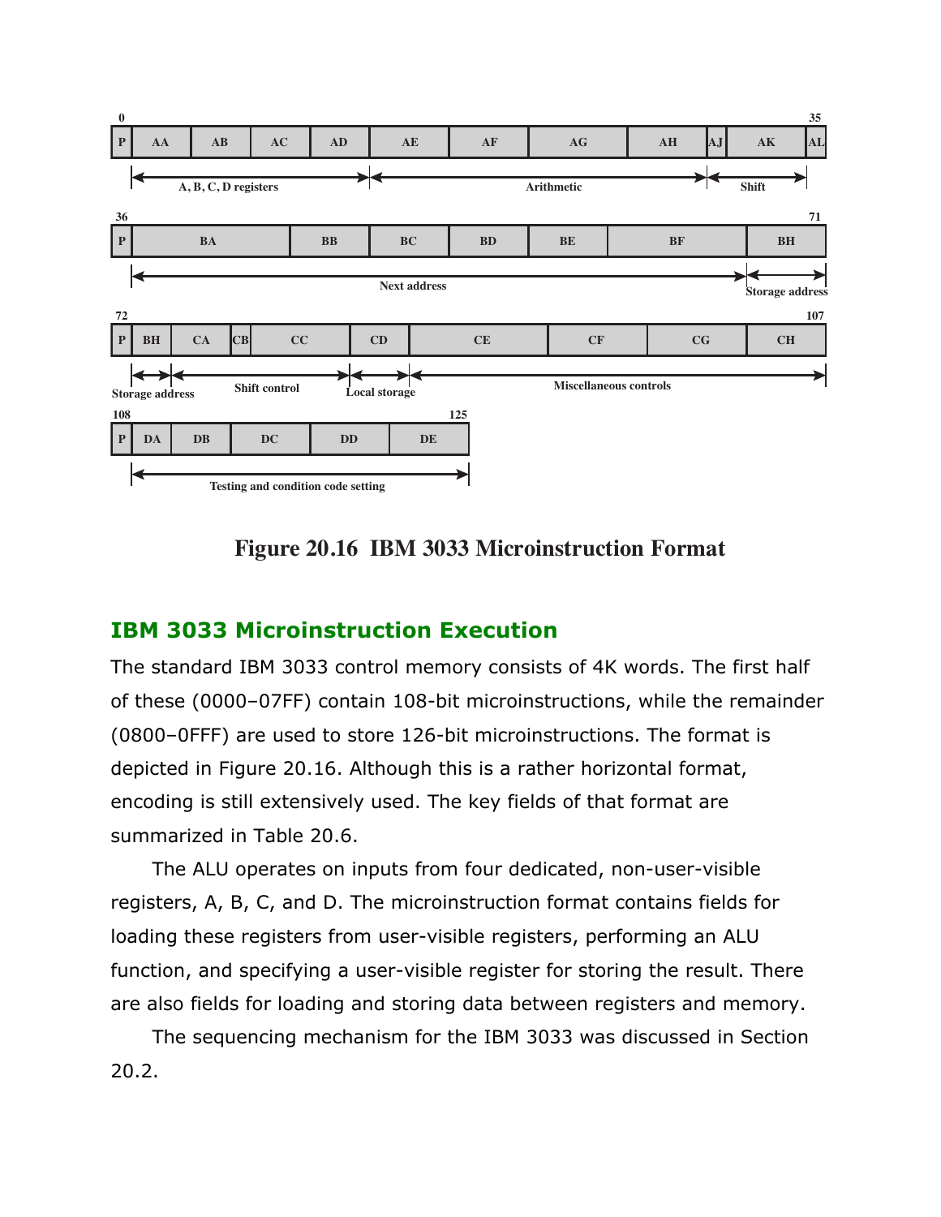| 0 | | | | | | | | | | | 35 |
|---|---|---|---|---|---|---|---|---|---|---|---|
| P | AA | AB | AC | AD | AE | AF | AG | AH | AJ | AK | AL |
| | A, B, C, D registers | | | | Arithmetic | | | | Shift | | |

| 36 | | | | | | | 71 |
|---|---|---|---|---|---|---|---|
| P | BA | BB | BC | BD | BE | BF | BH |
| | Next address | | | | | | Storage address |

| 72 | | | | | | | | | | 107 |
|---|---|---|---|---|---|---|---|---|---|---|
| P | BH | CA | CB | CC | CD | CE | CF | CG | CH | |
| | Storage address | Shift control | | | Local storage | Miscellaneous controls | | | | |

| 108 | | | | | 125 |
|---|---|---|---|---|---|
| P | DA | DB | DC | DD | DE |
| | Testing and condition code setting | | | | |

**Figure 20.16 IBM 3033 Microinstruction Format**

## IBM 3033 Microinstruction Execution

The standard IBM 3033 control memory consists of 4K words. The first half of these (0000–07FF) contain 108-bit microinstructions, while the remainder (0800–0FFF) are used to store 126-bit microinstructions. The format is depicted in Figure 20.16. Although this is a rather horizontal format, encoding is still extensively used. The key fields of that format are summarized in Table 20.6.

The ALU operates on inputs from four dedicated, non-user-visible registers, A, B, C, and D. The microinstruction format contains fields for loading these registers from user-visible registers, performing an ALU function, and specifying a user-visible register for storing the result. There are also fields for loading and storing data between registers and memory.

The sequencing mechanism for the IBM 3033 was discussed in Section 20.2.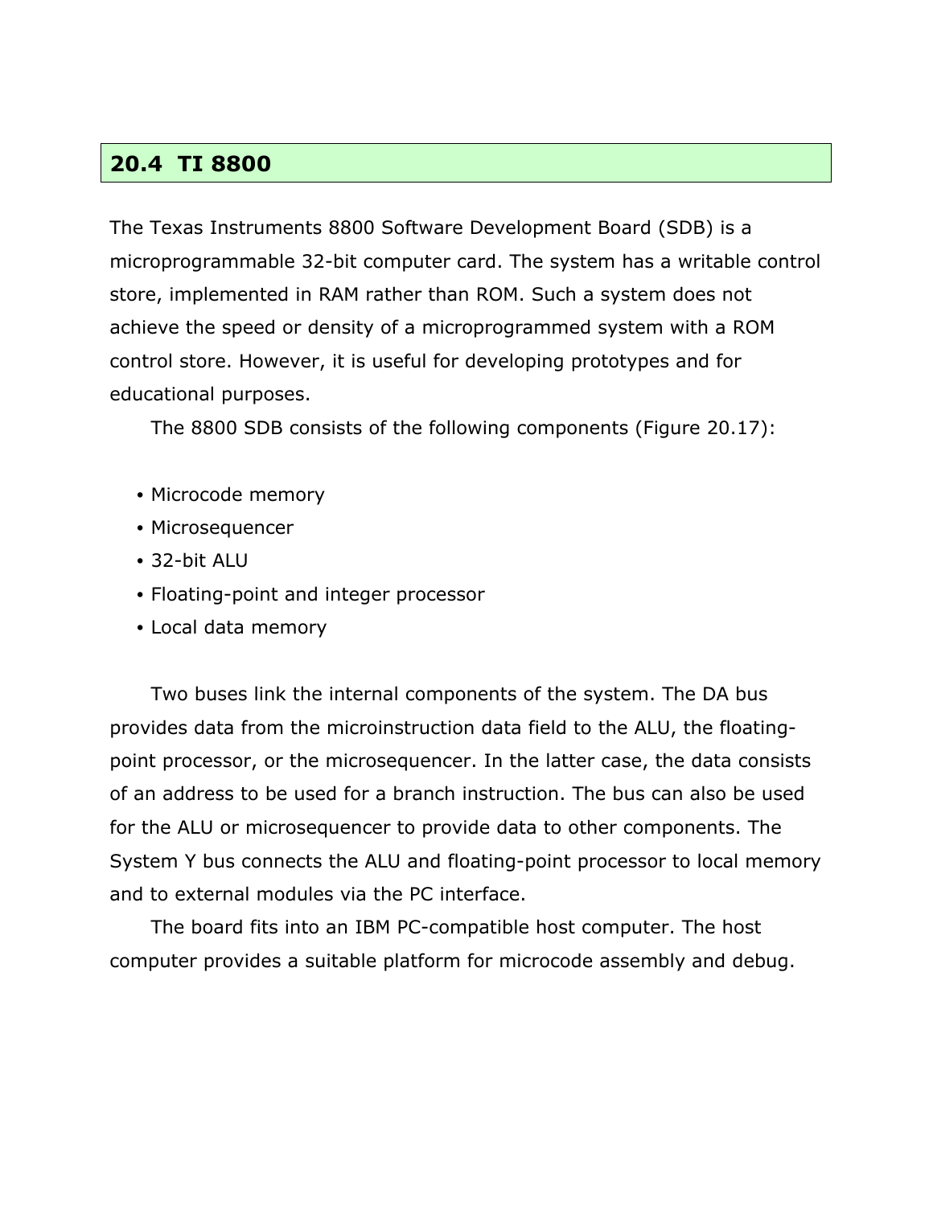## 20.4 TI 8800

The Texas Instruments 8800 Software Development Board (SDB) is a microprogrammable 32-bit computer card. The system has a writable control store, implemented in RAM rather than ROM. Such a system does not achieve the speed or density of a microprogrammed system with a ROM control store. However, it is useful for developing prototypes and for educational purposes.

The 8800 SDB consists of the following components (Figure 20.17):

- Microcode memory
- Microsequencer
- 32-bit ALU
- Floating-point and integer processor
- Local data memory

Two buses link the internal components of the system. The DA bus provides data from the microinstruction data field to the ALU, the floating-point processor, or the microsequencer. In the latter case, the data consists of an address to be used for a branch instruction. The bus can also be used for the ALU or microsequencer to provide data to other components. The System Y bus connects the ALU and floating-point processor to local memory and to external modules via the PC interface.

The board fits into an IBM PC-compatible host computer. The host computer provides a suitable platform for microcode assembly and debug.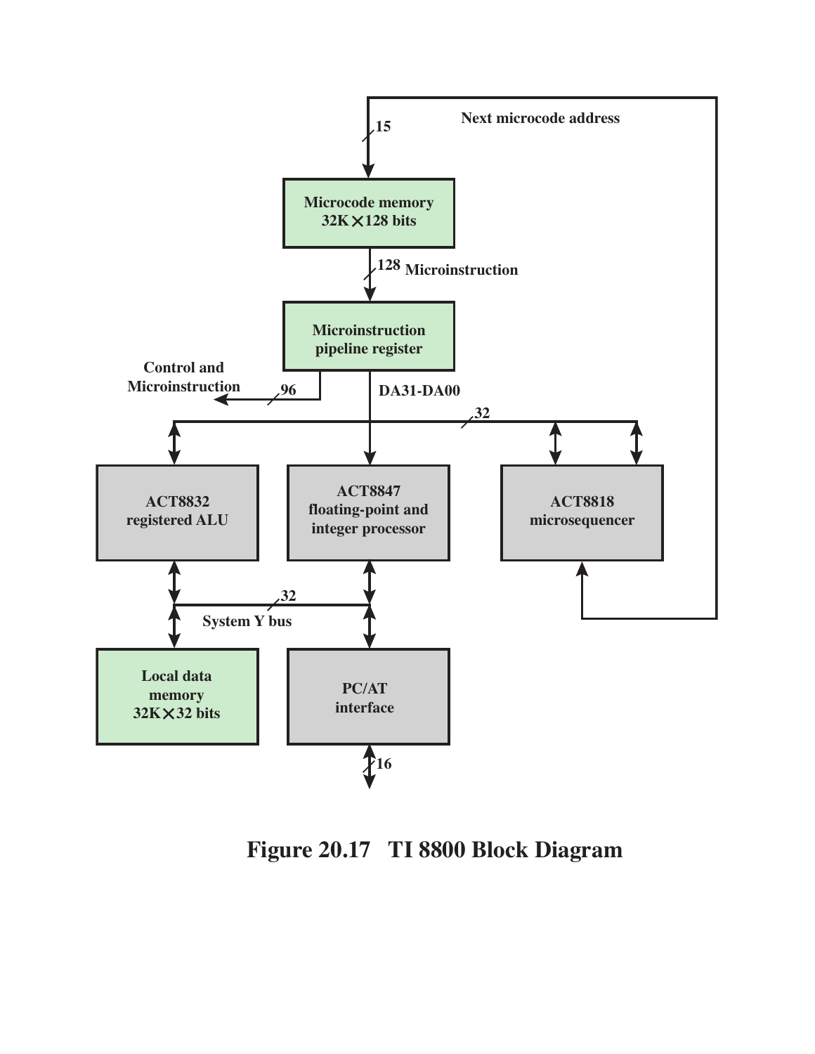Figure 20.17 TI 8800 Block Diagram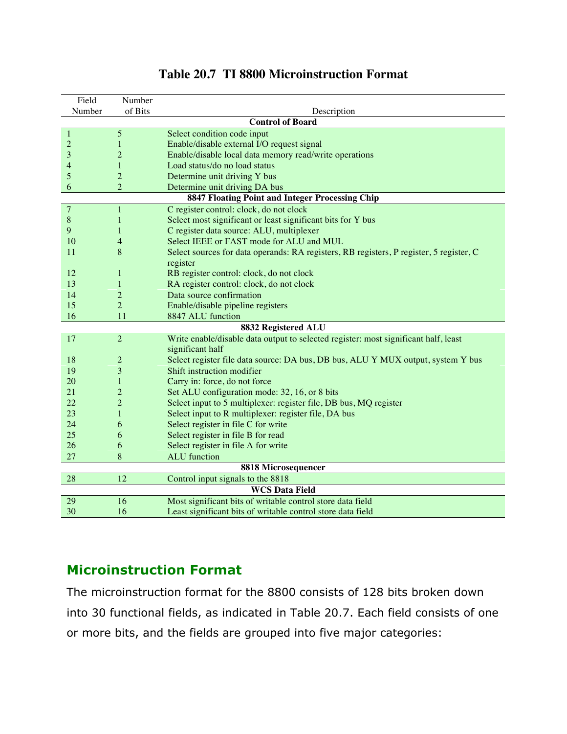**Table 20.7 TI 8800 Microinstruction Format**

| Field Number | Number of Bits | Description |
|---|---|---|
| | | **Control of Board** |
| 1 | 5 | Select condition code input |
| 2 | 1 | Enable/disable external I/O request signal |
| 3 | 2 | Enable/disable local data memory read/write operations |
| 4 | 1 | Load status/do no load status |
| 5 | 2 | Determine unit driving Y bus |
| 6 | 2 | Determine unit driving DA bus |
| | | **8847 Floating Point and Integer Processing Chip** |
| 7 | 1 | C register control: clock, do not clock |
| 8 | 1 | Select most significant or least significant bits for Y bus |
| 9 | 1 | C register data source: ALU, multiplexer |
| 10 | 4 | Select IEEE or FAST mode for ALU and MUL |
| 11 | 8 | Select sources for data operands: RA registers, RB registers, P register, 5 register, C register |
| 12 | 1 | RB register control: clock, do not clock |
| 13 | 1 | RA register control: clock, do not clock |
| 14 | 2 | Data source confirmation |
| 15 | 2 | Enable/disable pipeline registers |
| 16 | 11 | 8847 ALU function |
| | | **8832 Registered ALU** |
| 17 | 2 | Write enable/disable data output to selected register: most significant half, least significant half |
| 18 | 2 | Select register file data source: DA bus, DB bus, ALU Y MUX output, system Y bus |
| 19 | 3 | Shift instruction modifier |
| 20 | 1 | Carry in: force, do not force |
| 21 | 2 | Set ALU configuration mode: 32, 16, or 8 bits |
| 22 | 2 | Select input to 5 multiplexer: register file, DB bus, MQ register |
| 23 | 1 | Select input to R multiplexer: register file, DA bus |
| 24 | 6 | Select register in file C for write |
| 25 | 6 | Select register in file B for read |
| 26 | 6 | Select register in file A for write |
| 27 | 8 | ALU function |
| | | **8818 Microsequencer** |
| 28 | 12 | Control input signals to the 8818 |
| | | **WCS Data Field** |
| 29 | 16 | Most significant bits of writable control store data field |
| 30 | 16 | Least significant bits of writable control store data field |

## Microinstruction Format

The microinstruction format for the 8800 consists of 128 bits broken down into 30 functional fields, as indicated in Table 20.7. Each field consists of one or more bits, and the fields are grouped into five major categories: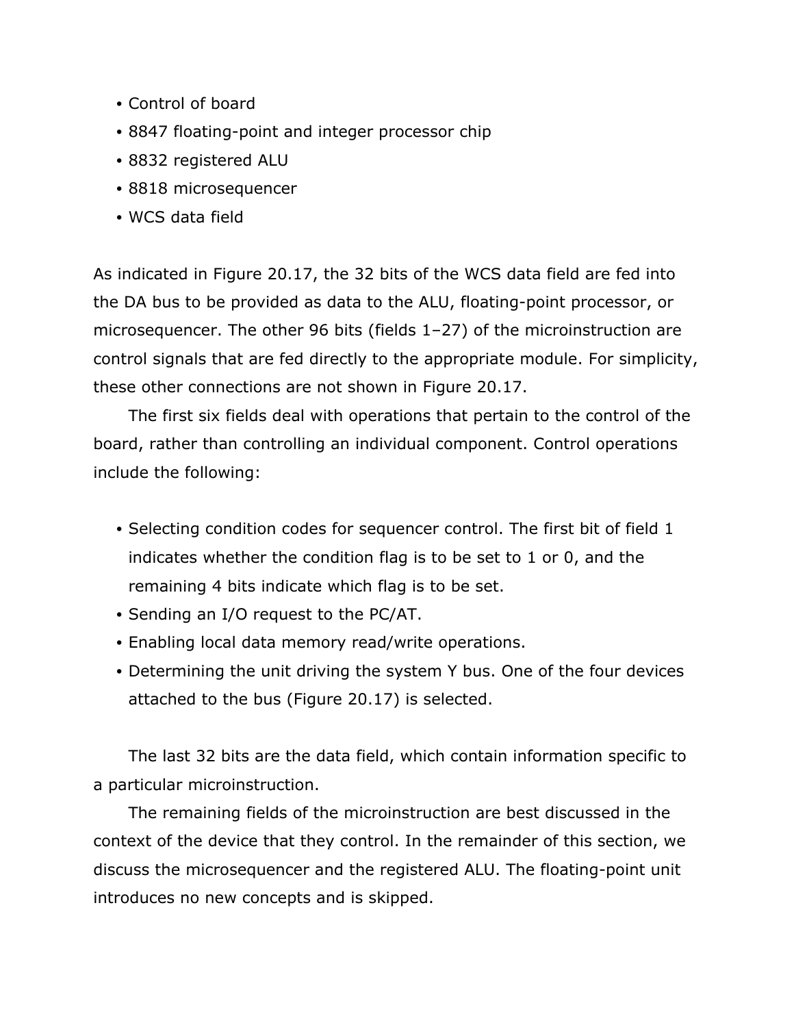- Control of board
- 8847 floating-point and integer processor chip
- 8832 registered ALU
- 8818 microsequencer
- WCS data field

As indicated in Figure 20.17, the 32 bits of the WCS data field are fed into the DA bus to be provided as data to the ALU, floating-point processor, or microsequencer. The other 96 bits (fields 1–27) of the microinstruction are control signals that are fed directly to the appropriate module. For simplicity, these other connections are not shown in Figure 20.17.

The first six fields deal with operations that pertain to the control of the board, rather than controlling an individual component. Control operations include the following:

- Selecting condition codes for sequencer control. The first bit of field 1 indicates whether the condition flag is to be set to 1 or 0, and the remaining 4 bits indicate which flag is to be set.
- Sending an I/O request to the PC/AT.
- Enabling local data memory read/write operations.
- Determining the unit driving the system Y bus. One of the four devices attached to the bus (Figure 20.17) is selected.

The last 32 bits are the data field, which contain information specific to a particular microinstruction.

The remaining fields of the microinstruction are best discussed in the context of the device that they control. In the remainder of this section, we discuss the microsequencer and the registered ALU. The floating-point unit introduces no new concepts and is skipped.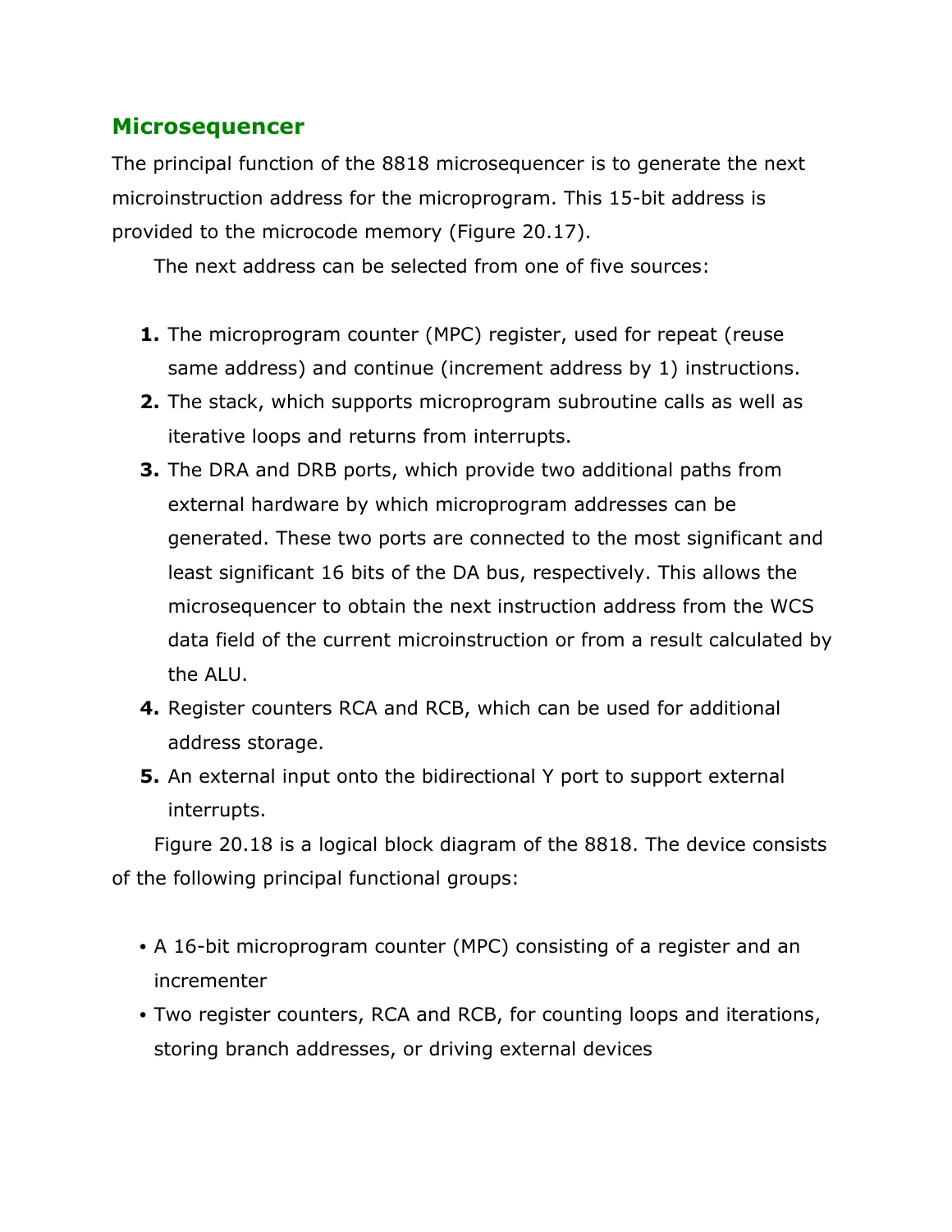## Microsequencer

The principal function of the 8818 microsequencer is to generate the next microinstruction address for the microprogram. This 15-bit address is provided to the microcode memory (Figure 20.17).

The next address can be selected from one of five sources:

1. The microprogram counter (MPC) register, used for repeat (reuse same address) and continue (increment address by 1) instructions.
2. The stack, which supports microprogram subroutine calls as well as iterative loops and returns from interrupts.
3. The DRA and DRB ports, which provide two additional paths from external hardware by which microprogram addresses can be generated. These two ports are connected to the most significant and least significant 16 bits of the DA bus, respectively. This allows the microsequencer to obtain the next instruction address from the WCS data field of the current microinstruction or from a result calculated by the ALU.
4. Register counters RCA and RCB, which can be used for additional address storage.
5. An external input onto the bidirectional Y port to support external interrupts.

Figure 20.18 is a logical block diagram of the 8818. The device consists of the following principal functional groups:

- A 16-bit microprogram counter (MPC) consisting of a register and an incrementer
- Two register counters, RCA and RCB, for counting loops and iterations, storing branch addresses, or driving external devices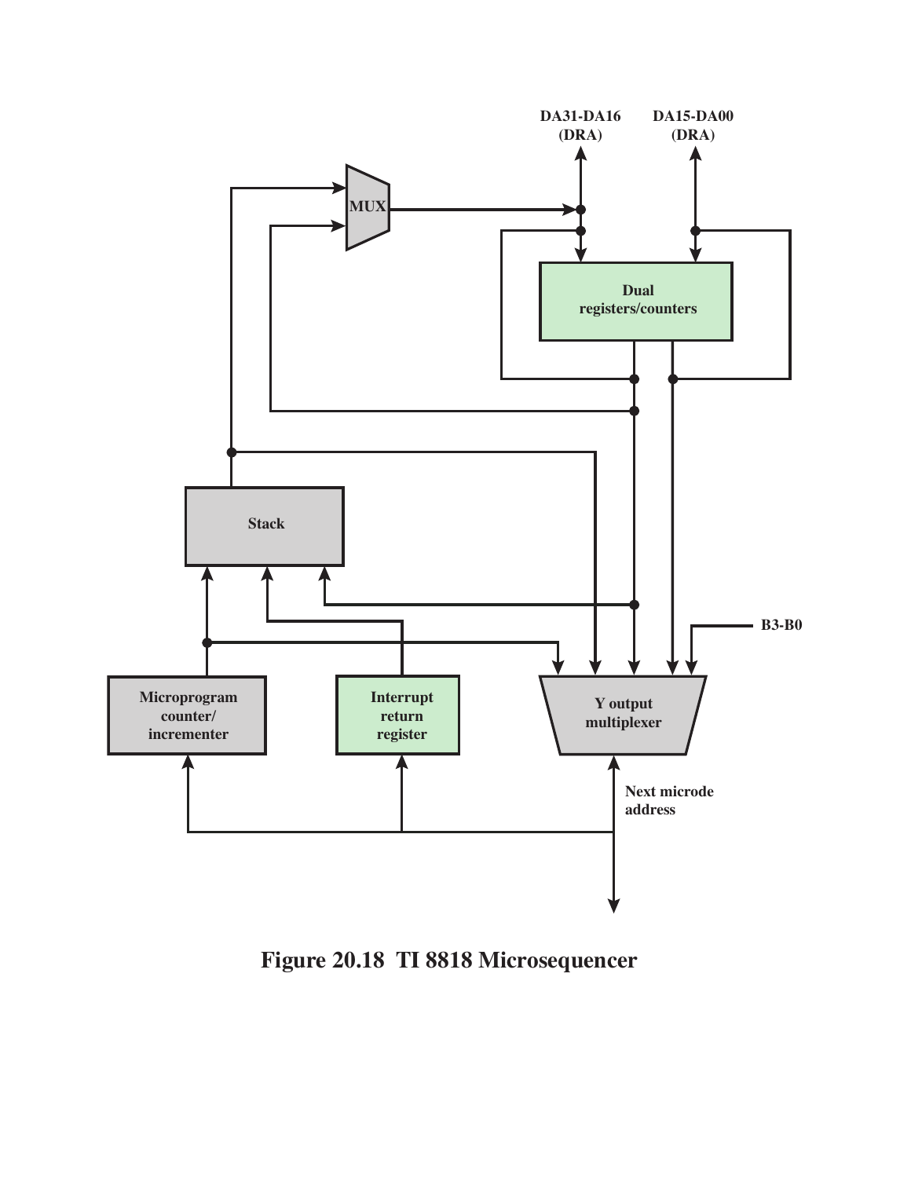Figure 20.18 TI 8818 Microsequencer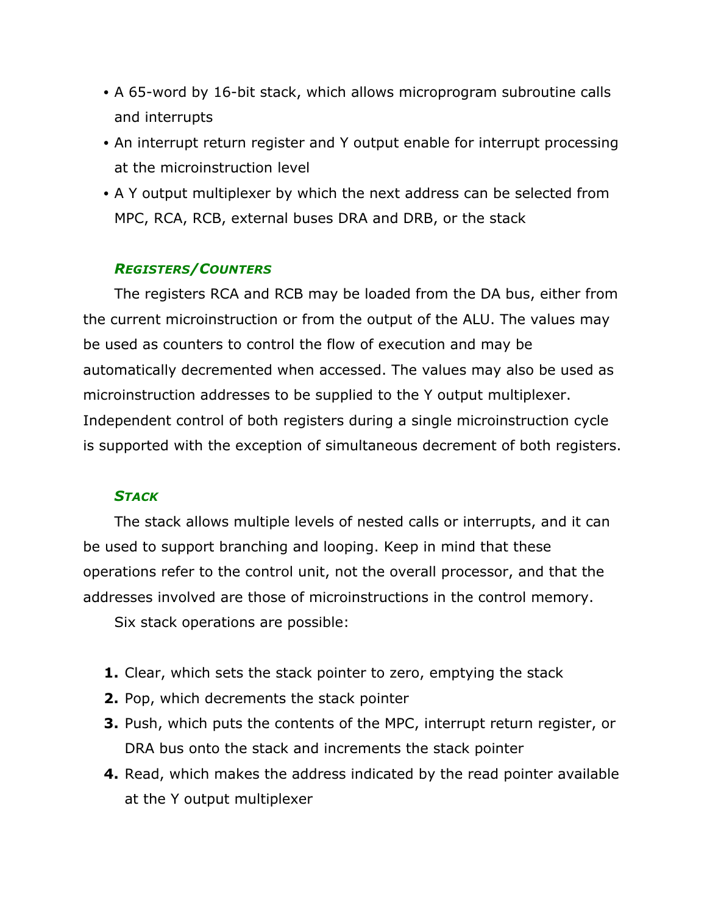- A 65-word by 16-bit stack, which allows microprogram subroutine calls and interrupts
- An interrupt return register and Y output enable for interrupt processing at the microinstruction level
- A Y output multiplexer by which the next address can be selected from MPC, RCA, RCB, external buses DRA and DRB, or the stack

#### *Registers/Counters*

The registers RCA and RCB may be loaded from the DA bus, either from the current microinstruction or from the output of the ALU. The values may be used as counters to control the flow of execution and may be automatically decremented when accessed. The values may also be used as microinstruction addresses to be supplied to the Y output multiplexer. Independent control of both registers during a single microinstruction cycle is supported with the exception of simultaneous decrement of both registers.

#### *Stack*

The stack allows multiple levels of nested calls or interrupts, and it can be used to support branching and looping. Keep in mind that these operations refer to the control unit, not the overall processor, and that the addresses involved are those of microinstructions in the control memory.

Six stack operations are possible:

1. Clear, which sets the stack pointer to zero, emptying the stack
2. Pop, which decrements the stack pointer
3. Push, which puts the contents of the MPC, interrupt return register, or DRA bus onto the stack and increments the stack pointer
4. Read, which makes the address indicated by the read pointer available at the Y output multiplexer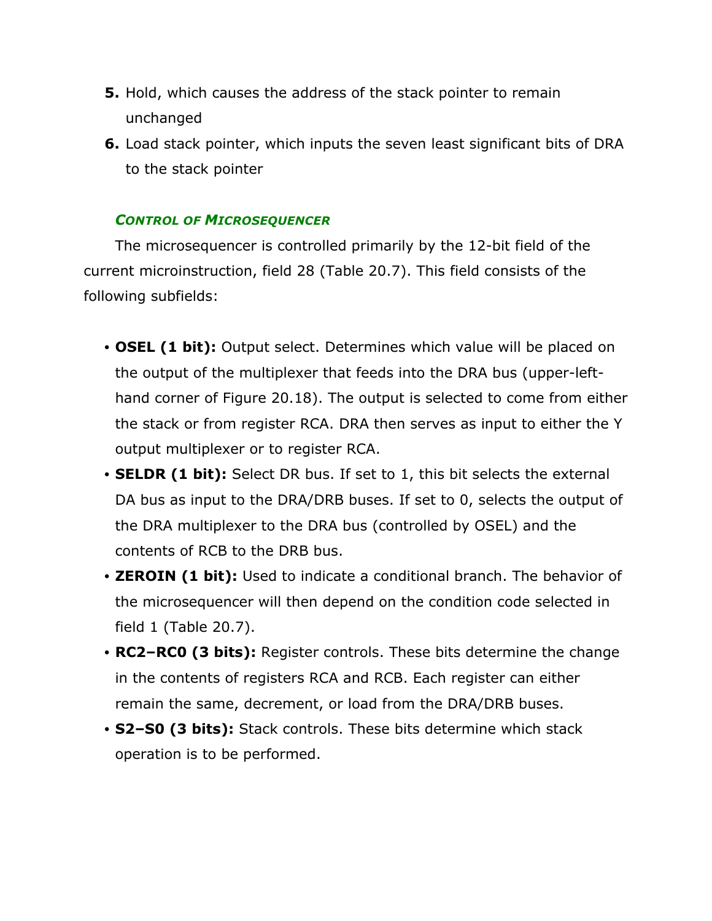5. Hold, which causes the address of the stack pointer to remain unchanged
6. Load stack pointer, which inputs the seven least significant bits of DRA to the stack pointer

#### *CONTROL OF MICROSEQUENCER*

The microsequencer is controlled primarily by the 12-bit field of the current microinstruction, field 28 (Table 20.7). This field consists of the following subfields:

- **OSEL (1 bit):** Output select. Determines which value will be placed on the output of the multiplexer that feeds into the DRA bus (upper-left-hand corner of Figure 20.18). The output is selected to come from either the stack or from register RCA. DRA then serves as input to either the Y output multiplexer or to register RCA.
- **SELDR (1 bit):** Select DR bus. If set to 1, this bit selects the external DA bus as input to the DRA/DRB buses. If set to 0, selects the output of the DRA multiplexer to the DRA bus (controlled by OSEL) and the contents of RCB to the DRB bus.
- **ZEROIN (1 bit):** Used to indicate a conditional branch. The behavior of the microsequencer will then depend on the condition code selected in field 1 (Table 20.7).
- **RC2–RC0 (3 bits):** Register controls. These bits determine the change in the contents of registers RCA and RCB. Each register can either remain the same, decrement, or load from the DRA/DRB buses.
- **S2–S0 (3 bits):** Stack controls. These bits determine which stack operation is to be performed.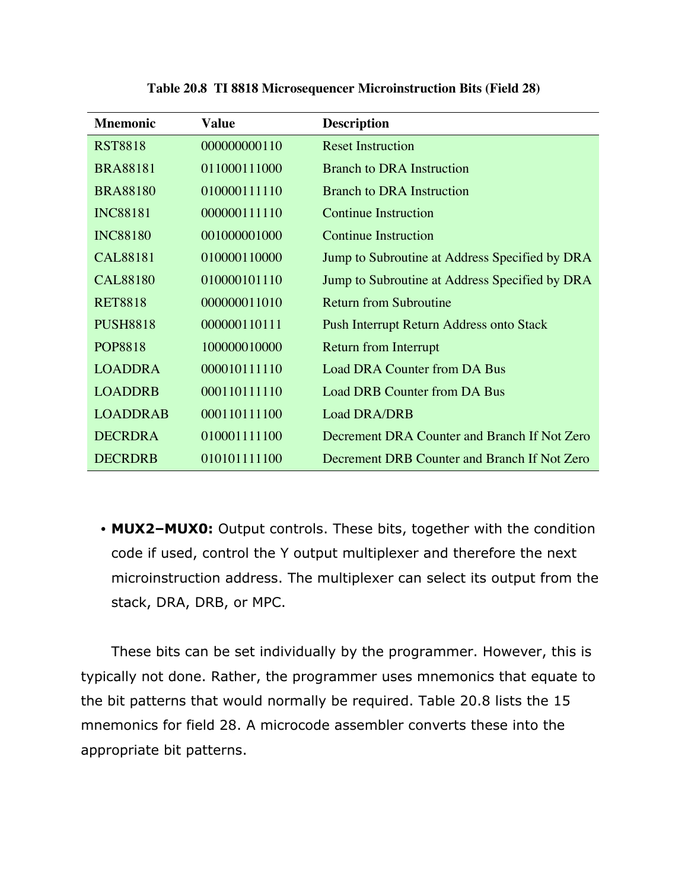**Table 20.8 TI 8818 Microsequencer Microinstruction Bits (Field 28)**

| Mnemonic | Value | Description |
|---|---|---|
| RST8818 | 000000000110 | Reset Instruction |
| BRA88181 | 011000111000 | Branch to DRA Instruction |
| BRA88180 | 010000111110 | Branch to DRA Instruction |
| INC88181 | 000000111110 | Continue Instruction |
| INC88180 | 001000001000 | Continue Instruction |
| CAL88181 | 010000110000 | Jump to Subroutine at Address Specified by DRA |
| CAL88180 | 010000101110 | Jump to Subroutine at Address Specified by DRA |
| RET8818 | 000000011010 | Return from Subroutine |
| PUSH8818 | 000000110111 | Push Interrupt Return Address onto Stack |
| POP8818 | 100000010000 | Return from Interrupt |
| LOADDRA | 000010111110 | Load DRA Counter from DA Bus |
| LOADDRB | 000110111110 | Load DRB Counter from DA Bus |
| LOADDRAB | 000110111100 | Load DRA/DRB |
| DECRDRA | 010001111100 | Decrement DRA Counter and Branch If Not Zero |
| DECRDRB | 010101111100 | Decrement DRB Counter and Branch If Not Zero |

- **MUX2–MUX0:** Output controls. These bits, together with the condition code if used, control the Y output multiplexer and therefore the next microinstruction address. The multiplexer can select its output from the stack, DRA, DRB, or MPC.

These bits can be set individually by the programmer. However, this is typically not done. Rather, the programmer uses mnemonics that equate to the bit patterns that would normally be required. Table 20.8 lists the 15 mnemonics for field 28. A microcode assembler converts these into the appropriate bit patterns.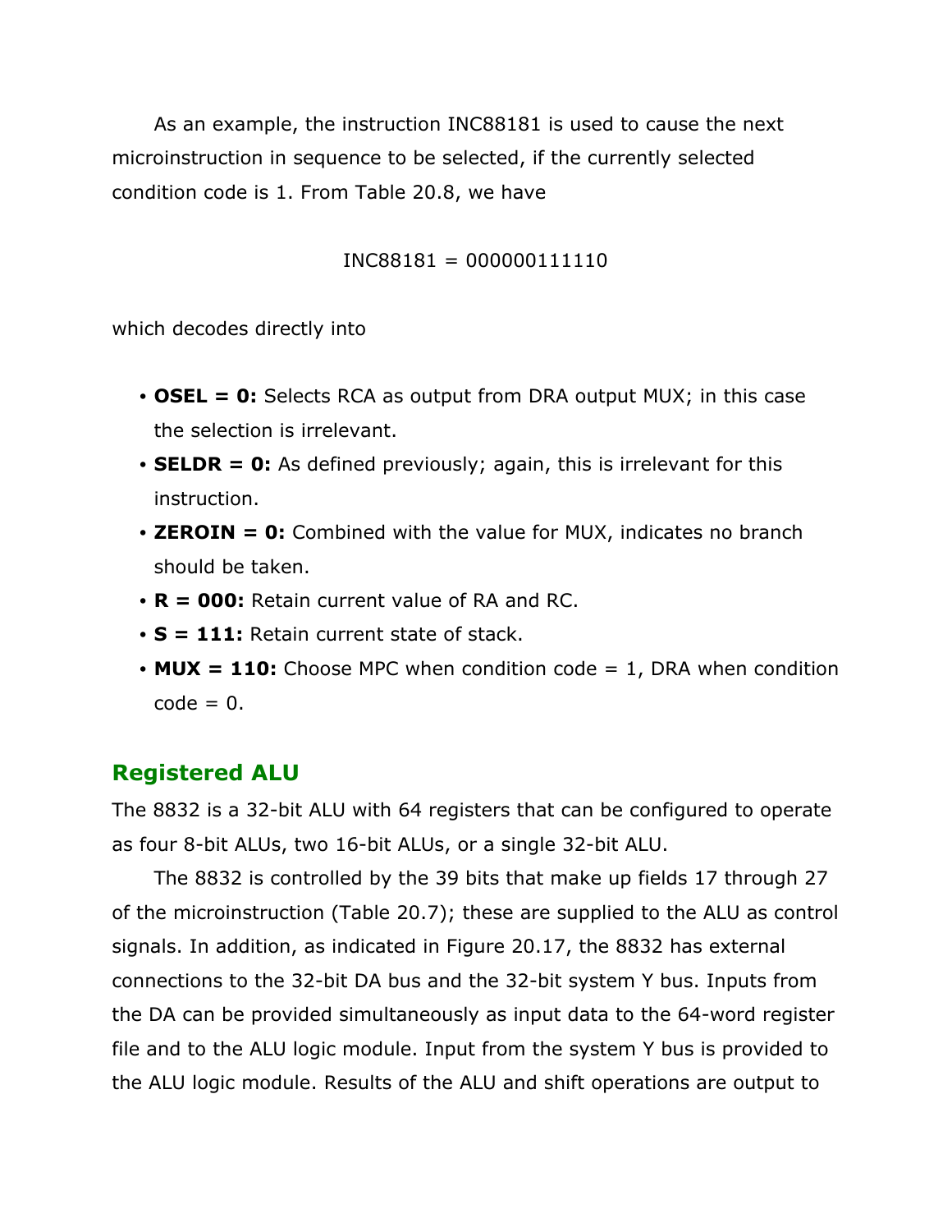As an example, the instruction INC88181 is used to cause the next microinstruction in sequence to be selected, if the currently selected condition code is 1. From Table 20.8, we have

INC88181 = 000000111110

which decodes directly into

- **OSEL = 0:** Selects RCA as output from DRA output MUX; in this case the selection is irrelevant.
- **SELDR = 0:** As defined previously; again, this is irrelevant for this instruction.
- **ZEROIN = 0:** Combined with the value for MUX, indicates no branch should be taken.
- **R = 000:** Retain current value of RA and RC.
- **S = 111:** Retain current state of stack.
- **MUX = 110:** Choose MPC when condition code = 1, DRA when condition code = 0.

## Registered ALU

The 8832 is a 32-bit ALU with 64 registers that can be configured to operate as four 8-bit ALUs, two 16-bit ALUs, or a single 32-bit ALU.

The 8832 is controlled by the 39 bits that make up fields 17 through 27 of the microinstruction (Table 20.7); these are supplied to the ALU as control signals. In addition, as indicated in Figure 20.17, the 8832 has external connections to the 32-bit DA bus and the 32-bit system Y bus. Inputs from the DA can be provided simultaneously as input data to the 64-word register file and to the ALU logic module. Input from the system Y bus is provided to the ALU logic module. Results of the ALU and shift operations are output to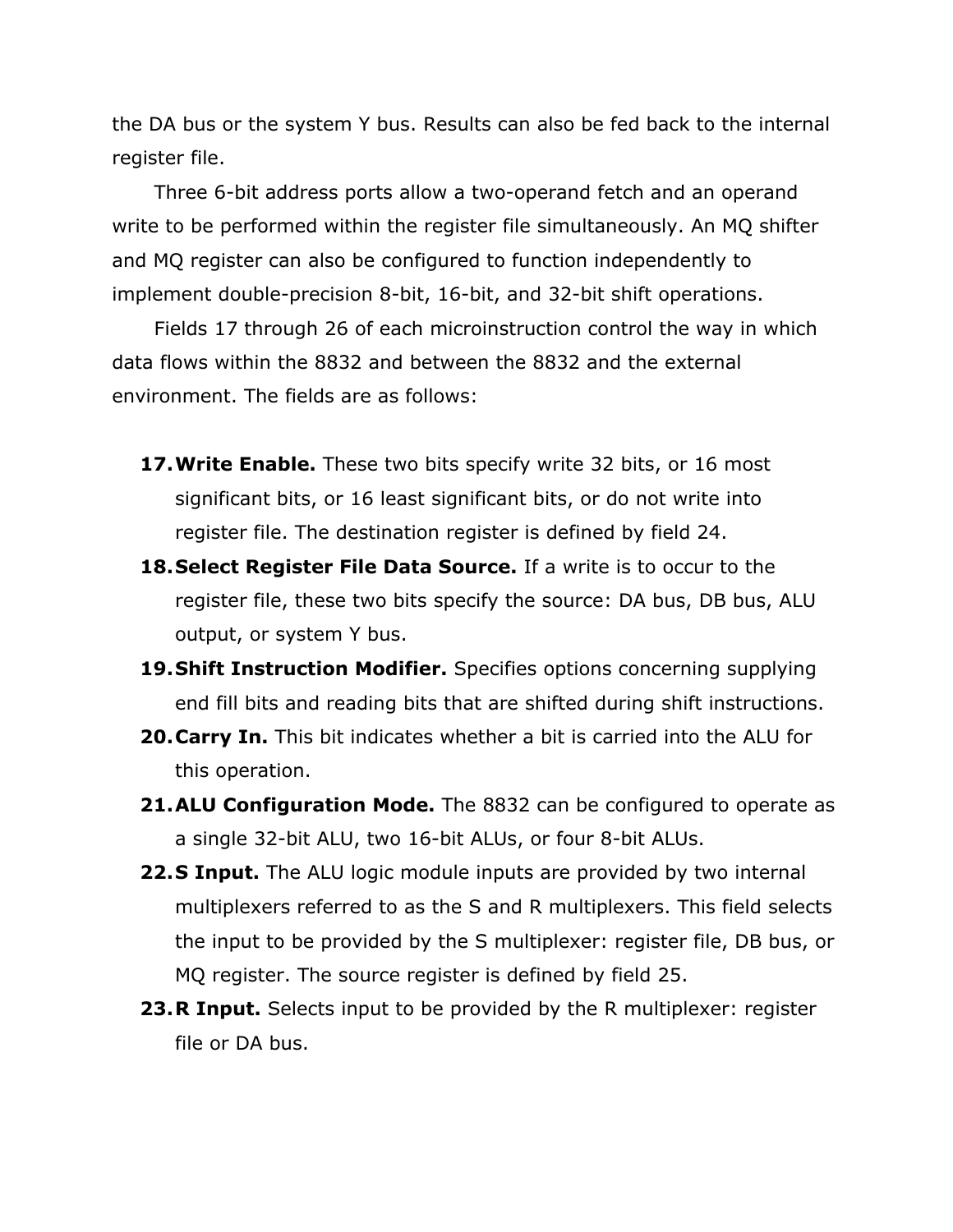the DA bus or the system Y bus. Results can also be fed back to the internal register file.

Three 6-bit address ports allow a two-operand fetch and an operand write to be performed within the register file simultaneously. An MQ shifter and MQ register can also be configured to function independently to implement double-precision 8-bit, 16-bit, and 32-bit shift operations.

Fields 17 through 26 of each microinstruction control the way in which data flows within the 8832 and between the 8832 and the external environment. The fields are as follows:

17. **Write Enable.** These two bits specify write 32 bits, or 16 most significant bits, or 16 least significant bits, or do not write into register file. The destination register is defined by field 24.
18. **Select Register File Data Source.** If a write is to occur to the register file, these two bits specify the source: DA bus, DB bus, ALU output, or system Y bus.
19. **Shift Instruction Modifier.** Specifies options concerning supplying end fill bits and reading bits that are shifted during shift instructions.
20. **Carry In.** This bit indicates whether a bit is carried into the ALU for this operation.
21. **ALU Configuration Mode.** The 8832 can be configured to operate as a single 32-bit ALU, two 16-bit ALUs, or four 8-bit ALUs.
22. **S Input.** The ALU logic module inputs are provided by two internal multiplexers referred to as the S and R multiplexers. This field selects the input to be provided by the S multiplexer: register file, DB bus, or MQ register. The source register is defined by field 25.
23. **R Input.** Selects input to be provided by the R multiplexer: register file or DA bus.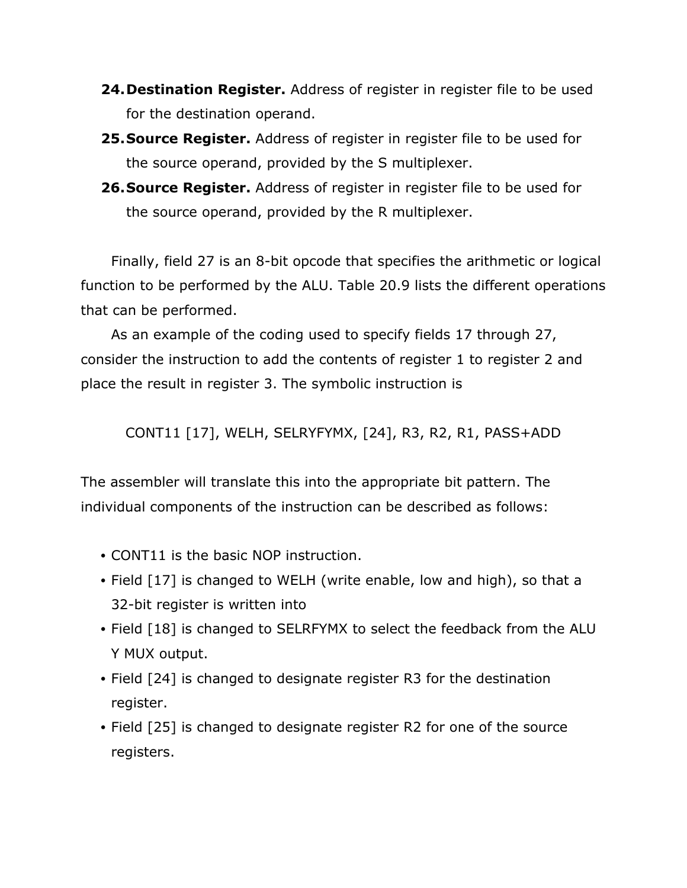24. **Destination Register.** Address of register in register file to be used for the destination operand.
25. **Source Register.** Address of register in register file to be used for the source operand, provided by the S multiplexer.
26. **Source Register.** Address of register in register file to be used for the source operand, provided by the R multiplexer.

Finally, field 27 is an 8-bit opcode that specifies the arithmetic or logical function to be performed by the ALU. Table 20.9 lists the different operations that can be performed.

As an example of the coding used to specify fields 17 through 27, consider the instruction to add the contents of register 1 to register 2 and place the result in register 3. The symbolic instruction is

CONT11 [17], WELH, SELRYFYMX, [24], R3, R2, R1, PASS+ADD

The assembler will translate this into the appropriate bit pattern. The individual components of the instruction can be described as follows:

- CONT11 is the basic NOP instruction.
- Field [17] is changed to WELH (write enable, low and high), so that a 32-bit register is written into
- Field [18] is changed to SELRFYMX to select the feedback from the ALU Y MUX output.
- Field [24] is changed to designate register R3 for the destination register.
- Field [25] is changed to designate register R2 for one of the source registers.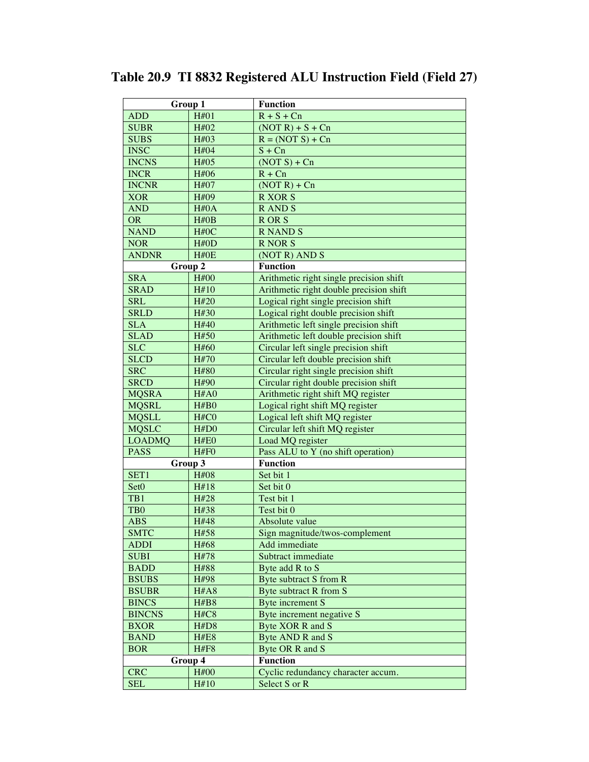# Table 20.9 TI 8832 Registered ALU Instruction Field (Field 27)

| Group 1 | | Function |
|---|---|---|
| ADD | H#01 | R + S + Cn |
| SUBR | H#02 | (NOT R) + S + Cn |
| SUBS | H#03 | R = (NOT S) + Cn |
| INSC | H#04 | S + Cn |
| INCNS | H#05 | (NOT S) + Cn |
| INCR | H#06 | R + Cn |
| INCNR | H#07 | (NOT R) + Cn |
| XOR | H#09 | R XOR S |
| AND | H#0A | R AND S |
| OR | H#0B | R OR S |
| NAND | H#0C | R NAND S |
| NOR | H#0D | R NOR S |
| ANDNR | H#0E | (NOT R) AND S |
| **Group 2** | | **Function** |
| SRA | H#00 | Arithmetic right single precision shift |
| SRAD | H#10 | Arithmetic right double precision shift |
| SRL | H#20 | Logical right single precision shift |
| SRLD | H#30 | Logical right double precision shift |
| SLA | H#40 | Arithmetic left single precision shift |
| SLAD | H#50 | Arithmetic left double precision shift |
| SLC | H#60 | Circular left single precision shift |
| SLCD | H#70 | Circular left double precision shift |
| SRC | H#80 | Circular right single precision shift |
| SRCD | H#90 | Circular right double precision shift |
| MQSRA | H#A0 | Arithmetic right shift MQ register |
| MQSRL | H#B0 | Logical right shift MQ register |
| MQSLL | H#C0 | Logical left shift MQ register |
| MQSLC | H#D0 | Circular left shift MQ register |
| LOADMQ | H#E0 | Load MQ register |
| PASS | H#F0 | Pass ALU to Y (no shift operation) |
| **Group 3** | | **Function** |
| SET1 | H#08 | Set bit 1 |
| Set0 | H#18 | Set bit 0 |
| TB1 | H#28 | Test bit 1 |
| TB0 | H#38 | Test bit 0 |
| ABS | H#48 | Absolute value |
| SMTC | H#58 | Sign magnitude/twos-complement |
| ADDI | H#68 | Add immediate |
| SUBI | H#78 | Subtract immediate |
| BADD | H#88 | Byte add R to S |
| BSUBS | H#98 | Byte subtract S from R |
| BSUBR | H#A8 | Byte subtract R from S |
| BINCS | H#B8 | Byte increment S |
| BINCNS | H#C8 | Byte increment negative S |
| BXOR | H#D8 | Byte XOR R and S |
| BAND | H#E8 | Byte AND R and S |
| BOR | H#F8 | Byte OR R and S |
| **Group 4** | | **Function** |
| CRC | H#00 | Cyclic redundancy character accum. |
| SEL | H#10 | Select S or R |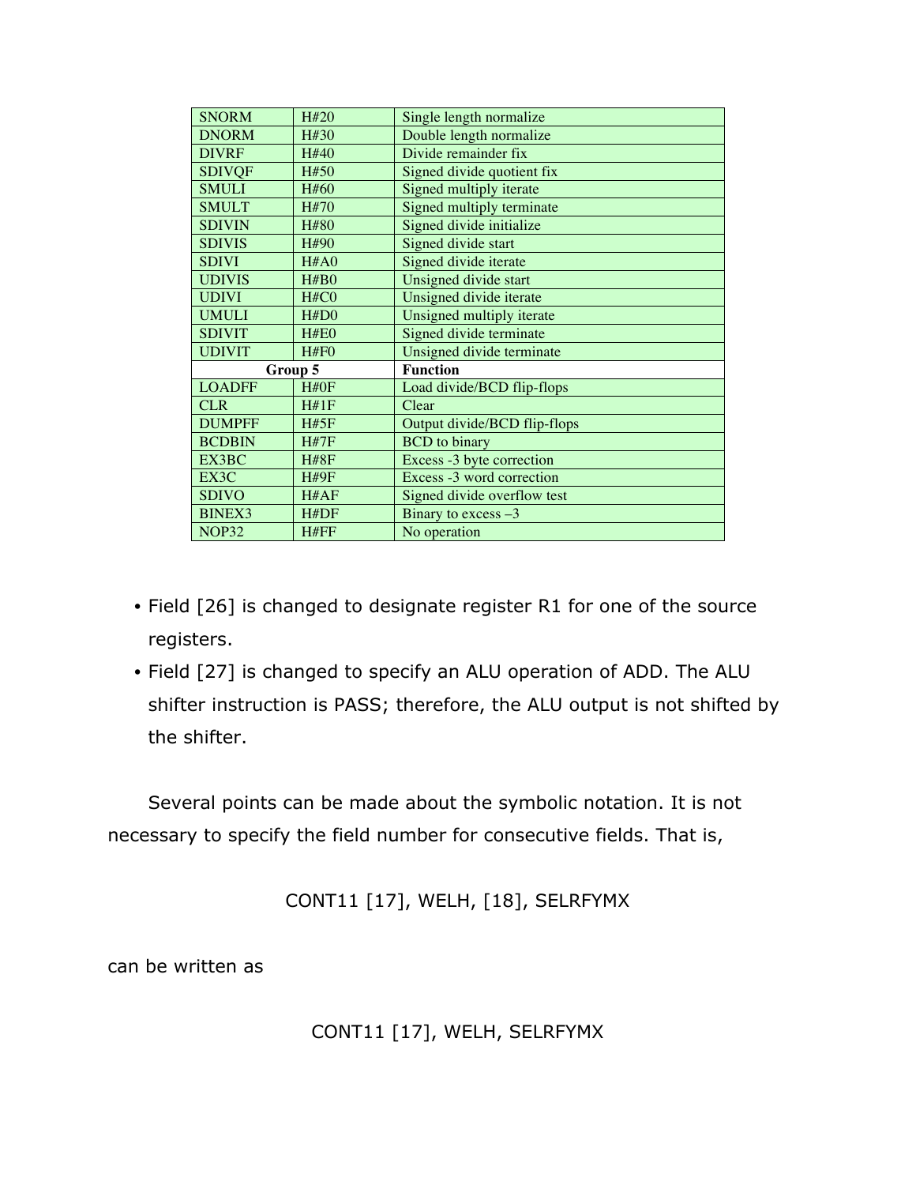| SNORM | H#20 | Single length normalize |
|---|---|---|
| DNORM | H#30 | Double length normalize |
| DIVRF | H#40 | Divide remainder fix |
| SDIVQF | H#50 | Signed divide quotient fix |
| SMULI | H#60 | Signed multiply iterate |
| SMULT | H#70 | Signed multiply terminate |
| SDIVIN | H#80 | Signed divide initialize |
| SDIVIS | H#90 | Signed divide start |
| SDIVI | H#A0 | Signed divide iterate |
| UDIVIS | H#B0 | Unsigned divide start |
| UDIVI | H#C0 | Unsigned divide iterate |
| UMULI | H#D0 | Unsigned multiply iterate |
| SDIVIT | H#E0 | Signed divide terminate |
| UDIVIT | H#F0 | Unsigned divide terminate |
| **Group 5** | | **Function** |
| LOADFF | H#0F | Load divide/BCD flip-flops |
| CLR | H#1F | Clear |
| DUMPFF | H#5F | Output divide/BCD flip-flops |
| BCDBIN | H#7F | BCD to binary |
| EX3BC | H#8F | Excess -3 byte correction |
| EX3C | H#9F | Excess -3 word correction |
| SDIVO | H#AF | Signed divide overflow test |
| BINEX3 | H#DF | Binary to excess –3 |
| NOP32 | H#FF | No operation |

- Field [26] is changed to designate register R1 for one of the source registers.
- Field [27] is changed to specify an ALU operation of ADD. The ALU shifter instruction is PASS; therefore, the ALU output is not shifted by the shifter.

Several points can be made about the symbolic notation. It is not necessary to specify the field number for consecutive fields. That is,

CONT11 [17], WELH, [18], SELRFYMX

can be written as

CONT11 [17], WELH, SELRFYMX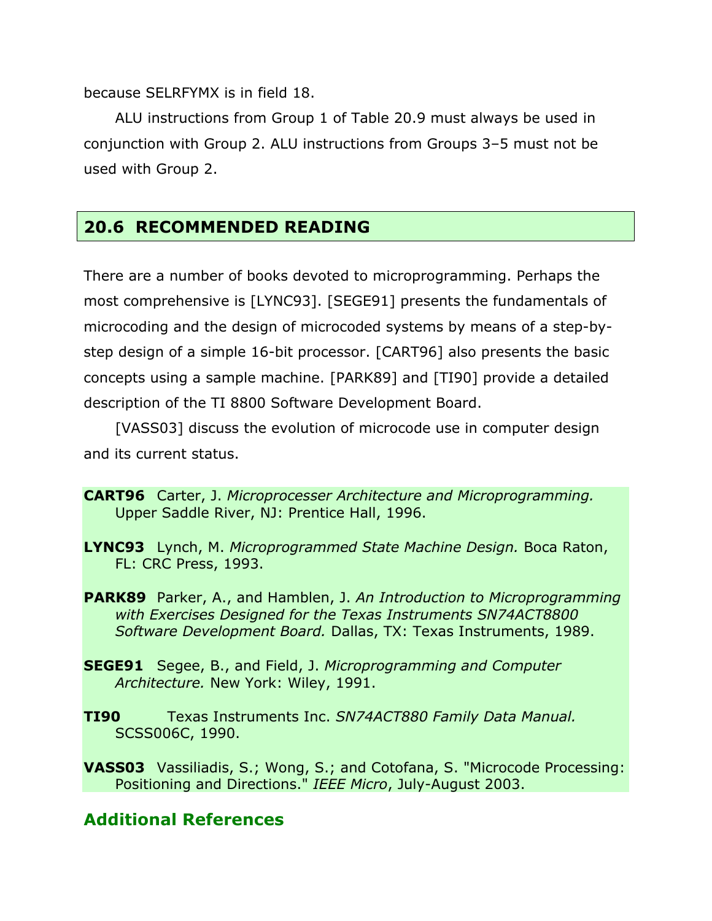because SELRFYMX is in field 18.

ALU instructions from Group 1 of Table 20.9 must always be used in conjunction with Group 2. ALU instructions from Groups 3–5 must not be used with Group 2.

## 20.6 RECOMMENDED READING

There are a number of books devoted to microprogramming. Perhaps the most comprehensive is [LYNC93]. [SEGE91] presents the fundamentals of microcoding and the design of microcoded systems by means of a step-by-step design of a simple 16-bit processor. [CART96] also presents the basic concepts using a sample machine. [PARK89] and [TI90] provide a detailed description of the TI 8800 Software Development Board.

[VASS03] discuss the evolution of microcode use in computer design and its current status.

**CART96** Carter, J. *Microprocesser Architecture and Microprogramming.* Upper Saddle River, NJ: Prentice Hall, 1996.

**LYNC93** Lynch, M. *Microprogrammed State Machine Design.* Boca Raton, FL: CRC Press, 1993.

**PARK89** Parker, A., and Hamblen, J. *An Introduction to Microprogramming with Exercises Designed for the Texas Instruments SN74ACT8800 Software Development Board.* Dallas, TX: Texas Instruments, 1989.

**SEGE91** Segee, B., and Field, J. *Microprogramming and Computer Architecture.* New York: Wiley, 1991.

**TI90** Texas Instruments Inc. *SN74ACT880 Family Data Manual.* SCSS006C, 1990.

**VASS03** Vassiliadis, S.; Wong, S.; and Cotofana, S. "Microcode Processing: Positioning and Directions." *IEEE Micro*, July-August 2003.

### Additional References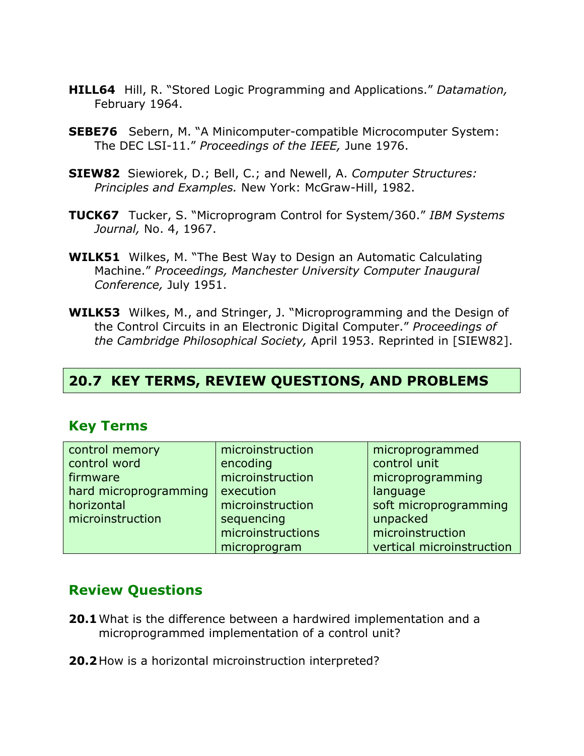**HILL64** Hill, R. "Stored Logic Programming and Applications." *Datamation,* February 1964.

**SEBE76** Sebern, M. "A Minicomputer-compatible Microcomputer System: The DEC LSI-11." *Proceedings of the IEEE,* June 1976.

**SIEW82** Siewiorek, D.; Bell, C.; and Newell, A. *Computer Structures: Principles and Examples.* New York: McGraw-Hill, 1982.

**TUCK67** Tucker, S. "Microprogram Control for System/360." *IBM Systems Journal,* No. 4, 1967.

**WILK51** Wilkes, M. "The Best Way to Design an Automatic Calculating Machine." *Proceedings, Manchester University Computer Inaugural Conference,* July 1951.

**WILK53** Wilkes, M., and Stringer, J. "Microprogramming and the Design of the Control Circuits in an Electronic Digital Computer." *Proceedings of the Cambridge Philosophical Society,* April 1953. Reprinted in [SIEW82].

## 20.7 KEY TERMS, REVIEW QUESTIONS, AND PROBLEMS

### Key Terms

| | | |
|---|---|---|
| control memory | microinstruction encoding | microprogrammed control unit |
| control word | microinstruction execution | microprogramming language |
| firmware | microinstruction sequencing | soft microprogramming |
| hard microprogramming | microinstructions | unpacked microinstruction |
| horizontal microinstruction | microprogram | vertical microinstruction |

### Review Questions

**20.1** What is the difference between a hardwired implementation and a microprogrammed implementation of a control unit?

**20.2** How is a horizontal microinstruction interpreted?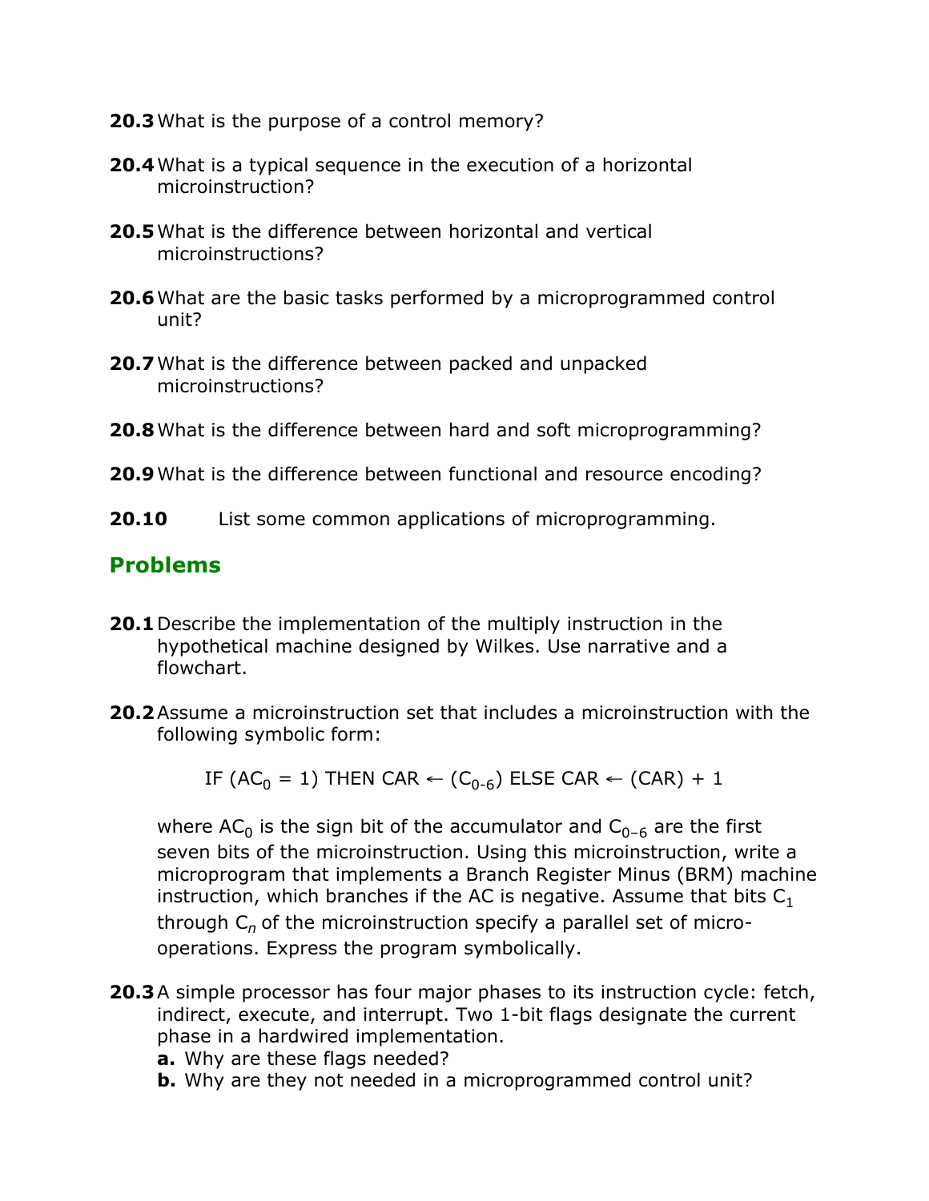**20.3** What is the purpose of a control memory?

**20.4** What is a typical sequence in the execution of a horizontal microinstruction?

**20.5** What is the difference between horizontal and vertical microinstructions?

**20.6** What are the basic tasks performed by a microprogrammed control unit?

**20.7** What is the difference between packed and unpacked microinstructions?

**20.8** What is the difference between hard and soft microprogramming?

**20.9** What is the difference between functional and resource encoding?

**20.10** List some common applications of microprogramming.

## Problems

**20.1** Describe the implementation of the multiply instruction in the hypothetical machine designed by Wilkes. Use narrative and a flowchart.

**20.2** Assume a microinstruction set that includes a microinstruction with the following symbolic form:

$$\text{IF } (AC_0 = 1) \text{ THEN CAR} \leftarrow (C_{0\text{-}6}) \text{ ELSE CAR} \leftarrow (\text{CAR}) + 1$$

where $AC_0$ is the sign bit of the accumulator and $C_{0-6}$ are the first seven bits of the microinstruction. Using this microinstruction, write a microprogram that implements a Branch Register Minus (BRM) machine instruction, which branches if the AC is negative. Assume that bits $C_1$ through $C_n$ of the microinstruction specify a parallel set of micro-operations. Express the program symbolically.

**20.3** A simple processor has four major phases to its instruction cycle: fetch, indirect, execute, and interrupt. Two 1-bit flags designate the current phase in a hardwired implementation.

**a.** Why are these flags needed?

**b.** Why are they not needed in a microprogrammed control unit?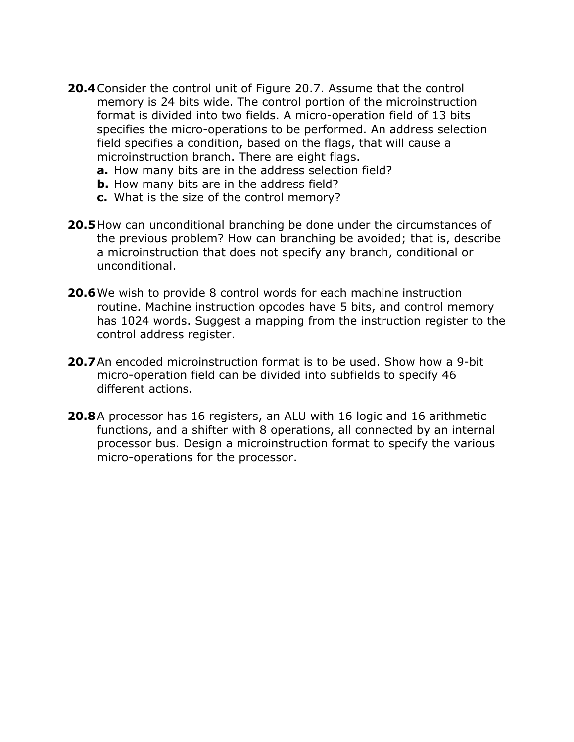**20.4** Consider the control unit of Figure 20.7. Assume that the control memory is 24 bits wide. The control portion of the microinstruction format is divided into two fields. A micro-operation field of 13 bits specifies the micro-operations to be performed. An address selection field specifies a condition, based on the flags, that will cause a microinstruction branch. There are eight flags.

**a.** How many bits are in the address selection field?

**b.** How many bits are in the address field?

**c.** What is the size of the control memory?

**20.5** How can unconditional branching be done under the circumstances of the previous problem? How can branching be avoided; that is, describe a microinstruction that does not specify any branch, conditional or unconditional.

**20.6** We wish to provide 8 control words for each machine instruction routine. Machine instruction opcodes have 5 bits, and control memory has 1024 words. Suggest a mapping from the instruction register to the control address register.

**20.7** An encoded microinstruction format is to be used. Show how a 9-bit micro-operation field can be divided into subfields to specify 46 different actions.

**20.8** A processor has 16 registers, an ALU with 16 logic and 16 arithmetic functions, and a shifter with 8 operations, all connected by an internal processor bus. Design a microinstruction format to specify the various micro-operations for the processor.